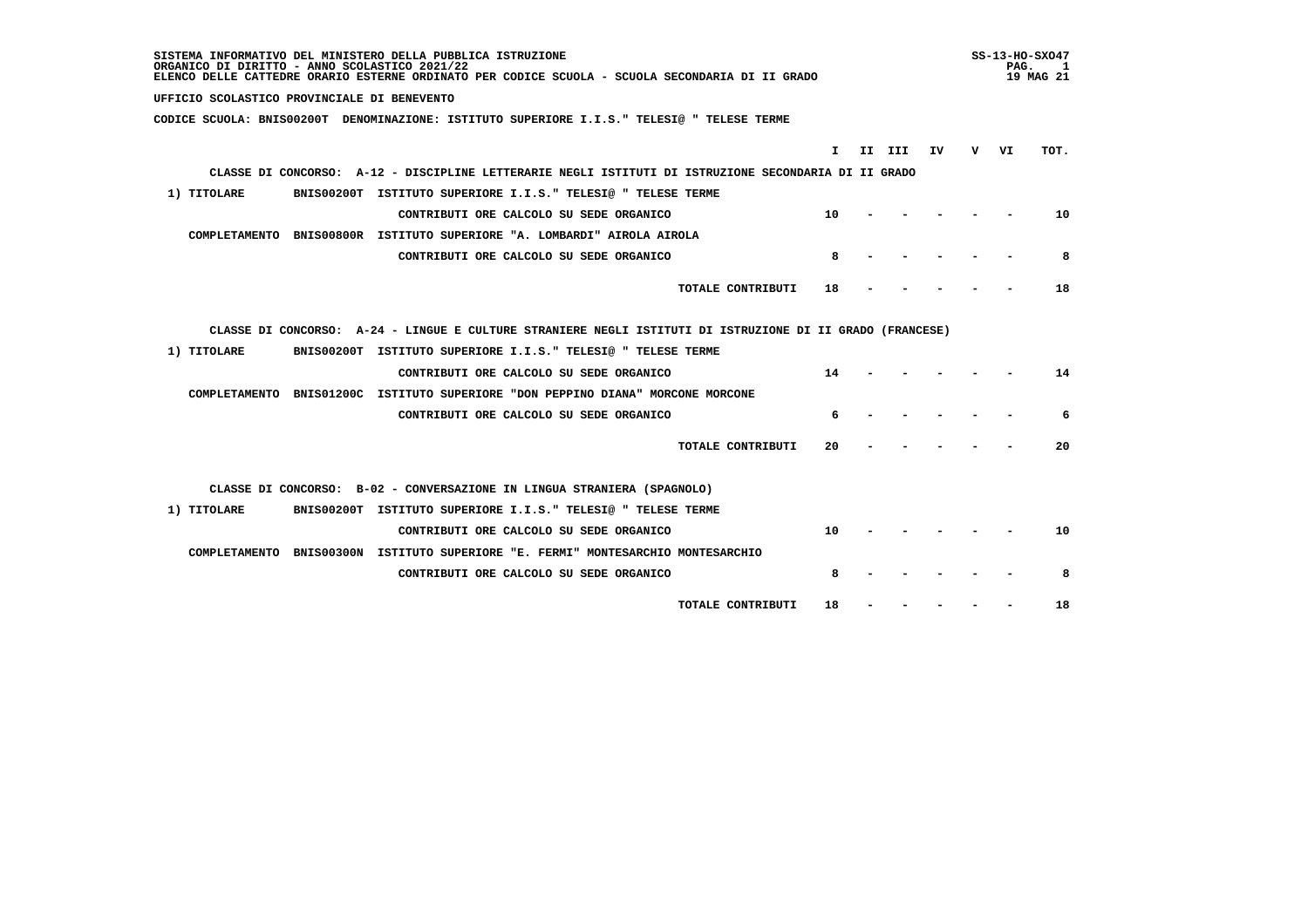SISTEMA INFORMATIVO DEL MINISTERO DELLA PUBBLICA ISTRUZIONE
ORGANICO DI DIRITTO - ANNO SCOLASTICO 2021/22
ELENCO DELLE CATTEDRE ORARIO ESTERNE ORDINATO PER CODICE SCUOLA - SCUOLA SECONDARIA DI II GRADO

SS-13-HO-SXO47
19 MAG 21

UFFICIO SCOLASTICO PROVINCIALE DI BENEVENTO

CODICE SCUOLA: BNIS00200T DENOMINAZIONE: ISTITUTO SUPERIORE I.I.S." TELESI@ " TELESE TERME

| | | | I | II | III | IV | V | VI | TOT. |
|---|---|---|---|---|---|---|---|---|---|
| CLASSE DI CONCORSO: A-12 - DISCIPLINE LETTERARIE NEGLI ISTITUTI DI ISTRUZIONE SECONDARIA DI II GRADO | | | | | | | | | |
| 1) TITOLARE | BNIS00200T | ISTITUTO SUPERIORE I.I.S." TELESI@ " TELESE TERME | | | | | | | |
| | | CONTRIBUTI ORE CALCOLO SU SEDE ORGANICO | 10 | - | - | - | - | - | 10 |
| COMPLETAMENTO | BNIS00800R | ISTITUTO SUPERIORE "A. LOMBARDI" AIROLA AIROLA | | | | | | | |
| | | CONTRIBUTI ORE CALCOLO SU SEDE ORGANICO | 8 | - | - | - | - | - | 8 |
| | | TOTALE CONTRIBUTI | 18 | - | - | - | - | - | 18 |
| CLASSE DI CONCORSO: A-24 - LINGUE E CULTURE STRANIERE NEGLI ISTITUTI DI ISTRUZIONE DI II GRADO (FRANCESE) | | | | | | | | | |
| 1) TITOLARE | BNIS00200T | ISTITUTO SUPERIORE I.I.S." TELESI@ " TELESE TERME | | | | | | | |
| | | CONTRIBUTI ORE CALCOLO SU SEDE ORGANICO | 14 | - | - | - | - | - | 14 |
| COMPLETAMENTO | BNIS01200C | ISTITUTO SUPERIORE "DON PEPPINO DIANA" MORCONE MORCONE | | | | | | | |
| | | CONTRIBUTI ORE CALCOLO SU SEDE ORGANICO | 6 | - | - | - | - | - | 6 |
| | | TOTALE CONTRIBUTI | 20 | - | - | - | - | - | 20 |
| CLASSE DI CONCORSO: B-02 - CONVERSAZIONE IN LINGUA STRANIERA (SPAGNOLO) | | | | | | | | | |
| 1) TITOLARE | BNIS00200T | ISTITUTO SUPERIORE I.I.S." TELESI@ " TELESE TERME | | | | | | | |
| | | CONTRIBUTI ORE CALCOLO SU SEDE ORGANICO | 10 | - | - | - | - | - | 10 |
| COMPLETAMENTO | BNIS00300N | ISTITUTO SUPERIORE "E. FERMI" MONTESARCHIO MONTESARCHIO | | | | | | | |
| | | CONTRIBUTI ORE CALCOLO SU SEDE ORGANICO | 8 | - | - | - | - | - | 8 |
| | | TOTALE CONTRIBUTI | 18 | - | - | - | - | - | 18 |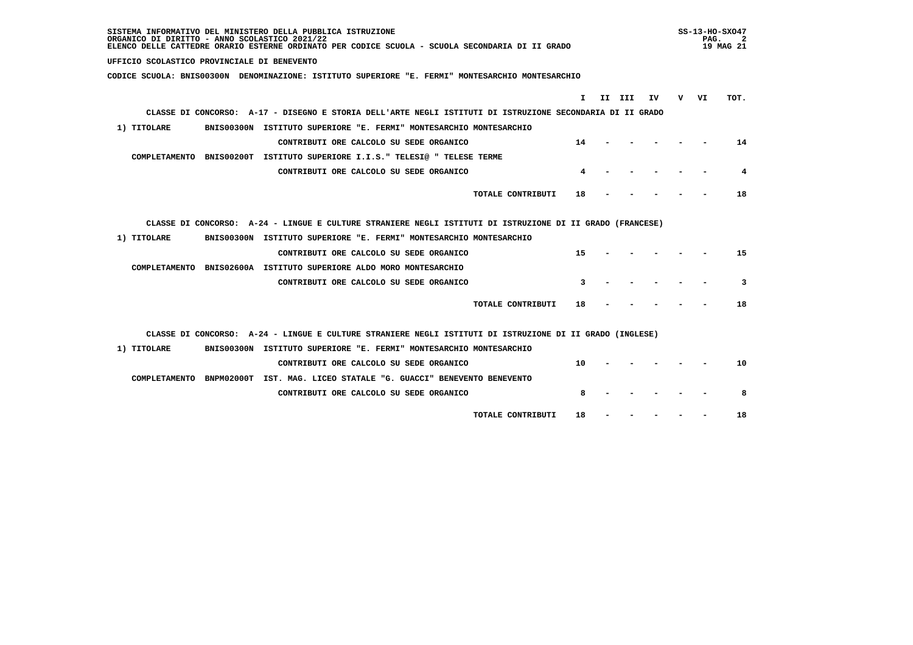SISTEMA INFORMATIVO DEL MINISTERO DELLA PUBBLICA ISTRUZIONE
ORGANICO DI DIRITTO - ANNO SCOLASTICO 2021/22
ELENCO DELLE CATTEDRE ORARIO ESTERNE ORDINATO PER CODICE SCUOLA - SCUOLA SECONDARIA DI II GRADO

UFFICIO SCOLASTICO PROVINCIALE DI BENEVENTO

CODICE SCUOLA: BNIS00300N DENOMINAZIONE: ISTITUTO SUPERIORE "E. FERMI" MONTESARCHIO MONTESARCHIO

**CLASSE DI CONCORSO: A-17 - DISEGNO E STORIA DELL'ARTE NEGLI ISTITUTI DI ISTRUZIONE SECONDARIA DI II GRADO**

| | | | I | II | III | IV | V | VI | TOT. |
|---|---|---|---|---|---|---|---|---|---|
| 1) TITOLARE | BNIS00300N | ISTITUTO SUPERIORE "E. FERMI" MONTESARCHIO MONTESARCHIO | | | | | | | |
| | | CONTRIBUTI ORE CALCOLO SU SEDE ORGANICO | 14 | - | - | - | - | - | 14 |
| COMPLETAMENTO | BNIS00200T | ISTITUTO SUPERIORE I.I.S." TELESI@ " TELESE TERME | | | | | | | |
| | | CONTRIBUTI ORE CALCOLO SU SEDE ORGANICO | 4 | - | - | - | - | - | 4 |
| | | TOTALE CONTRIBUTI | 18 | - | - | - | - | - | 18 |

**CLASSE DI CONCORSO: A-24 - LINGUE E CULTURE STRANIERE NEGLI ISTITUTI DI ISTRUZIONE DI II GRADO (FRANCESE)**

| | | | I | II | III | IV | V | VI | TOT. |
|---|---|---|---|---|---|---|---|---|---|
| 1) TITOLARE | BNIS00300N | ISTITUTO SUPERIORE "E. FERMI" MONTESARCHIO MONTESARCHIO | | | | | | | |
| | | CONTRIBUTI ORE CALCOLO SU SEDE ORGANICO | 15 | - | - | - | - | - | 15 |
| COMPLETAMENTO | BNIS02600A | ISTITUTO SUPERIORE ALDO MORO MONTESARCHIO | | | | | | | |
| | | CONTRIBUTI ORE CALCOLO SU SEDE ORGANICO | 3 | - | - | - | - | - | 3 |
| | | TOTALE CONTRIBUTI | 18 | - | - | - | - | - | 18 |

**CLASSE DI CONCORSO: A-24 - LINGUE E CULTURE STRANIERE NEGLI ISTITUTI DI ISTRUZIONE DI II GRADO (INGLESE)**

| | | | I | II | III | IV | V | VI | TOT. |
|---|---|---|---|---|---|---|---|---|---|
| 1) TITOLARE | BNIS00300N | ISTITUTO SUPERIORE "E. FERMI" MONTESARCHIO MONTESARCHIO | | | | | | | |
| | | CONTRIBUTI ORE CALCOLO SU SEDE ORGANICO | 10 | - | - | - | - | - | 10 |
| COMPLETAMENTO | BNPM02000T | IST. MAG. LICEO STATALE "G. GUACCI" BENEVENTO BENEVENTO | | | | | | | |
| | | CONTRIBUTI ORE CALCOLO SU SEDE ORGANICO | 8 | - | - | - | - | - | 8 |
| | | TOTALE CONTRIBUTI | 18 | - | - | - | - | - | 18 |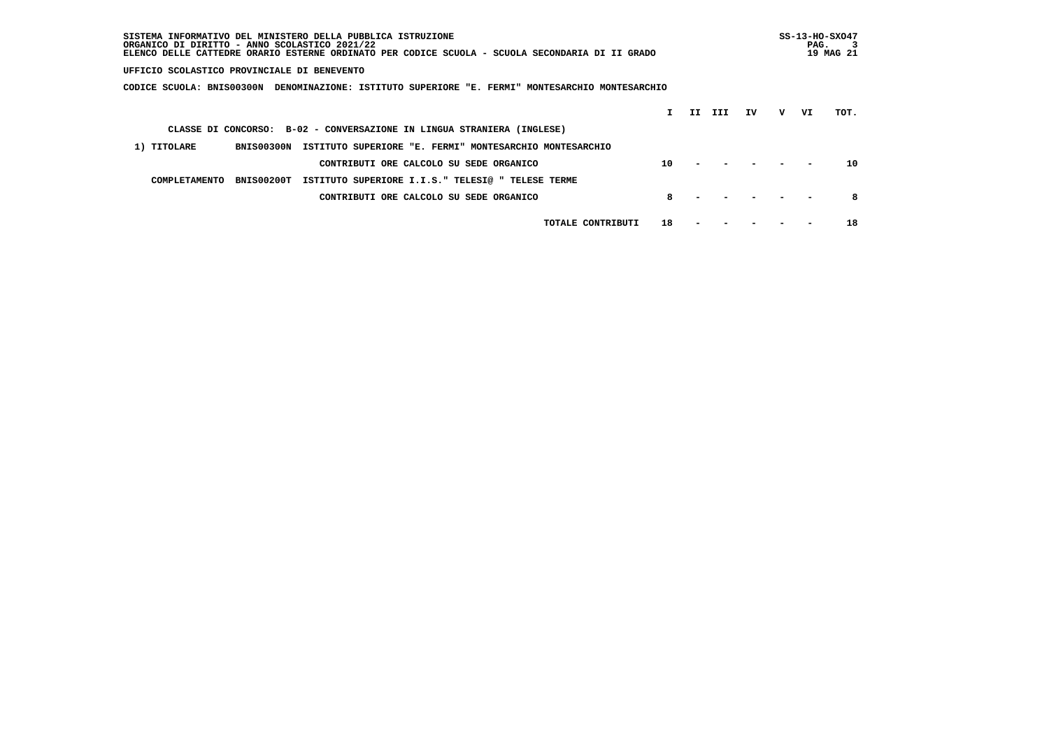SISTEMA INFORMATIVO DEL MINISTERO DELLA PUBBLICA ISTRUZIONE
ORGANICO DI DIRITTO - ANNO SCOLASTICO 2021/22
ELENCO DELLE CATTEDRE ORARIO ESTERNE ORDINATO PER CODICE SCUOLA - SCUOLA SECONDARIA DI II GRADO

SS-13-HO-SXO47
19 MAG 21

**UFFICIO SCOLASTICO PROVINCIALE DI BENEVENTO**

**CODICE SCUOLA: BNIS00300N DENOMINAZIONE: ISTITUTO SUPERIORE "E. FERMI" MONTESARCHIO MONTESARCHIO**

CLASSE DI CONCORSO: B-02 - CONVERSAZIONE IN LINGUA STRANIERA (INGLESE)

| | | | I | II | III | IV | V | VI | TOT. |
|---|---|---|---|---|---|---|---|---|---|
| 1) TITOLARE | BNIS00300N | ISTITUTO SUPERIORE "E. FERMI" MONTESARCHIO MONTESARCHIO | | | | | | | |
| | | CONTRIBUTI ORE CALCOLO SU SEDE ORGANICO | 10 | - | - | - | - | - | 10 |
| COMPLETAMENTO | BNIS00200T | ISTITUTO SUPERIORE I.I.S." TELESI@ " TELESE TERME | | | | | | | |
| | | CONTRIBUTI ORE CALCOLO SU SEDE ORGANICO | 8 | - | - | - | - | - | 8 |
| | | TOTALE CONTRIBUTI | 18 | - | - | - | - | - | 18 |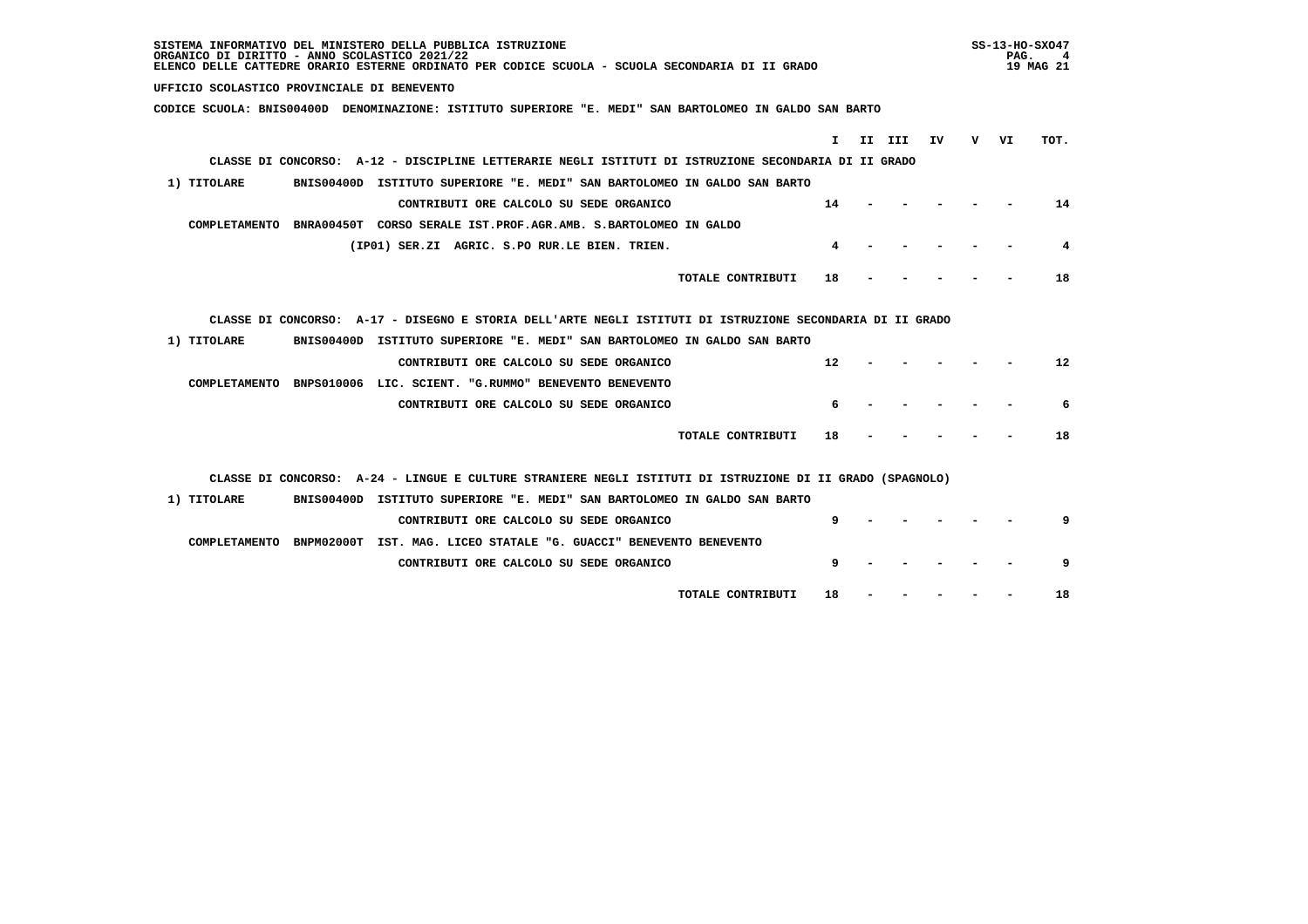SISTEMA INFORMATIVO DEL MINISTERO DELLA PUBBLICA ISTRUZIONE
ORGANICO DI DIRITTO - ANNO SCOLASTICO 2021/22
ELENCO DELLE CATTEDRE ORARIO ESTERNE ORDINATO PER CODICE SCUOLA - SCUOLA SECONDARIA DI II GRADO

UFFICIO SCOLASTICO PROVINCIALE DI BENEVENTO

CODICE SCUOLA: BNIS00400D DENOMINAZIONE: ISTITUTO SUPERIORE "E. MEDI" SAN BARTOLOMEO IN GALDO SAN BARTO

| | | I | II | III | IV | V | VI | TOT. |
|---|---|---|---|---|---|---|---|---|
| **CLASSE DI CONCORSO: A-12 - DISCIPLINE LETTERARIE NEGLI ISTITUTI DI ISTRUZIONE SECONDARIA DI II GRADO** | | | | | | | | |
| 1) TITOLARE | BNIS00400D ISTITUTO SUPERIORE "E. MEDI" SAN BARTOLOMEO IN GALDO SAN BARTO | | | | | | | |
| | CONTRIBUTI ORE CALCOLO SU SEDE ORGANICO | 14 | - | - | - | - | - | 14 |
| COMPLETAMENTO | BNRA00450T CORSO SERALE IST.PROF.AGR.AMB. S.BARTOLOMEO IN GALDO | | | | | | | |
| | (IP01) SER.ZI AGRIC. S.PO RUR.LE BIEN. TRIEN. | 4 | - | - | - | - | - | 4 |
| | TOTALE CONTRIBUTI | 18 | - | - | - | - | - | 18 |
| **CLASSE DI CONCORSO: A-17 - DISEGNO E STORIA DELL'ARTE NEGLI ISTITUTI DI ISTRUZIONE SECONDARIA DI II GRADO** | | | | | | | | |
| 1) TITOLARE | BNIS00400D ISTITUTO SUPERIORE "E. MEDI" SAN BARTOLOMEO IN GALDO SAN BARTO | | | | | | | |
| | CONTRIBUTI ORE CALCOLO SU SEDE ORGANICO | 12 | - | - | - | - | - | 12 |
| COMPLETAMENTO | BNPS010006 LIC. SCIENT. "G.RUMMO" BENEVENTO BENEVENTO | | | | | | | |
| | CONTRIBUTI ORE CALCOLO SU SEDE ORGANICO | 6 | - | - | - | - | - | 6 |
| | TOTALE CONTRIBUTI | 18 | - | - | - | - | - | 18 |
| **CLASSE DI CONCORSO: A-24 - LINGUE E CULTURE STRANIERE NEGLI ISTITUTI DI ISTRUZIONE DI II GRADO (SPAGNOLO)** | | | | | | | | |
| 1) TITOLARE | BNIS00400D ISTITUTO SUPERIORE "E. MEDI" SAN BARTOLOMEO IN GALDO SAN BARTO | | | | | | | |
| | CONTRIBUTI ORE CALCOLO SU SEDE ORGANICO | 9 | - | - | - | - | - | 9 |
| COMPLETAMENTO | BNPM02000T IST. MAG. LICEO STATALE "G. GUACCI" BENEVENTO BENEVENTO | | | | | | | |
| | CONTRIBUTI ORE CALCOLO SU SEDE ORGANICO | 9 | - | - | - | - | - | 9 |
| | TOTALE CONTRIBUTI | 18 | - | - | - | - | - | 18 |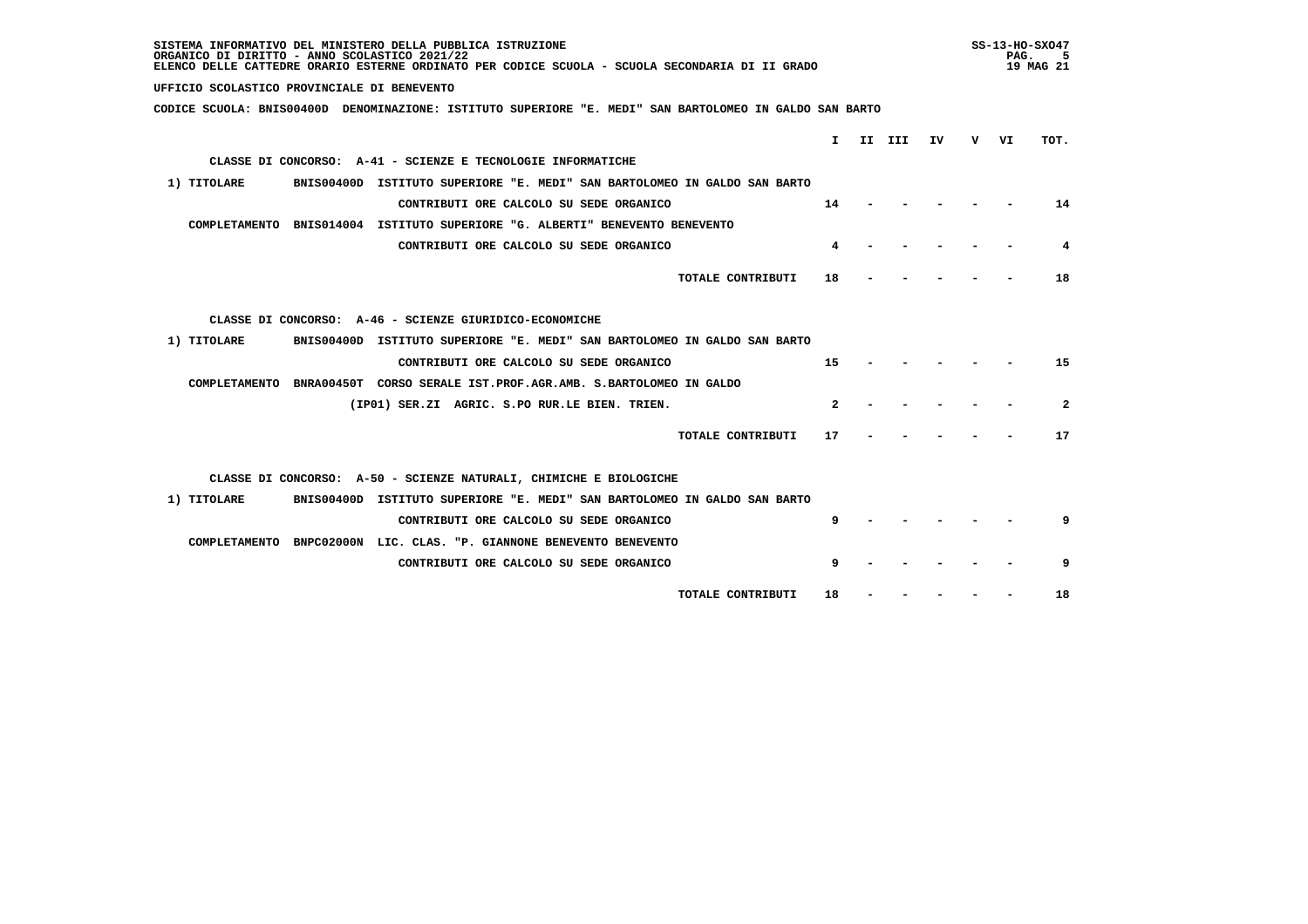SISTEMA INFORMATIVO DEL MINISTERO DELLA PUBBLICA ISTRUZIONE
ORGANICO DI DIRITTO - ANNO SCOLASTICO 2021/22
ELENCO DELLE CATTEDRE ORARIO ESTERNE ORDINATO PER CODICE SCUOLA - SCUOLA SECONDARIA DI II GRADO

SS-13-HO-SXO47
19 MAG 21

UFFICIO SCOLASTICO PROVINCIALE DI BENEVENTO

CODICE SCUOLA: BNIS00400D DENOMINAZIONE: ISTITUTO SUPERIORE "E. MEDI" SAN BARTOLOMEO IN GALDO SAN BARTO

| | I | II | III | IV | V | VI | TOT. |
|---|---|---|---|---|---|---|---|
| **CLASSE DI CONCORSO: A-41 - SCIENZE E TECNOLOGIE INFORMATICHE** | | | | | | | |
| 1) TITOLARE BNIS00400D ISTITUTO SUPERIORE "E. MEDI" SAN BARTOLOMEO IN GALDO SAN BARTO | | | | | | | |
| CONTRIBUTI ORE CALCOLO SU SEDE ORGANICO | 14 | - | - | - | - | - | 14 |
| COMPLETAMENTO BNIS014004 ISTITUTO SUPERIORE "G. ALBERTI" BENEVENTO BENEVENTO | | | | | | | |
| CONTRIBUTI ORE CALCOLO SU SEDE ORGANICO | 4 | - | - | - | - | - | 4 |
| TOTALE CONTRIBUTI | 18 | - | - | - | - | - | 18 |
| **CLASSE DI CONCORSO: A-46 - SCIENZE GIURIDICO-ECONOMICHE** | | | | | | | |
| 1) TITOLARE BNIS00400D ISTITUTO SUPERIORE "E. MEDI" SAN BARTOLOMEO IN GALDO SAN BARTO | | | | | | | |
| CONTRIBUTI ORE CALCOLO SU SEDE ORGANICO | 15 | - | - | - | - | - | 15 |
| COMPLETAMENTO BNRA00450T CORSO SERALE IST.PROF.AGR.AMB. S.BARTOLOMEO IN GALDO | | | | | | | |
| (IP01) SER.ZI AGRIC. S.PO RUR.LE BIEN. TRIEN. | 2 | - | - | - | - | - | 2 |
| TOTALE CONTRIBUTI | 17 | - | - | - | - | - | 17 |
| **CLASSE DI CONCORSO: A-50 - SCIENZE NATURALI, CHIMICHE E BIOLOGICHE** | | | | | | | |
| 1) TITOLARE BNIS00400D ISTITUTO SUPERIORE "E. MEDI" SAN BARTOLOMEO IN GALDO SAN BARTO | | | | | | | |
| CONTRIBUTI ORE CALCOLO SU SEDE ORGANICO | 9 | - | - | - | - | - | 9 |
| COMPLETAMENTO BNPC02000N LIC. CLAS. "P. GIANNONE BENEVENTO BENEVENTO | | | | | | | |
| CONTRIBUTI ORE CALCOLO SU SEDE ORGANICO | 9 | - | - | - | - | - | 9 |
| TOTALE CONTRIBUTI | 18 | - | - | - | - | - | 18 |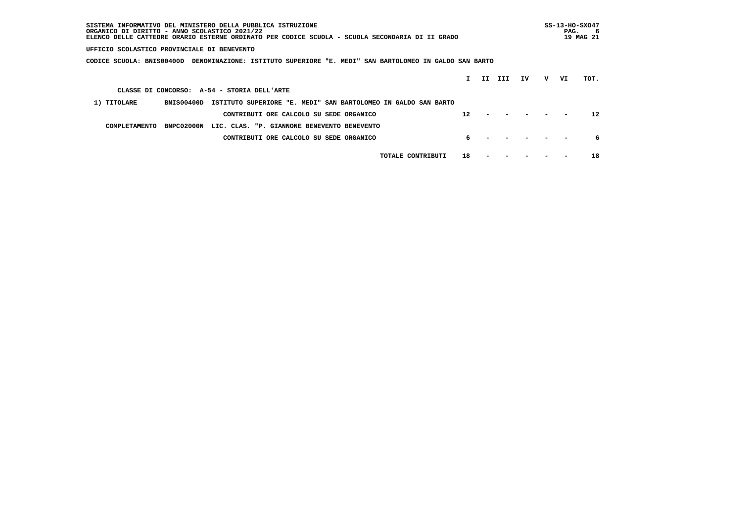SISTEMA INFORMATIVO DEL MINISTERO DELLA PUBBLICA ISTRUZIONE
ORGANICO DI DIRITTO - ANNO SCOLASTICO 2021/22
ELENCO DELLE CATTEDRE ORARIO ESTERNE ORDINATO PER CODICE SCUOLA - SCUOLA SECONDARIA DI II GRADO

SS-13-HO-SXO47
19 MAG 21

**UFFICIO SCOLASTICO PROVINCIALE DI BENEVENTO**

**CODICE SCUOLA: BNIS00400D DENOMINAZIONE: ISTITUTO SUPERIORE "E. MEDI" SAN BARTOLOMEO IN GALDO SAN BARTO**

**CLASSE DI CONCORSO: A-54 - STORIA DELL'ARTE**

| | | | I | II | III | IV | V | VI | TOT. |
|---|---|---|---|---|---|---|---|---|---|
| 1) TITOLARE | BNIS00400D | ISTITUTO SUPERIORE "E. MEDI" SAN BARTOLOMEO IN GALDO SAN BARTO | | | | | | | |
| | | CONTRIBUTI ORE CALCOLO SU SEDE ORGANICO | 12 | - | - | - | - | - | 12 |
| COMPLETAMENTO | BNPC02000N | LIC. CLAS. "P. GIANNONE BENEVENTO BENEVENTO | | | | | | | |
| | | CONTRIBUTI ORE CALCOLO SU SEDE ORGANICO | 6 | - | - | - | - | - | 6 |
| | | TOTALE CONTRIBUTI | 18 | - | - | - | - | - | 18 |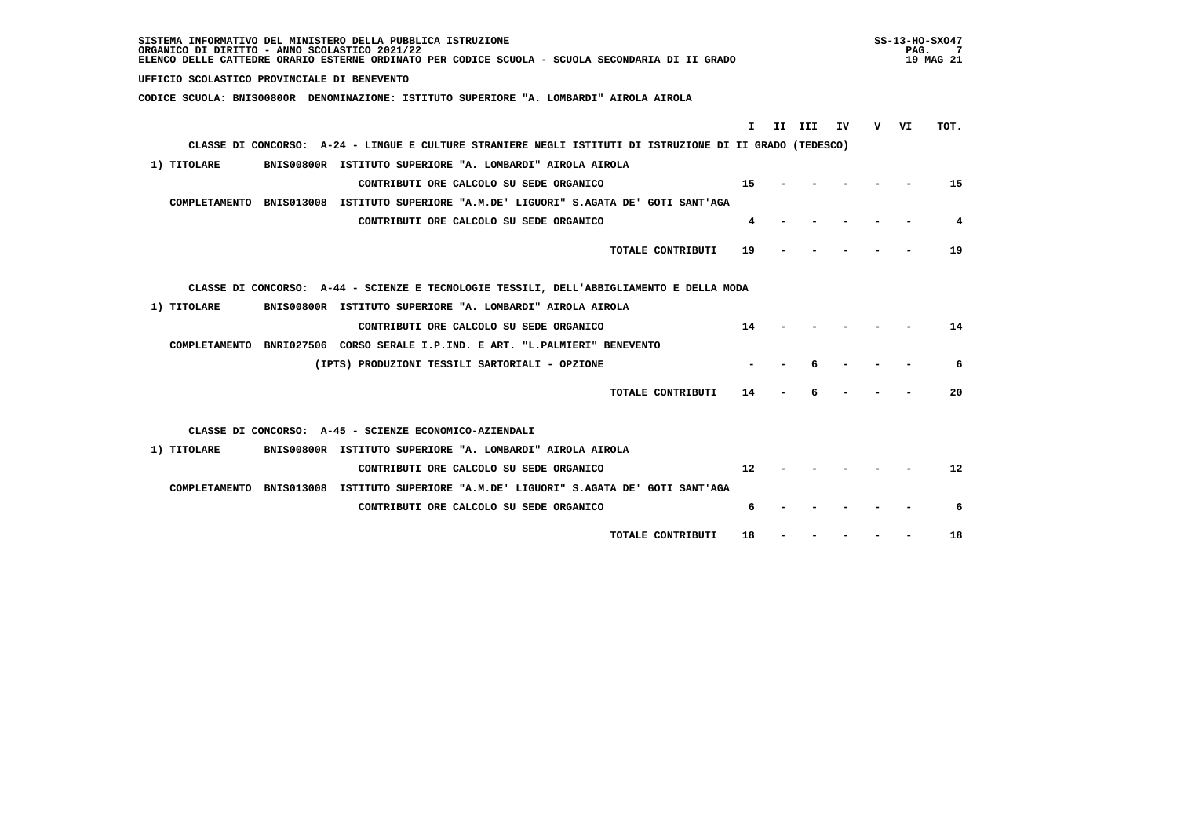SISTEMA INFORMATIVO DEL MINISTERO DELLA PUBBLICA ISTRUZIONE
ORGANICO DI DIRITTO - ANNO SCOLASTICO 2021/22
ELENCO DELLE CATTEDRE ORARIO ESTERNE ORDINATO PER CODICE SCUOLA - SCUOLA SECONDARIA DI II GRADO

SS-13-HO-SXO47
19 MAG 21

UFFICIO SCOLASTICO PROVINCIALE DI BENEVENTO

CODICE SCUOLA: BNIS00800R DENOMINAZIONE: ISTITUTO SUPERIORE "A. LOMBARDI" AIROLA AIROLA

| | | | I | II | III | IV | V | VI | TOT. |
|---|---|---|---|---|---|---|---|---|---|
| CLASSE DI CONCORSO: A-24 - LINGUE E CULTURE STRANIERE NEGLI ISTITUTI DI ISTRUZIONE DI II GRADO (TEDESCO) | | | | | | | | | |
| 1) TITOLARE | BNIS00800R | ISTITUTO SUPERIORE "A. LOMBARDI" AIROLA AIROLA | | | | | | | |
| | | CONTRIBUTI ORE CALCOLO SU SEDE ORGANICO | 15 | - | - | - | - | - | 15 |
| COMPLETAMENTO | BNIS013008 | ISTITUTO SUPERIORE "A.M.DE' LIGUORI" S.AGATA DE' GOTI SANT'AGA | | | | | | | |
| | | CONTRIBUTI ORE CALCOLO SU SEDE ORGANICO | 4 | - | - | - | - | - | 4 |
| | | TOTALE CONTRIBUTI | 19 | - | - | - | - | - | 19 |
| CLASSE DI CONCORSO: A-44 - SCIENZE E TECNOLOGIE TESSILI, DELL'ABBIGLIAMENTO E DELLA MODA | | | | | | | | | |
| 1) TITOLARE | BNIS00800R | ISTITUTO SUPERIORE "A. LOMBARDI" AIROLA AIROLA | | | | | | | |
| | | CONTRIBUTI ORE CALCOLO SU SEDE ORGANICO | 14 | - | - | - | - | - | 14 |
| COMPLETAMENTO | BNRI027506 | CORSO SERALE I.P.IND. E ART. "L.PALMIERI" BENEVENTO | | | | | | | |
| | | (IPTS) PRODUZIONI TESSILI SARTORIALI - OPZIONE | - | - | 6 | - | - | - | 6 |
| | | TOTALE CONTRIBUTI | 14 | - | 6 | - | - | - | 20 |
| CLASSE DI CONCORSO: A-45 - SCIENZE ECONOMICO-AZIENDALI | | | | | | | | | |
| 1) TITOLARE | BNIS00800R | ISTITUTO SUPERIORE "A. LOMBARDI" AIROLA AIROLA | | | | | | | |
| | | CONTRIBUTI ORE CALCOLO SU SEDE ORGANICO | 12 | - | - | - | - | - | 12 |
| COMPLETAMENTO | BNIS013008 | ISTITUTO SUPERIORE "A.M.DE' LIGUORI" S.AGATA DE' GOTI SANT'AGA | | | | | | | |
| | | CONTRIBUTI ORE CALCOLO SU SEDE ORGANICO | 6 | - | - | - | - | - | 6 |
| | | TOTALE CONTRIBUTI | 18 | - | - | - | - | - | 18 |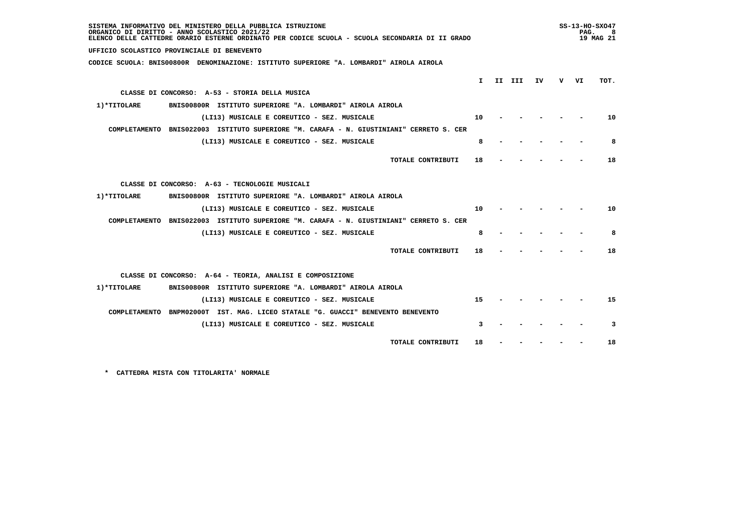SISTEMA INFORMATIVO DEL MINISTERO DELLA PUBBLICA ISTRUZIONE
ORGANICO DI DIRITTO - ANNO SCOLASTICO 2021/22
ELENCO DELLE CATTEDRE ORARIO ESTERNE ORDINATO PER CODICE SCUOLA - SCUOLA SECONDARIA DI II GRADO

UFFICIO SCOLASTICO PROVINCIALE DI BENEVENTO

CODICE SCUOLA: BNIS00800R DENOMINAZIONE: ISTITUTO SUPERIORE "A. LOMBARDI" AIROLA AIROLA

| | | I | II | III | IV | V | VI | TOT. |
|---|---|---|---|---|---|---|---|---|
| CLASSE DI CONCORSO: A-53 - STORIA DELLA MUSICA | | | | | | | | |
| 1)*TITOLARE | BNIS00800R ISTITUTO SUPERIORE "A. LOMBARDI" AIROLA AIROLA | | | | | | | |
| | (LI13) MUSICALE E COREUTICO - SEZ. MUSICALE | 10 | - | - | - | - | - | 10 |
| COMPLETAMENTO | BNIS022003 ISTITUTO SUPERIORE "M. CARAFA - N. GIUSTINIANI" CERRETO S. CER | | | | | | | |
| | (LI13) MUSICALE E COREUTICO - SEZ. MUSICALE | 8 | - | - | - | - | - | 8 |
| | TOTALE CONTRIBUTI | 18 | - | - | - | - | - | 18 |
| CLASSE DI CONCORSO: A-63 - TECNOLOGIE MUSICALI | | | | | | | | |
| 1)*TITOLARE | BNIS00800R ISTITUTO SUPERIORE "A. LOMBARDI" AIROLA AIROLA | | | | | | | |
| | (LI13) MUSICALE E COREUTICO - SEZ. MUSICALE | 10 | - | - | - | - | - | 10 |
| COMPLETAMENTO | BNIS022003 ISTITUTO SUPERIORE "M. CARAFA - N. GIUSTINIANI" CERRETO S. CER | | | | | | | |
| | (LI13) MUSICALE E COREUTICO - SEZ. MUSICALE | 8 | - | - | - | - | - | 8 |
| | TOTALE CONTRIBUTI | 18 | - | - | - | - | - | 18 |
| CLASSE DI CONCORSO: A-64 - TEORIA, ANALISI E COMPOSIZIONE | | | | | | | | |
| 1)*TITOLARE | BNIS00800R ISTITUTO SUPERIORE "A. LOMBARDI" AIROLA AIROLA | | | | | | | |
| | (LI13) MUSICALE E COREUTICO - SEZ. MUSICALE | 15 | - | - | - | - | - | 15 |
| COMPLETAMENTO | BNPM02000T IST. MAG. LICEO STATALE "G. GUACCI" BENEVENTO BENEVENTO | | | | | | | |
| | (LI13) MUSICALE E COREUTICO - SEZ. MUSICALE | 3 | - | - | - | - | - | 3 |
| | TOTALE CONTRIBUTI | 18 | - | - | - | - | - | 18 |

* CATTEDRA MISTA CON TITOLARITA' NORMALE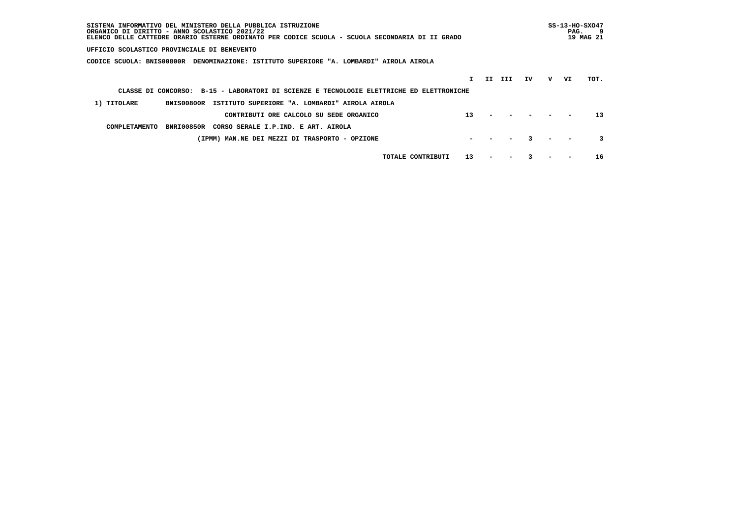SISTEMA INFORMATIVO DEL MINISTERO DELLA PUBBLICA ISTRUZIONE
ORGANICO DI DIRITTO - ANNO SCOLASTICO 2021/22
ELENCO DELLE CATTEDRE ORARIO ESTERNE ORDINATO PER CODICE SCUOLA - SCUOLA SECONDARIA DI II GRADO

SS-13-HO-SXO47
19 MAG 21

**UFFICIO SCOLASTICO PROVINCIALE DI BENEVENTO**

**CODICE SCUOLA: BNIS00800R DENOMINAZIONE: ISTITUTO SUPERIORE "A. LOMBARDI" AIROLA AIROLA**

**CLASSE DI CONCORSO: B-15 - LABORATORI DI SCIENZE E TECNOLOGIE ELETTRICHE ED ELETTRONICHE**

| | | I | II | III | IV | V | VI | TOT. |
|---|---|---|---|---|---|---|---|---|
| 1) TITOLARE | BNIS00800R ISTITUTO SUPERIORE "A. LOMBARDI" AIROLA AIROLA | | | | | | | |
| | CONTRIBUTI ORE CALCOLO SU SEDE ORGANICO | 13 | - | - | - | - | - | 13 |
| COMPLETAMENTO | BNRI00850R CORSO SERALE I.P.IND. E ART. AIROLA | | | | | | | |
| | (IPMM) MAN.NE DEI MEZZI DI TRASPORTO - OPZIONE | - | - | - | 3 | - | - | 3 |
| | TOTALE CONTRIBUTI | 13 | - | - | 3 | - | - | 16 |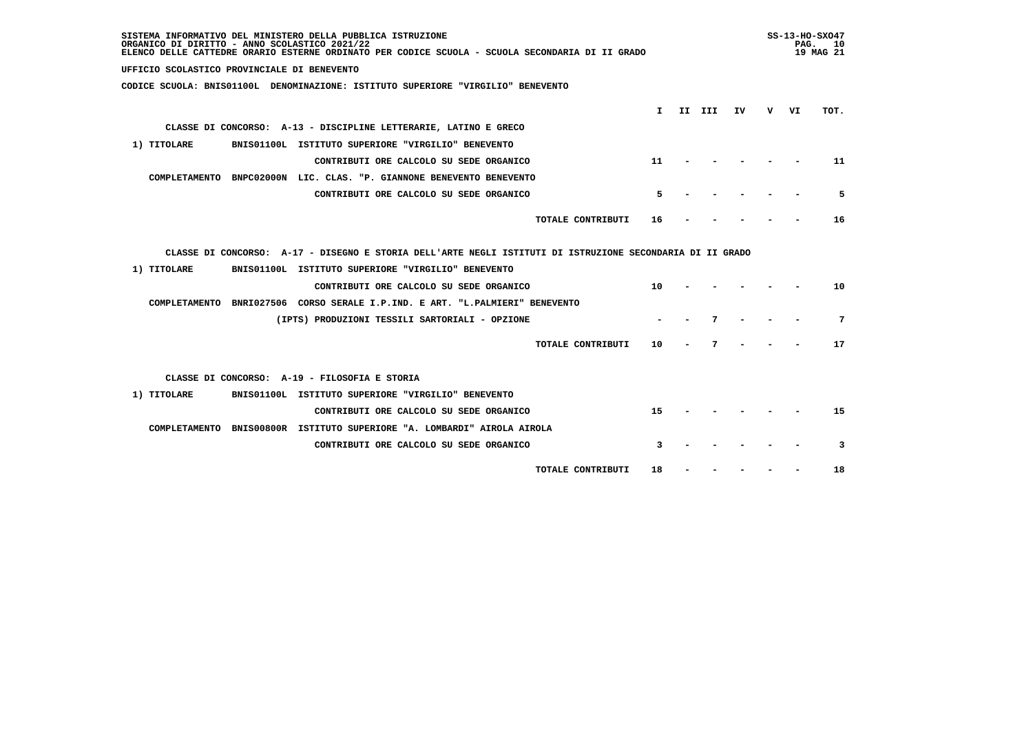SISTEMA INFORMATIVO DEL MINISTERO DELLA PUBBLICA ISTRUZIONE
ORGANICO DI DIRITTO - ANNO SCOLASTICO 2021/22
ELENCO DELLE CATTEDRE ORARIO ESTERNE ORDINATO PER CODICE SCUOLA - SCUOLA SECONDARIA DI II GRADO

SS-13-HO-SXO47
19 MAG 21

UFFICIO SCOLASTICO PROVINCIALE DI BENEVENTO

CODICE SCUOLA: BNIS01100L DENOMINAZIONE: ISTITUTO SUPERIORE "VIRGILIO" BENEVENTO

| | I | II | III | IV | V | VI | TOT. |
|---|---|---|---|---|---|---|---|
| **CLASSE DI CONCORSO: A-13 - DISCIPLINE LETTERARIE, LATINO E GRECO** | | | | | | | |
| 1) TITOLARE BNIS01100L ISTITUTO SUPERIORE "VIRGILIO" BENEVENTO | | | | | | | |
| CONTRIBUTI ORE CALCOLO SU SEDE ORGANICO | 11 | - | - | - | - | - | 11 |
| COMPLETAMENTO BNPC02000N LIC. CLAS. "P. GIANNONE BENEVENTO BENEVENTO | | | | | | | |
| CONTRIBUTI ORE CALCOLO SU SEDE ORGANICO | 5 | - | - | - | - | - | 5 |
| TOTALE CONTRIBUTI | 16 | - | - | - | - | - | 16 |
| **CLASSE DI CONCORSO: A-17 - DISEGNO E STORIA DELL'ARTE NEGLI ISTITUTI DI ISTRUZIONE SECONDARIA DI II GRADO** | | | | | | | |
| 1) TITOLARE BNIS01100L ISTITUTO SUPERIORE "VIRGILIO" BENEVENTO | | | | | | | |
| CONTRIBUTI ORE CALCOLO SU SEDE ORGANICO | 10 | - | - | - | - | - | 10 |
| COMPLETAMENTO BNRI027506 CORSO SERALE I.P.IND. E ART. "L.PALMIERI" BENEVENTO | | | | | | | |
| (IPTS) PRODUZIONI TESSILI SARTORIALI - OPZIONE | - | - | 7 | - | - | - | 7 |
| TOTALE CONTRIBUTI | 10 | - | 7 | - | - | - | 17 |
| **CLASSE DI CONCORSO: A-19 - FILOSOFIA E STORIA** | | | | | | | |
| 1) TITOLARE BNIS01100L ISTITUTO SUPERIORE "VIRGILIO" BENEVENTO | | | | | | | |
| CONTRIBUTI ORE CALCOLO SU SEDE ORGANICO | 15 | - | - | - | - | - | 15 |
| COMPLETAMENTO BNIS00800R ISTITUTO SUPERIORE "A. LOMBARDI" AIROLA AIROLA | | | | | | | |
| CONTRIBUTI ORE CALCOLO SU SEDE ORGANICO | 3 | - | - | - | - | - | 3 |
| TOTALE CONTRIBUTI | 18 | - | - | - | - | - | 18 |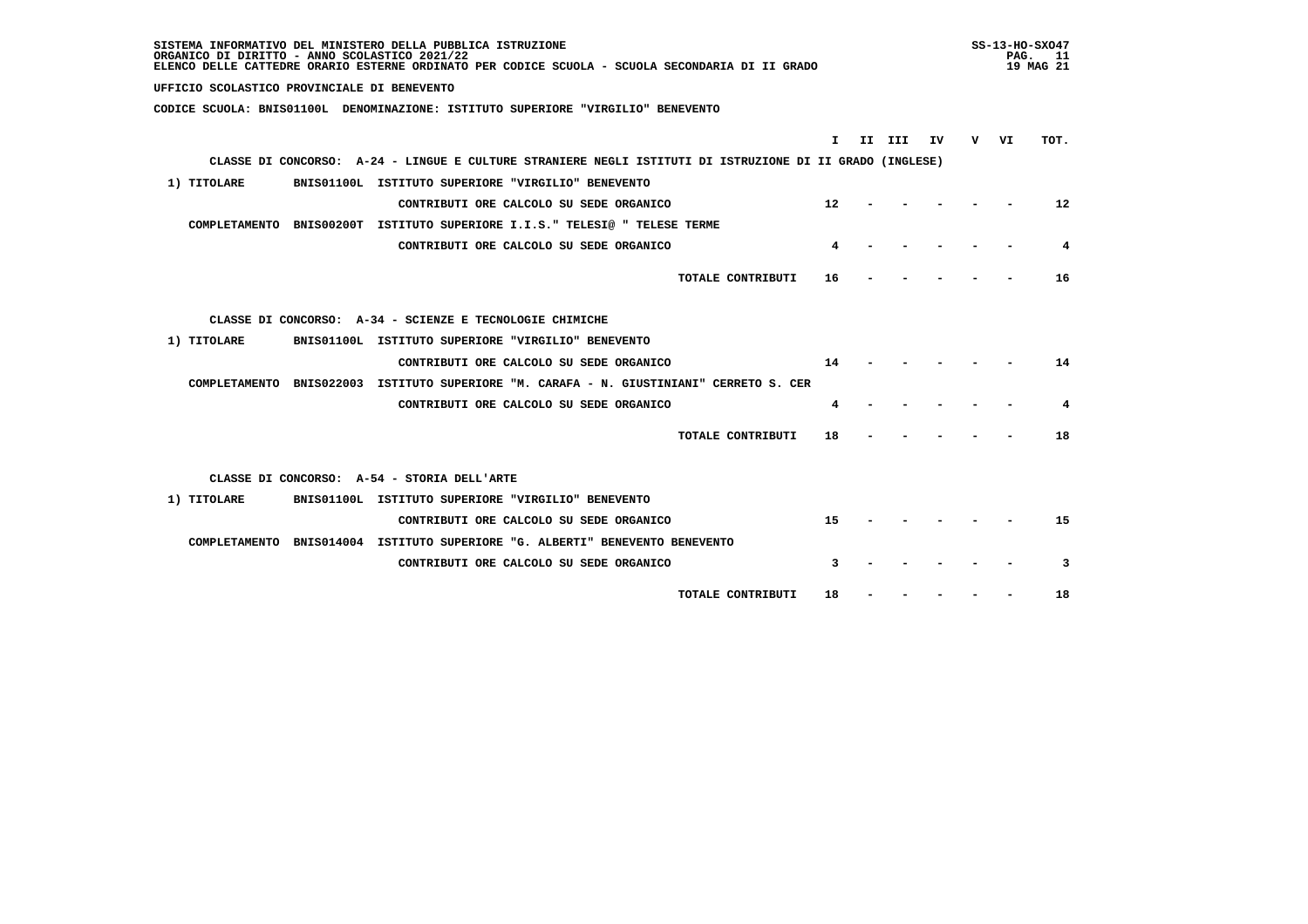SISTEMA INFORMATIVO DEL MINISTERO DELLA PUBBLICA ISTRUZIONE
ORGANICO DI DIRITTO - ANNO SCOLASTICO 2021/22
ELENCO DELLE CATTEDRE ORARIO ESTERNE ORDINATO PER CODICE SCUOLA - SCUOLA SECONDARIA DI II GRADO

UFFICIO SCOLASTICO PROVINCIALE DI BENEVENTO

CODICE SCUOLA: BNIS01100L DENOMINAZIONE: ISTITUTO SUPERIORE "VIRGILIO" BENEVENTO

| | | | I | II | III | IV | V | VI | TOT. |
|---|---|---|---|---|---|---|---|---|---|
| CLASSE DI CONCORSO: A-24 - LINGUE E CULTURE STRANIERE NEGLI ISTITUTI DI ISTRUZIONE DI II GRADO (INGLESE) | | | | | | | | | |
| 1) TITOLARE | BNIS01100L | ISTITUTO SUPERIORE "VIRGILIO" BENEVENTO | | | | | | | |
| | | CONTRIBUTI ORE CALCOLO SU SEDE ORGANICO | 12 | - | - | - | - | - | 12 |
| COMPLETAMENTO | BNIS00200T | ISTITUTO SUPERIORE I.I.S." TELESI@ " TELESE TERME | | | | | | | |
| | | CONTRIBUTI ORE CALCOLO SU SEDE ORGANICO | 4 | - | - | - | - | - | 4 |
| | | TOTALE CONTRIBUTI | 16 | - | - | - | - | - | 16 |
| CLASSE DI CONCORSO: A-34 - SCIENZE E TECNOLOGIE CHIMICHE | | | | | | | | | |
| 1) TITOLARE | BNIS01100L | ISTITUTO SUPERIORE "VIRGILIO" BENEVENTO | | | | | | | |
| | | CONTRIBUTI ORE CALCOLO SU SEDE ORGANICO | 14 | - | - | - | - | - | 14 |
| COMPLETAMENTO | BNIS022003 | ISTITUTO SUPERIORE "M. CARAFA - N. GIUSTINIANI" CERRETO S. CER | | | | | | | |
| | | CONTRIBUTI ORE CALCOLO SU SEDE ORGANICO | 4 | - | - | - | - | - | 4 |
| | | TOTALE CONTRIBUTI | 18 | - | - | - | - | - | 18 |
| CLASSE DI CONCORSO: A-54 - STORIA DELL'ARTE | | | | | | | | | |
| 1) TITOLARE | BNIS01100L | ISTITUTO SUPERIORE "VIRGILIO" BENEVENTO | | | | | | | |
| | | CONTRIBUTI ORE CALCOLO SU SEDE ORGANICO | 15 | - | - | - | - | - | 15 |
| COMPLETAMENTO | BNIS014004 | ISTITUTO SUPERIORE "G. ALBERTI" BENEVENTO BENEVENTO | | | | | | | |
| | | CONTRIBUTI ORE CALCOLO SU SEDE ORGANICO | 3 | - | - | - | - | - | 3 |
| | | TOTALE CONTRIBUTI | 18 | - | - | - | - | - | 18 |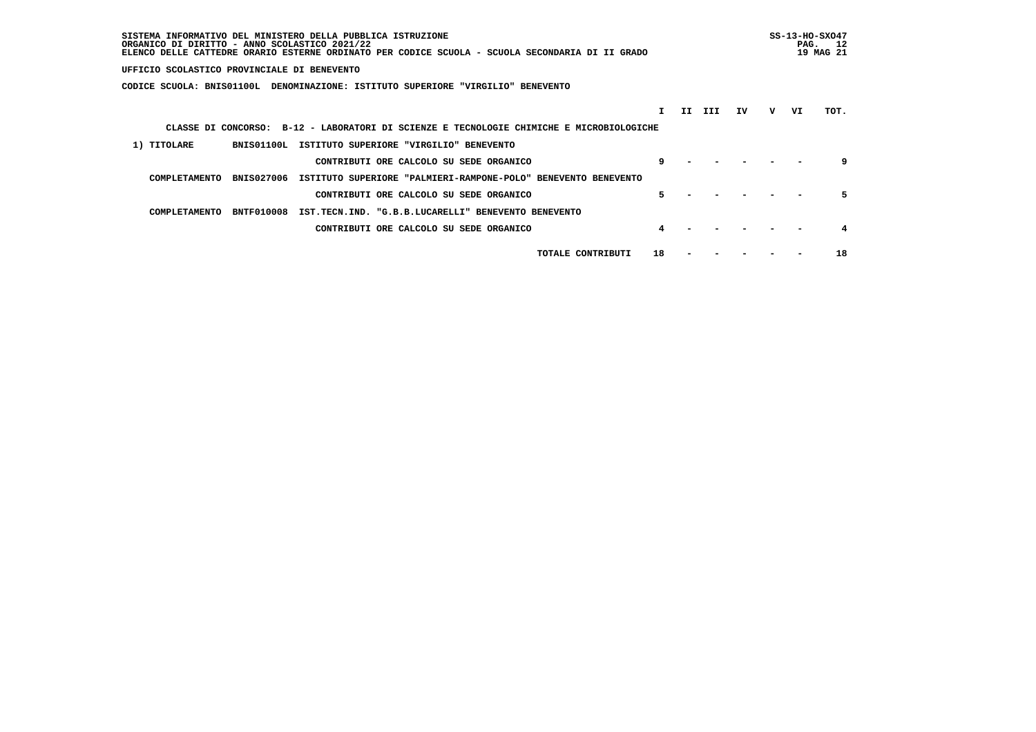SISTEMA INFORMATIVO DEL MINISTERO DELLA PUBBLICA ISTRUZIONE
ORGANICO DI DIRITTO - ANNO SCOLASTICO 2021/22
ELENCO DELLE CATTEDRE ORARIO ESTERNE ORDINATO PER CODICE SCUOLA - SCUOLA SECONDARIA DI II GRADO

SS-13-HO-SXO47
19 MAG 21

**UFFICIO SCOLASTICO PROVINCIALE DI BENEVENTO**

**CODICE SCUOLA: BNIS01100L DENOMINAZIONE: ISTITUTO SUPERIORE "VIRGILIO" BENEVENTO**

CLASSE DI CONCORSO: B-12 - LABORATORI DI SCIENZE E TECNOLOGIE CHIMICHE E MICROBIOLOGICHE

| | | | I | II | III | IV | V | VI | TOT. |
|---|---|---|---|---|---|---|---|---|---|
| 1) TITOLARE | BNIS01100L | ISTITUTO SUPERIORE "VIRGILIO" BENEVENTO | | | | | | | |
| | | CONTRIBUTI ORE CALCOLO SU SEDE ORGANICO | 9 | - | - | - | - | - | 9 |
| COMPLETAMENTO | BNIS027006 | ISTITUTO SUPERIORE "PALMIERI-RAMPONE-POLO" BENEVENTO BENEVENTO | | | | | | | |
| | | CONTRIBUTI ORE CALCOLO SU SEDE ORGANICO | 5 | - | - | - | - | - | 5 |
| COMPLETAMENTO | BNTF010008 | IST.TECN.IND. "G.B.B.LUCARELLI" BENEVENTO BENEVENTO | | | | | | | |
| | | CONTRIBUTI ORE CALCOLO SU SEDE ORGANICO | 4 | - | - | - | - | - | 4 |
| | | TOTALE CONTRIBUTI | 18 | - | - | - | - | - | 18 |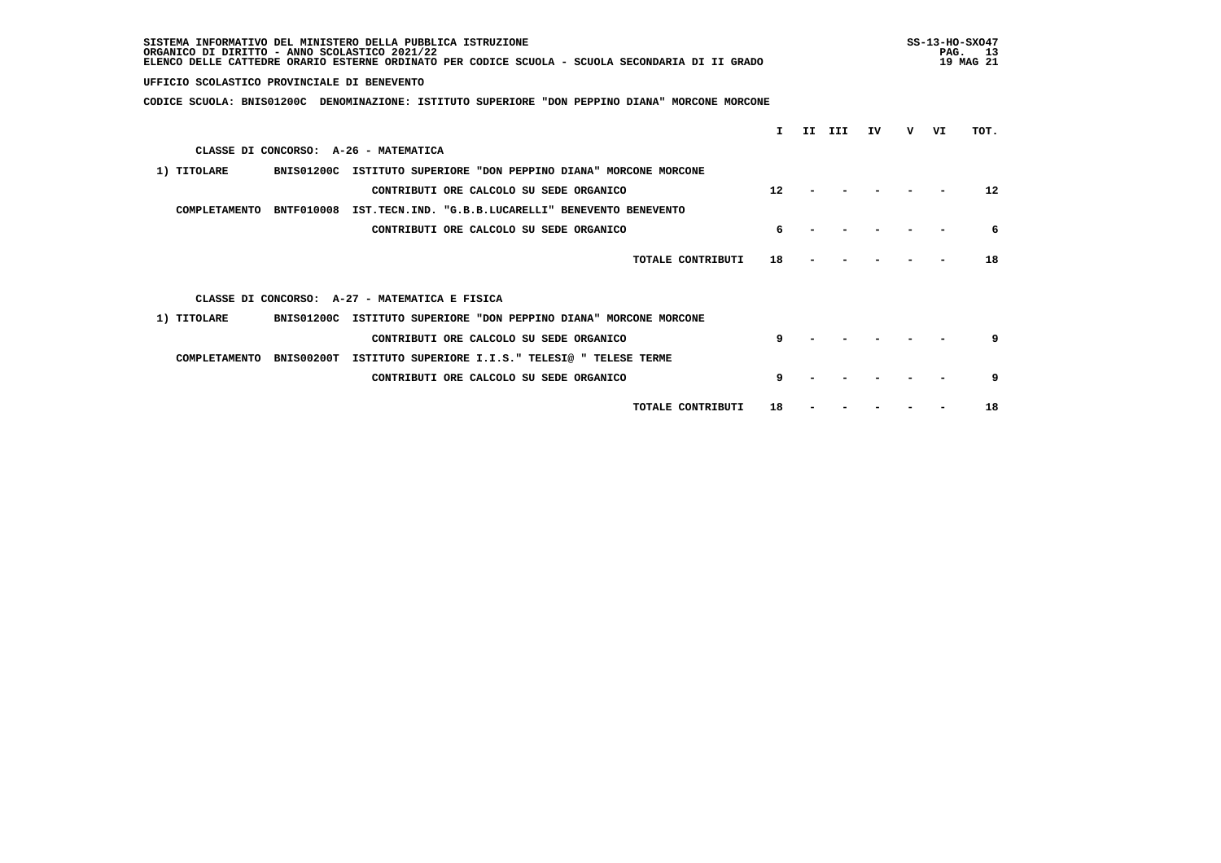SISTEMA INFORMATIVO DEL MINISTERO DELLA PUBBLICA ISTRUZIONE
ORGANICO DI DIRITTO - ANNO SCOLASTICO 2021/22
ELENCO DELLE CATTEDRE ORARIO ESTERNE ORDINATO PER CODICE SCUOLA - SCUOLA SECONDARIA DI II GRADO

SS-13-HO-SXO47
19 MAG 21

UFFICIO SCOLASTICO PROVINCIALE DI BENEVENTO

CODICE SCUOLA: BNIS01200C DENOMINAZIONE: ISTITUTO SUPERIORE "DON PEPPINO DIANA" MORCONE MORCONE

| | | | I | II | III | IV | V | VI | TOT. |
|---|---|---|---|---|---|---|---|---|---|
| CLASSE DI CONCORSO: A-26 - MATEMATICA | | | | | | | | | |
| 1) TITOLARE | BNIS01200C | ISTITUTO SUPERIORE "DON PEPPINO DIANA" MORCONE MORCONE | | | | | | | |
| | | CONTRIBUTI ORE CALCOLO SU SEDE ORGANICO | 12 | - | - | - | - | - | 12 |
| COMPLETAMENTO | BNTF010008 | IST.TECN.IND. "G.B.B.LUCARELLI" BENEVENTO BENEVENTO | | | | | | | |
| | | CONTRIBUTI ORE CALCOLO SU SEDE ORGANICO | 6 | - | - | - | - | - | 6 |
| | | TOTALE CONTRIBUTI | 18 | - | - | - | - | - | 18 |
| CLASSE DI CONCORSO: A-27 - MATEMATICA E FISICA | | | | | | | | | |
| 1) TITOLARE | BNIS01200C | ISTITUTO SUPERIORE "DON PEPPINO DIANA" MORCONE MORCONE | | | | | | | |
| | | CONTRIBUTI ORE CALCOLO SU SEDE ORGANICO | 9 | - | - | - | - | - | 9 |
| COMPLETAMENTO | BNIS00200T | ISTITUTO SUPERIORE I.I.S." TELESI@ " TELESE TERME | | | | | | | |
| | | CONTRIBUTI ORE CALCOLO SU SEDE ORGANICO | 9 | - | - | - | - | - | 9 |
| | | TOTALE CONTRIBUTI | 18 | - | - | - | - | - | 18 |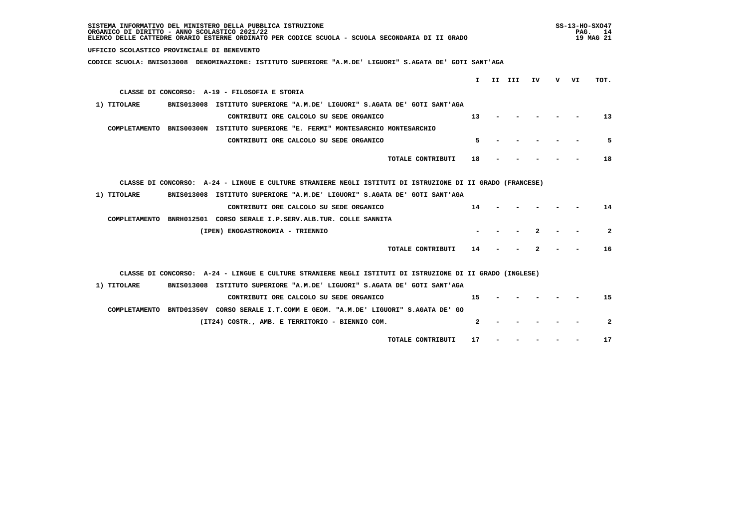SISTEMA INFORMATIVO DEL MINISTERO DELLA PUBBLICA ISTRUZIONE
ORGANICO DI DIRITTO - ANNO SCOLASTICO 2021/22
ELENCO DELLE CATTEDRE ORARIO ESTERNE ORDINATO PER CODICE SCUOLA - SCUOLA SECONDARIA DI II GRADO

SS-13-HO-SXO47
19 MAG 21

UFFICIO SCOLASTICO PROVINCIALE DI BENEVENTO

CODICE SCUOLA: BNIS013008 DENOMINAZIONE: ISTITUTO SUPERIORE "A.M.DE' LIGUORI" S.AGATA DE' GOTI SANT'AGA

**CLASSE DI CONCORSO: A-19 - FILOSOFIA E STORIA**

| | | | I | II | III | IV | V | VI | TOT. |
|---|---|---|---|---|---|---|---|---|---|
| 1) TITOLARE | BNIS013008 | ISTITUTO SUPERIORE "A.M.DE' LIGUORI" S.AGATA DE' GOTI SANT'AGA | | | | | | | |
| | | CONTRIBUTI ORE CALCOLO SU SEDE ORGANICO | 13 | - | - | - | - | - | 13 |
| COMPLETAMENTO | BNIS00300N | ISTITUTO SUPERIORE "E. FERMI" MONTESARCHIO MONTESARCHIO | | | | | | | |
| | | CONTRIBUTI ORE CALCOLO SU SEDE ORGANICO | 5 | - | - | - | - | - | 5 |
| | | TOTALE CONTRIBUTI | 18 | - | - | - | - | - | 18 |

**CLASSE DI CONCORSO: A-24 - LINGUE E CULTURE STRANIERE NEGLI ISTITUTI DI ISTRUZIONE DI II GRADO (FRANCESE)**

| | | | I | II | III | IV | V | VI | TOT. |
|---|---|---|---|---|---|---|---|---|---|
| 1) TITOLARE | BNIS013008 | ISTITUTO SUPERIORE "A.M.DE' LIGUORI" S.AGATA DE' GOTI SANT'AGA | | | | | | | |
| | | CONTRIBUTI ORE CALCOLO SU SEDE ORGANICO | 14 | - | - | - | - | - | 14 |
| COMPLETAMENTO | BNRH012501 | CORSO SERALE I.P.SERV.ALB.TUR. COLLE SANNITA | | | | | | | |
| | | (IPEN) ENOGASTRONOMIA - TRIENNIO | - | - | - | 2 | - | - | 2 |
| | | TOTALE CONTRIBUTI | 14 | - | - | 2 | - | - | 16 |

**CLASSE DI CONCORSO: A-24 - LINGUE E CULTURE STRANIERE NEGLI ISTITUTI DI ISTRUZIONE DI II GRADO (INGLESE)**

| | | | I | II | III | IV | V | VI | TOT. |
|---|---|---|---|---|---|---|---|---|---|
| 1) TITOLARE | BNIS013008 | ISTITUTO SUPERIORE "A.M.DE' LIGUORI" S.AGATA DE' GOTI SANT'AGA | | | | | | | |
| | | CONTRIBUTI ORE CALCOLO SU SEDE ORGANICO | 15 | - | - | - | - | - | 15 |
| COMPLETAMENTO | BNTD01350V | CORSO SERALE I.T.COMM E GEOM. "A.M.DE' LIGUORI" S.AGATA DE' GO | | | | | | | |
| | | (IT24) COSTR., AMB. E TERRITORIO - BIENNIO COM. | 2 | - | - | - | - | - | 2 |
| | | TOTALE CONTRIBUTI | 17 | - | - | - | - | - | 17 |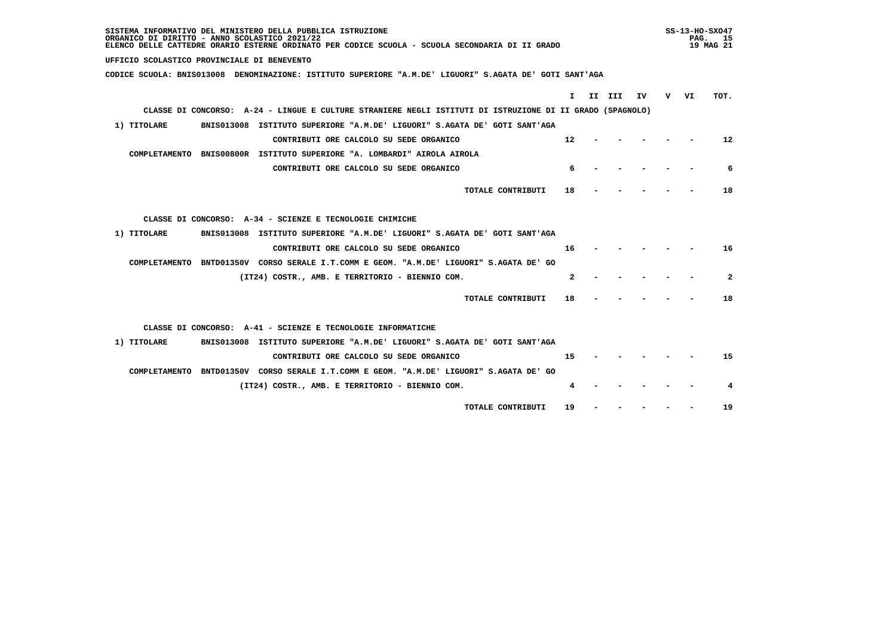UFFICIO SCOLASTICO PROVINCIALE DI BENEVENTO

CODICE SCUOLA: BNIS013008 DENOMINAZIONE: ISTITUTO SUPERIORE "A.M.DE' LIGUORI" S.AGATA DE' GOTI SANT'AGA

| | | | I | II | III | IV | V | VI | TOT. |
|---|---|---|---|---|---|---|---|---|---|
| CLASSE DI CONCORSO: A-24 - LINGUE E CULTURE STRANIERE NEGLI ISTITUTI DI ISTRUZIONE DI II GRADO (SPAGNOLO) | | | | | | | | | |
| 1) TITOLARE | BNIS013008 | ISTITUTO SUPERIORE "A.M.DE' LIGUORI" S.AGATA DE' GOTI SANT'AGA | | | | | | | |
| | | CONTRIBUTI ORE CALCOLO SU SEDE ORGANICO | 12 | - | - | - | - | - | 12 |
| COMPLETAMENTO | BNIS00800R | ISTITUTO SUPERIORE "A. LOMBARDI" AIROLA AIROLA | | | | | | | |
| | | CONTRIBUTI ORE CALCOLO SU SEDE ORGANICO | 6 | - | - | - | - | - | 6 |
| | | TOTALE CONTRIBUTI | 18 | - | - | - | - | - | 18 |
| CLASSE DI CONCORSO: A-34 - SCIENZE E TECNOLOGIE CHIMICHE | | | | | | | | | |
| 1) TITOLARE | BNIS013008 | ISTITUTO SUPERIORE "A.M.DE' LIGUORI" S.AGATA DE' GOTI SANT'AGA | | | | | | | |
| | | CONTRIBUTI ORE CALCOLO SU SEDE ORGANICO | 16 | - | - | - | - | - | 16 |
| COMPLETAMENTO | BNTD01350V | CORSO SERALE I.T.COMM E GEOM. "A.M.DE' LIGUORI" S.AGATA DE' GO | | | | | | | |
| | | (IT24) COSTR., AMB. E TERRITORIO - BIENNIO COM. | 2 | - | - | - | - | - | 2 |
| | | TOTALE CONTRIBUTI | 18 | - | - | - | - | - | 18 |
| CLASSE DI CONCORSO: A-41 - SCIENZE E TECNOLOGIE INFORMATICHE | | | | | | | | | |
| 1) TITOLARE | BNIS013008 | ISTITUTO SUPERIORE "A.M.DE' LIGUORI" S.AGATA DE' GOTI SANT'AGA | | | | | | | |
| | | CONTRIBUTI ORE CALCOLO SU SEDE ORGANICO | 15 | - | - | - | - | - | 15 |
| COMPLETAMENTO | BNTD01350V | CORSO SERALE I.T.COMM E GEOM. "A.M.DE' LIGUORI" S.AGATA DE' GO | | | | | | | |
| | | (IT24) COSTR., AMB. E TERRITORIO - BIENNIO COM. | 4 | - | - | - | - | - | 4 |
| | | TOTALE CONTRIBUTI | 19 | - | - | - | - | - | 19 |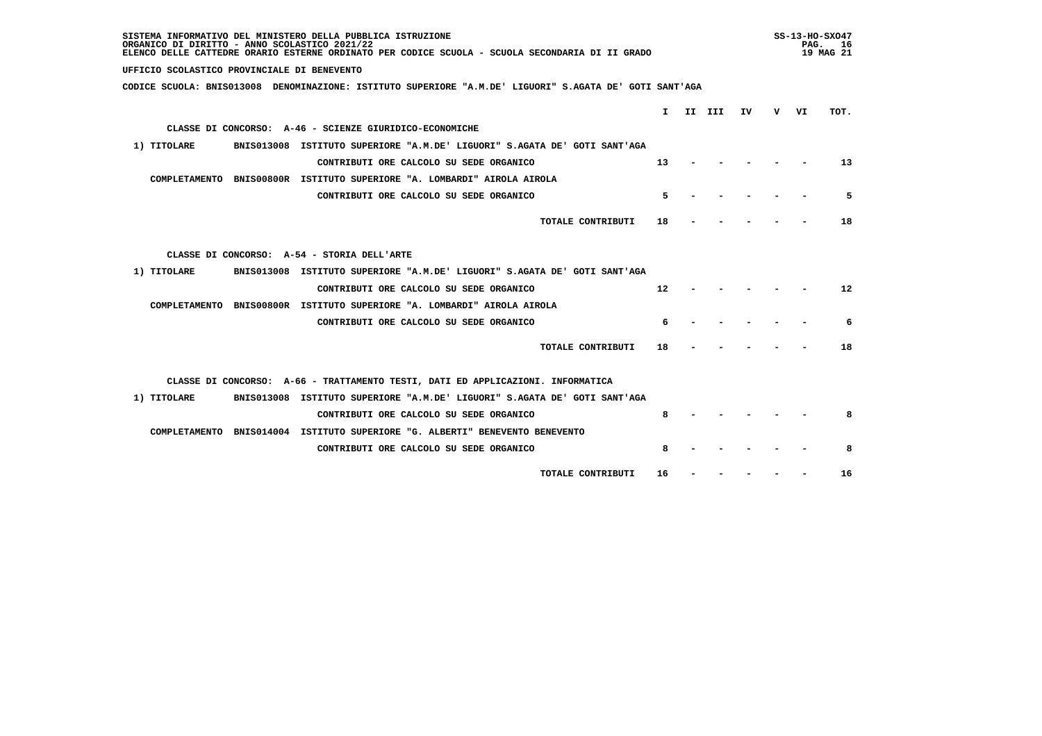SISTEMA INFORMATIVO DEL MINISTERO DELLA PUBBLICA ISTRUZIONE
ORGANICO DI DIRITTO - ANNO SCOLASTICO 2021/22
ELENCO DELLE CATTEDRE ORARIO ESTERNE ORDINATO PER CODICE SCUOLA - SCUOLA SECONDARIA DI II GRADO

SS-13-HO-SXO47
19 MAG 21

**UFFICIO SCOLASTICO PROVINCIALE DI BENEVENTO**

**CODICE SCUOLA: BNIS013008 DENOMINAZIONE: ISTITUTO SUPERIORE "A.M.DE' LIGUORI" S.AGATA DE' GOTI SANT'AGA**

| | | | I | II | III | IV | V | VI | TOT. |
|---|---|---|---|---|---|---|---|---|---|
| **CLASSE DI CONCORSO: A-46 - SCIENZE GIURIDICO-ECONOMICHE** | | | | | | | | | |
| 1) TITOLARE | BNIS013008 | ISTITUTO SUPERIORE "A.M.DE' LIGUORI" S.AGATA DE' GOTI SANT'AGA | | | | | | | |
| | | CONTRIBUTI ORE CALCOLO SU SEDE ORGANICO | 13 | - | - | - | - | - | 13 |
| COMPLETAMENTO | BNIS00800R | ISTITUTO SUPERIORE "A. LOMBARDI" AIROLA AIROLA | | | | | | | |
| | | CONTRIBUTI ORE CALCOLO SU SEDE ORGANICO | 5 | - | - | - | - | - | 5 |
| | | TOTALE CONTRIBUTI | 18 | - | - | - | - | - | 18 |
| **CLASSE DI CONCORSO: A-54 - STORIA DELL'ARTE** | | | | | | | | | |
| 1) TITOLARE | BNIS013008 | ISTITUTO SUPERIORE "A.M.DE' LIGUORI" S.AGATA DE' GOTI SANT'AGA | | | | | | | |
| | | CONTRIBUTI ORE CALCOLO SU SEDE ORGANICO | 12 | - | - | - | - | - | 12 |
| COMPLETAMENTO | BNIS00800R | ISTITUTO SUPERIORE "A. LOMBARDI" AIROLA AIROLA | | | | | | | |
| | | CONTRIBUTI ORE CALCOLO SU SEDE ORGANICO | 6 | - | - | - | - | - | 6 |
| | | TOTALE CONTRIBUTI | 18 | - | - | - | - | - | 18 |
| **CLASSE DI CONCORSO: A-66 - TRATTAMENTO TESTI, DATI ED APPLICAZIONI. INFORMATICA** | | | | | | | | | |
| 1) TITOLARE | BNIS013008 | ISTITUTO SUPERIORE "A.M.DE' LIGUORI" S.AGATA DE' GOTI SANT'AGA | | | | | | | |
| | | CONTRIBUTI ORE CALCOLO SU SEDE ORGANICO | 8 | - | - | - | - | - | 8 |
| COMPLETAMENTO | BNIS014004 | ISTITUTO SUPERIORE "G. ALBERTI" BENEVENTO BENEVENTO | | | | | | | |
| | | CONTRIBUTI ORE CALCOLO SU SEDE ORGANICO | 8 | - | - | - | - | - | 8 |
| | | TOTALE CONTRIBUTI | 16 | - | - | - | - | - | 16 |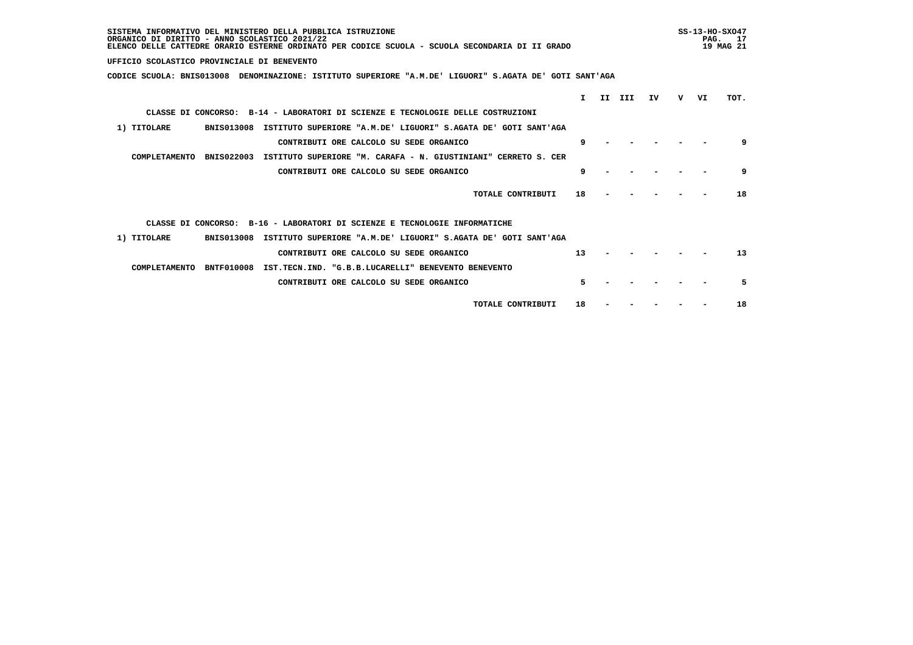SISTEMA INFORMATIVO DEL MINISTERO DELLA PUBBLICA ISTRUZIONE
ORGANICO DI DIRITTO - ANNO SCOLASTICO 2021/22
ELENCO DELLE CATTEDRE ORARIO ESTERNE ORDINATO PER CODICE SCUOLA - SCUOLA SECONDARIA DI II GRADO

SS-13-HO-SXO47
19 MAG 21

UFFICIO SCOLASTICO PROVINCIALE DI BENEVENTO

CODICE SCUOLA: BNIS013008 DENOMINAZIONE: ISTITUTO SUPERIORE "A.M.DE' LIGUORI" S.AGATA DE' GOTI SANT'AGA

| | | | I | II | III | IV | V | VI | TOT. |
|---|---|---|---|---|---|---|---|---|---|
| CLASSE DI CONCORSO: B-14 - LABORATORI DI SCIENZE E TECNOLOGIE DELLE COSTRUZIONI | | | | | | | | | |
| 1) TITOLARE | BNIS013008 | ISTITUTO SUPERIORE "A.M.DE' LIGUORI" S.AGATA DE' GOTI SANT'AGA | | | | | | | |
| | | CONTRIBUTI ORE CALCOLO SU SEDE ORGANICO | 9 | - | - | - | - | - | 9 |
| COMPLETAMENTO | BNIS022003 | ISTITUTO SUPERIORE "M. CARAFA - N. GIUSTINIANI" CERRETO S. CER | | | | | | | |
| | | CONTRIBUTI ORE CALCOLO SU SEDE ORGANICO | 9 | - | - | - | - | - | 9 |
| | | TOTALE CONTRIBUTI | 18 | - | - | - | - | - | 18 |
| CLASSE DI CONCORSO: B-16 - LABORATORI DI SCIENZE E TECNOLOGIE INFORMATICHE | | | | | | | | | |
| 1) TITOLARE | BNIS013008 | ISTITUTO SUPERIORE "A.M.DE' LIGUORI" S.AGATA DE' GOTI SANT'AGA | | | | | | | |
| | | CONTRIBUTI ORE CALCOLO SU SEDE ORGANICO | 13 | - | - | - | - | - | 13 |
| COMPLETAMENTO | BNTF010008 | IST.TECN.IND. "G.B.B.LUCARELLI" BENEVENTO BENEVENTO | | | | | | | |
| | | CONTRIBUTI ORE CALCOLO SU SEDE ORGANICO | 5 | - | - | - | - | - | 5 |
| | | TOTALE CONTRIBUTI | 18 | - | - | - | - | - | 18 |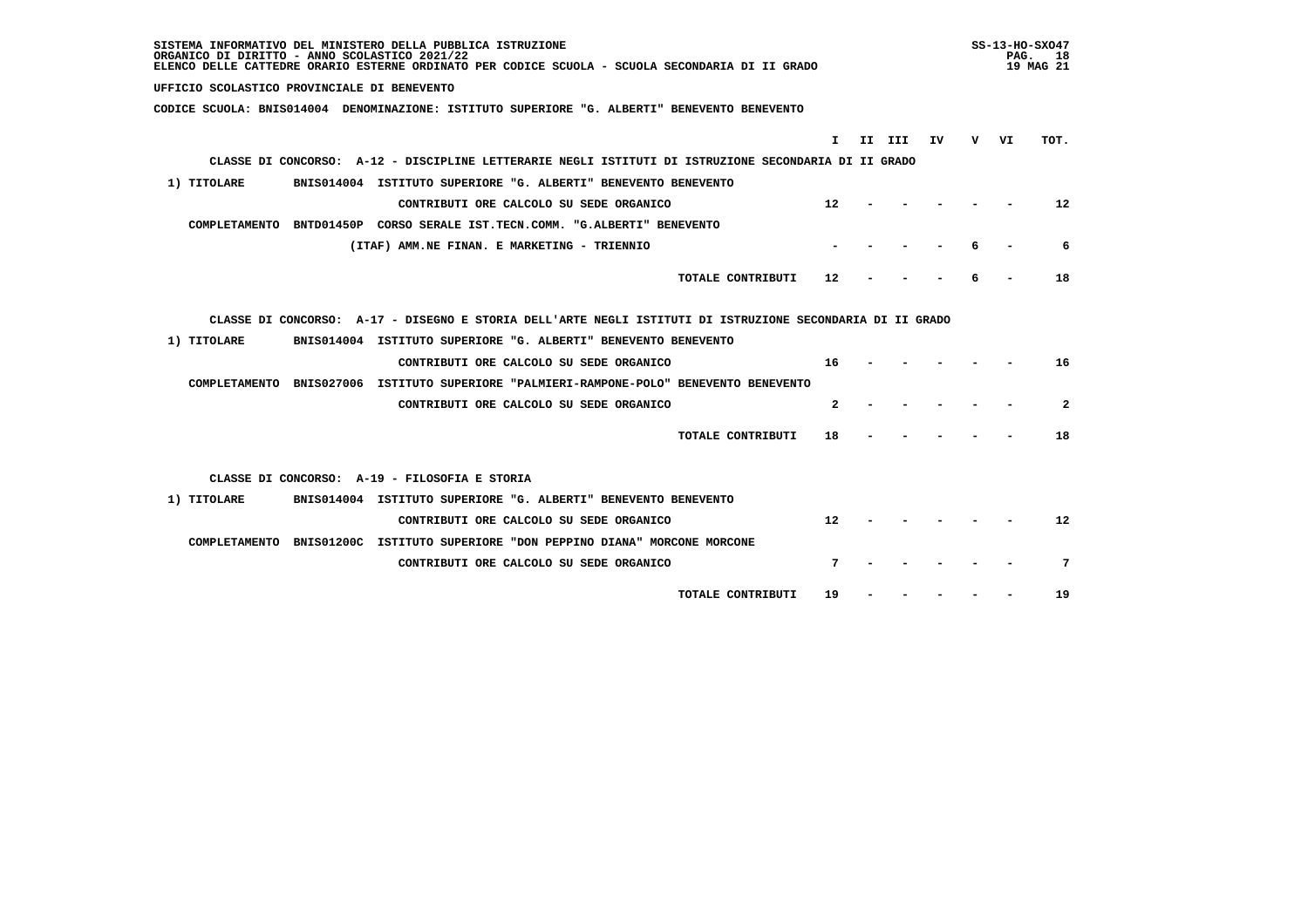SISTEMA INFORMATIVO DEL MINISTERO DELLA PUBBLICA ISTRUZIONE
ORGANICO DI DIRITTO - ANNO SCOLASTICO 2021/22
ELENCO DELLE CATTEDRE ORARIO ESTERNE ORDINATO PER CODICE SCUOLA - SCUOLA SECONDARIA DI II GRADO

UFFICIO SCOLASTICO PROVINCIALE DI BENEVENTO

CODICE SCUOLA: BNIS014004 DENOMINAZIONE: ISTITUTO SUPERIORE "G. ALBERTI" BENEVENTO BENEVENTO

| | | I | II | III | IV | V | VI | TOT. |
|---|---|---|---|---|---|---|---|---|
| **CLASSE DI CONCORSO: A-12 - DISCIPLINE LETTERARIE NEGLI ISTITUTI DI ISTRUZIONE SECONDARIA DI II GRADO** | | | | | | | | |
| 1) TITOLARE | BNIS014004 ISTITUTO SUPERIORE "G. ALBERTI" BENEVENTO BENEVENTO | | | | | | | |
| | CONTRIBUTI ORE CALCOLO SU SEDE ORGANICO | 12 | - | - | - | - | - | 12 |
| COMPLETAMENTO | BNTD01450P CORSO SERALE IST.TECN.COMM. "G.ALBERTI" BENEVENTO | | | | | | | |
| | (ITAF) AMM.NE FINAN. E MARKETING - TRIENNIO | - | - | - | - | 6 | - | 6 |
| | TOTALE CONTRIBUTI | 12 | - | - | - | 6 | - | 18 |
| **CLASSE DI CONCORSO: A-17 - DISEGNO E STORIA DELL'ARTE NEGLI ISTITUTI DI ISTRUZIONE SECONDARIA DI II GRADO** | | | | | | | | |
| 1) TITOLARE | BNIS014004 ISTITUTO SUPERIORE "G. ALBERTI" BENEVENTO BENEVENTO | | | | | | | |
| | CONTRIBUTI ORE CALCOLO SU SEDE ORGANICO | 16 | - | - | - | - | - | 16 |
| COMPLETAMENTO | BNIS027006 ISTITUTO SUPERIORE "PALMIERI-RAMPONE-POLO" BENEVENTO BENEVENTO | | | | | | | |
| | CONTRIBUTI ORE CALCOLO SU SEDE ORGANICO | 2 | - | - | - | - | - | 2 |
| | TOTALE CONTRIBUTI | 18 | - | - | - | - | - | 18 |
| **CLASSE DI CONCORSO: A-19 - FILOSOFIA E STORIA** | | | | | | | | |
| 1) TITOLARE | BNIS014004 ISTITUTO SUPERIORE "G. ALBERTI" BENEVENTO BENEVENTO | | | | | | | |
| | CONTRIBUTI ORE CALCOLO SU SEDE ORGANICO | 12 | - | - | - | - | - | 12 |
| COMPLETAMENTO | BNIS01200C ISTITUTO SUPERIORE "DON PEPPINO DIANA" MORCONE MORCONE | | | | | | | |
| | CONTRIBUTI ORE CALCOLO SU SEDE ORGANICO | 7 | - | - | - | - | - | 7 |
| | TOTALE CONTRIBUTI | 19 | - | - | - | - | - | 19 |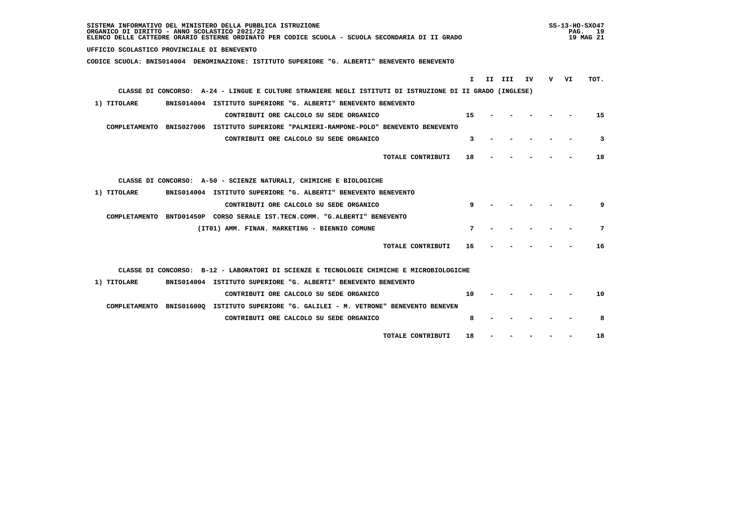SISTEMA INFORMATIVO DEL MINISTERO DELLA PUBBLICA ISTRUZIONE
ORGANICO DI DIRITTO - ANNO SCOLASTICO 2021/22
ELENCO DELLE CATTEDRE ORARIO ESTERNE ORDINATO PER CODICE SCUOLA - SCUOLA SECONDARIA DI II GRADO

UFFICIO SCOLASTICO PROVINCIALE DI BENEVENTO

CODICE SCUOLA: BNIS014004 DENOMINAZIONE: ISTITUTO SUPERIORE "G. ALBERTI" BENEVENTO BENEVENTO

| | I | II | III | IV | V | VI | TOT. |
|---|---|---|---|---|---|---|---|
| **CLASSE DI CONCORSO: A-24 - LINGUE E CULTURE STRANIERE NEGLI ISTITUTI DI ISTRUZIONE DI II GRADO (INGLESE)** | | | | | | | |
| 1) TITOLARE BNIS014004 ISTITUTO SUPERIORE "G. ALBERTI" BENEVENTO BENEVENTO | | | | | | | |
| CONTRIBUTI ORE CALCOLO SU SEDE ORGANICO | 15 | - | - | - | - | - | 15 |
| COMPLETAMENTO BNIS027006 ISTITUTO SUPERIORE "PALMIERI-RAMPONE-POLO" BENEVENTO BENEVENTO | | | | | | | |
| CONTRIBUTI ORE CALCOLO SU SEDE ORGANICO | 3 | - | - | - | - | - | 3 |
| TOTALE CONTRIBUTI | 18 | - | - | - | - | - | 18 |
| **CLASSE DI CONCORSO: A-50 - SCIENZE NATURALI, CHIMICHE E BIOLOGICHE** | | | | | | | |
| 1) TITOLARE BNIS014004 ISTITUTO SUPERIORE "G. ALBERTI" BENEVENTO BENEVENTO | | | | | | | |
| CONTRIBUTI ORE CALCOLO SU SEDE ORGANICO | 9 | - | - | - | - | - | 9 |
| COMPLETAMENTO BNTD01450P CORSO SERALE IST.TECN.COMM. "G.ALBERTI" BENEVENTO | | | | | | | |
| (IT01) AMM. FINAN. MARKETING - BIENNIO COMUNE | 7 | - | - | - | - | - | 7 |
| TOTALE CONTRIBUTI | 16 | - | - | - | - | - | 16 |
| **CLASSE DI CONCORSO: B-12 - LABORATORI DI SCIENZE E TECNOLOGIE CHIMICHE E MICROBIOLOGICHE** | | | | | | | |
| 1) TITOLARE BNIS014004 ISTITUTO SUPERIORE "G. ALBERTI" BENEVENTO BENEVENTO | | | | | | | |
| CONTRIBUTI ORE CALCOLO SU SEDE ORGANICO | 10 | - | - | - | - | - | 10 |
| COMPLETAMENTO BNIS01600Q ISTITUTO SUPERIORE "G. GALILEI - M. VETRONE" BENEVENTO BENEVEN | | | | | | | |
| CONTRIBUTI ORE CALCOLO SU SEDE ORGANICO | 8 | - | - | - | - | - | 8 |
| TOTALE CONTRIBUTI | 18 | - | - | - | - | - | 18 |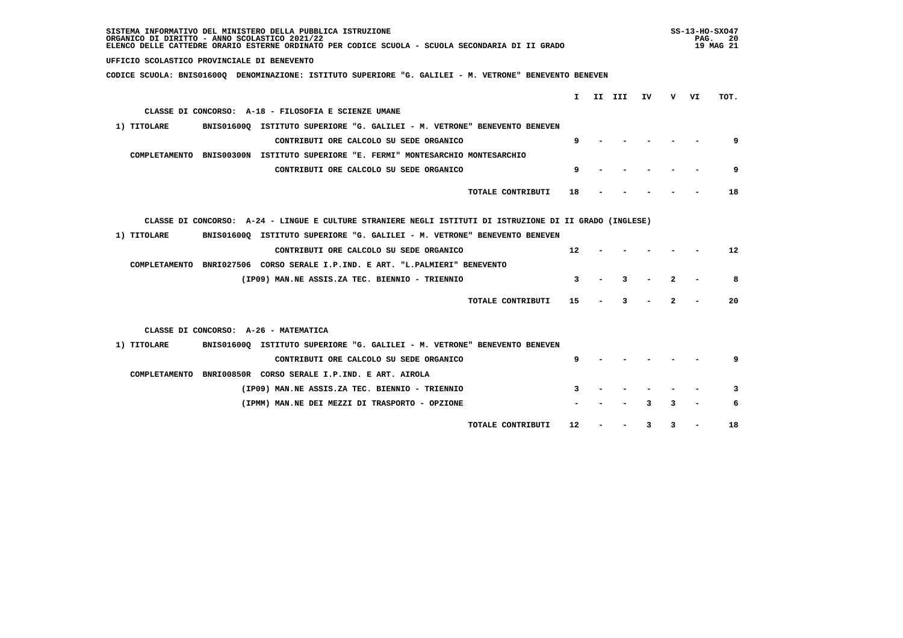SISTEMA INFORMATIVO DEL MINISTERO DELLA PUBBLICA ISTRUZIONE
ORGANICO DI DIRITTO - ANNO SCOLASTICO 2021/22
ELENCO DELLE CATTEDRE ORARIO ESTERNE ORDINATO PER CODICE SCUOLA - SCUOLA SECONDARIA DI II GRADO

UFFICIO SCOLASTICO PROVINCIALE DI BENEVENTO

CODICE SCUOLA: BNIS01600Q DENOMINAZIONE: ISTITUTO SUPERIORE "G. GALILEI - M. VETRONE" BENEVENTO BENEVEN

| | I | II | III | IV | V | VI | TOT. |
|---|---|---|---|---|---|---|---|
| **CLASSE DI CONCORSO: A-18 - FILOSOFIA E SCIENZE UMANE** | | | | | | | |
| 1) TITOLARE BNIS01600Q ISTITUTO SUPERIORE "G. GALILEI - M. VETRONE" BENEVENTO BENEVEN | | | | | | | |
| CONTRIBUTI ORE CALCOLO SU SEDE ORGANICO | 9 | - | - | - | - | - | 9 |
| COMPLETAMENTO BNIS00300N ISTITUTO SUPERIORE "E. FERMI" MONTESARCHIO MONTESARCHIO | | | | | | | |
| CONTRIBUTI ORE CALCOLO SU SEDE ORGANICO | 9 | - | - | - | - | - | 9 |
| TOTALE CONTRIBUTI | 18 | - | - | - | - | - | 18 |
| **CLASSE DI CONCORSO: A-24 - LINGUE E CULTURE STRANIERE NEGLI ISTITUTI DI ISTRUZIONE DI II GRADO (INGLESE)** | | | | | | | |
| 1) TITOLARE BNIS01600Q ISTITUTO SUPERIORE "G. GALILEI - M. VETRONE" BENEVENTO BENEVEN | | | | | | | |
| CONTRIBUTI ORE CALCOLO SU SEDE ORGANICO | 12 | - | - | - | - | - | 12 |
| COMPLETAMENTO BNRI027506 CORSO SERALE I.P.IND. E ART. "L.PALMIERI" BENEVENTO | | | | | | | |
| (IP09) MAN.NE ASSIS.ZA TEC. BIENNIO - TRIENNIO | 3 | - | 3 | - | 2 | - | 8 |
| TOTALE CONTRIBUTI | 15 | - | 3 | - | 2 | - | 20 |
| **CLASSE DI CONCORSO: A-26 - MATEMATICA** | | | | | | | |
| 1) TITOLARE BNIS01600Q ISTITUTO SUPERIORE "G. GALILEI - M. VETRONE" BENEVENTO BENEVEN | | | | | | | |
| CONTRIBUTI ORE CALCOLO SU SEDE ORGANICO | 9 | - | - | - | - | - | 9 |
| COMPLETAMENTO BNRI00850R CORSO SERALE I.P.IND. E ART. AIROLA | | | | | | | |
| (IP09) MAN.NE ASSIS.ZA TEC. BIENNIO - TRIENNIO | 3 | - | - | - | - | - | 3 |
| (IPMM) MAN.NE DEI MEZZI DI TRASPORTO - OPZIONE | - | - | - | 3 | 3 | - | 6 |
| TOTALE CONTRIBUTI | 12 | - | - | 3 | 3 | - | 18 |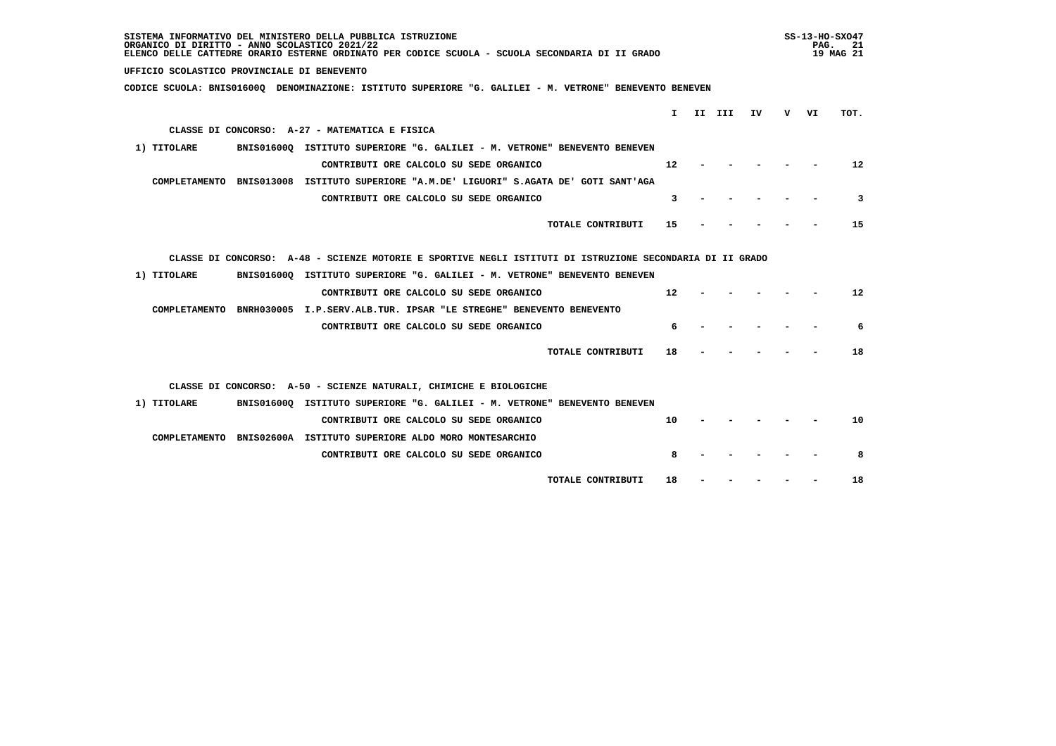SISTEMA INFORMATIVO DEL MINISTERO DELLA PUBBLICA ISTRUZIONE
ORGANICO DI DIRITTO - ANNO SCOLASTICO 2021/22
ELENCO DELLE CATTEDRE ORARIO ESTERNE ORDINATO PER CODICE SCUOLA - SCUOLA SECONDARIA DI II GRADO

UFFICIO SCOLASTICO PROVINCIALE DI BENEVENTO

CODICE SCUOLA: BNIS01600Q DENOMINAZIONE: ISTITUTO SUPERIORE "G. GALILEI - M. VETRONE" BENEVENTO BENEVEN

| | | | I | II | III | IV | V | VI | TOT. |
|---|---|---|---|---|---|---|---|---|---|
| **CLASSE DI CONCORSO: A-27 - MATEMATICA E FISICA** | | | | | | | | | |
| 1) TITOLARE | BNIS01600Q | ISTITUTO SUPERIORE "G. GALILEI - M. VETRONE" BENEVENTO BENEVEN | | | | | | | |
| | | CONTRIBUTI ORE CALCOLO SU SEDE ORGANICO | 12 | - | - | - | - | - | 12 |
| COMPLETAMENTO | BNIS013008 | ISTITUTO SUPERIORE "A.M.DE' LIGUORI" S.AGATA DE' GOTI SANT'AGA | | | | | | | |
| | | CONTRIBUTI ORE CALCOLO SU SEDE ORGANICO | 3 | - | - | - | - | - | 3 |
| | | TOTALE CONTRIBUTI | 15 | - | - | - | - | - | 15 |
| **CLASSE DI CONCORSO: A-48 - SCIENZE MOTORIE E SPORTIVE NEGLI ISTITUTI DI ISTRUZIONE SECONDARIA DI II GRADO** | | | | | | | | | |
| 1) TITOLARE | BNIS01600Q | ISTITUTO SUPERIORE "G. GALILEI - M. VETRONE" BENEVENTO BENEVEN | | | | | | | |
| | | CONTRIBUTI ORE CALCOLO SU SEDE ORGANICO | 12 | - | - | - | - | - | 12 |
| COMPLETAMENTO | BNRH030005 | I.P.SERV.ALB.TUR. IPSAR "LE STREGHE" BENEVENTO BENEVENTO | | | | | | | |
| | | CONTRIBUTI ORE CALCOLO SU SEDE ORGANICO | 6 | - | - | - | - | - | 6 |
| | | TOTALE CONTRIBUTI | 18 | - | - | - | - | - | 18 |
| **CLASSE DI CONCORSO: A-50 - SCIENZE NATURALI, CHIMICHE E BIOLOGICHE** | | | | | | | | | |
| 1) TITOLARE | BNIS01600Q | ISTITUTO SUPERIORE "G. GALILEI - M. VETRONE" BENEVENTO BENEVEN | | | | | | | |
| | | CONTRIBUTI ORE CALCOLO SU SEDE ORGANICO | 10 | - | - | - | - | - | 10 |
| COMPLETAMENTO | BNIS02600A | ISTITUTO SUPERIORE ALDO MORO MONTESARCHIO | | | | | | | |
| | | CONTRIBUTI ORE CALCOLO SU SEDE ORGANICO | 8 | - | - | - | - | - | 8 |
| | | TOTALE CONTRIBUTI | 18 | - | - | - | - | - | 18 |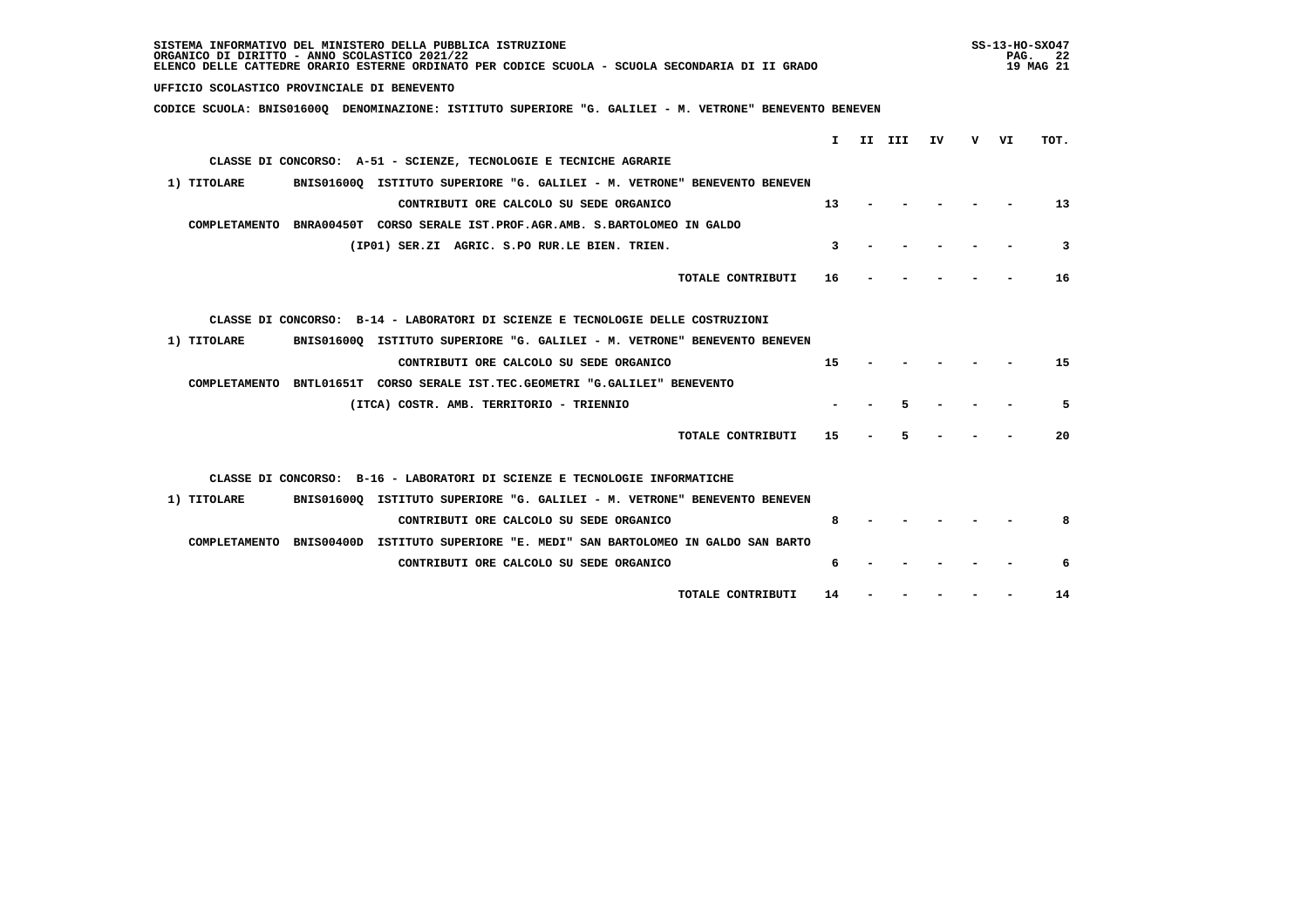SISTEMA INFORMATIVO DEL MINISTERO DELLA PUBBLICA ISTRUZIONE
ORGANICO DI DIRITTO - ANNO SCOLASTICO 2021/22
ELENCO DELLE CATTEDRE ORARIO ESTERNE ORDINATO PER CODICE SCUOLA - SCUOLA SECONDARIA DI II GRADO

UFFICIO SCOLASTICO PROVINCIALE DI BENEVENTO

CODICE SCUOLA: BNIS01600Q DENOMINAZIONE: ISTITUTO SUPERIORE "G. GALILEI - M. VETRONE" BENEVENTO BENEVEN

| | I | II | III | IV | V | VI | TOT. |
|---|---|---|---|---|---|---|---|
| **CLASSE DI CONCORSO: A-51 - SCIENZE, TECNOLOGIE E TECNICHE AGRARIE** | | | | | | | |
| 1) TITOLARE BNIS01600Q ISTITUTO SUPERIORE "G. GALILEI - M. VETRONE" BENEVENTO BENEVEN | | | | | | | |
| CONTRIBUTI ORE CALCOLO SU SEDE ORGANICO | 13 | - | - | - | - | - | 13 |
| COMPLETAMENTO BNRA00450T CORSO SERALE IST.PROF.AGR.AMB. S.BARTOLOMEO IN GALDO | | | | | | | |
| (IP01) SER.ZI AGRIC. S.PO RUR.LE BIEN. TRIEN. | 3 | - | - | - | - | - | 3 |
| TOTALE CONTRIBUTI | 16 | - | - | - | - | - | 16 |
| **CLASSE DI CONCORSO: B-14 - LABORATORI DI SCIENZE E TECNOLOGIE DELLE COSTRUZIONI** | | | | | | | |
| 1) TITOLARE BNIS01600Q ISTITUTO SUPERIORE "G. GALILEI - M. VETRONE" BENEVENTO BENEVEN | | | | | | | |
| CONTRIBUTI ORE CALCOLO SU SEDE ORGANICO | 15 | - | - | - | - | - | 15 |
| COMPLETAMENTO BNTL01651T CORSO SERALE IST.TEC.GEOMETRI "G.GALILEI" BENEVENTO | | | | | | | |
| (ITCA) COSTR. AMB. TERRITORIO - TRIENNIO | - | - | 5 | - | - | - | 5 |
| TOTALE CONTRIBUTI | 15 | - | 5 | - | - | - | 20 |
| **CLASSE DI CONCORSO: B-16 - LABORATORI DI SCIENZE E TECNOLOGIE INFORMATICHE** | | | | | | | |
| 1) TITOLARE BNIS01600Q ISTITUTO SUPERIORE "G. GALILEI - M. VETRONE" BENEVENTO BENEVEN | | | | | | | |
| CONTRIBUTI ORE CALCOLO SU SEDE ORGANICO | 8 | - | - | - | - | - | 8 |
| COMPLETAMENTO BNIS00400D ISTITUTO SUPERIORE "E. MEDI" SAN BARTOLOMEO IN GALDO SAN BARTO | | | | | | | |
| CONTRIBUTI ORE CALCOLO SU SEDE ORGANICO | 6 | - | - | - | - | - | 6 |
| TOTALE CONTRIBUTI | 14 | - | - | - | - | - | 14 |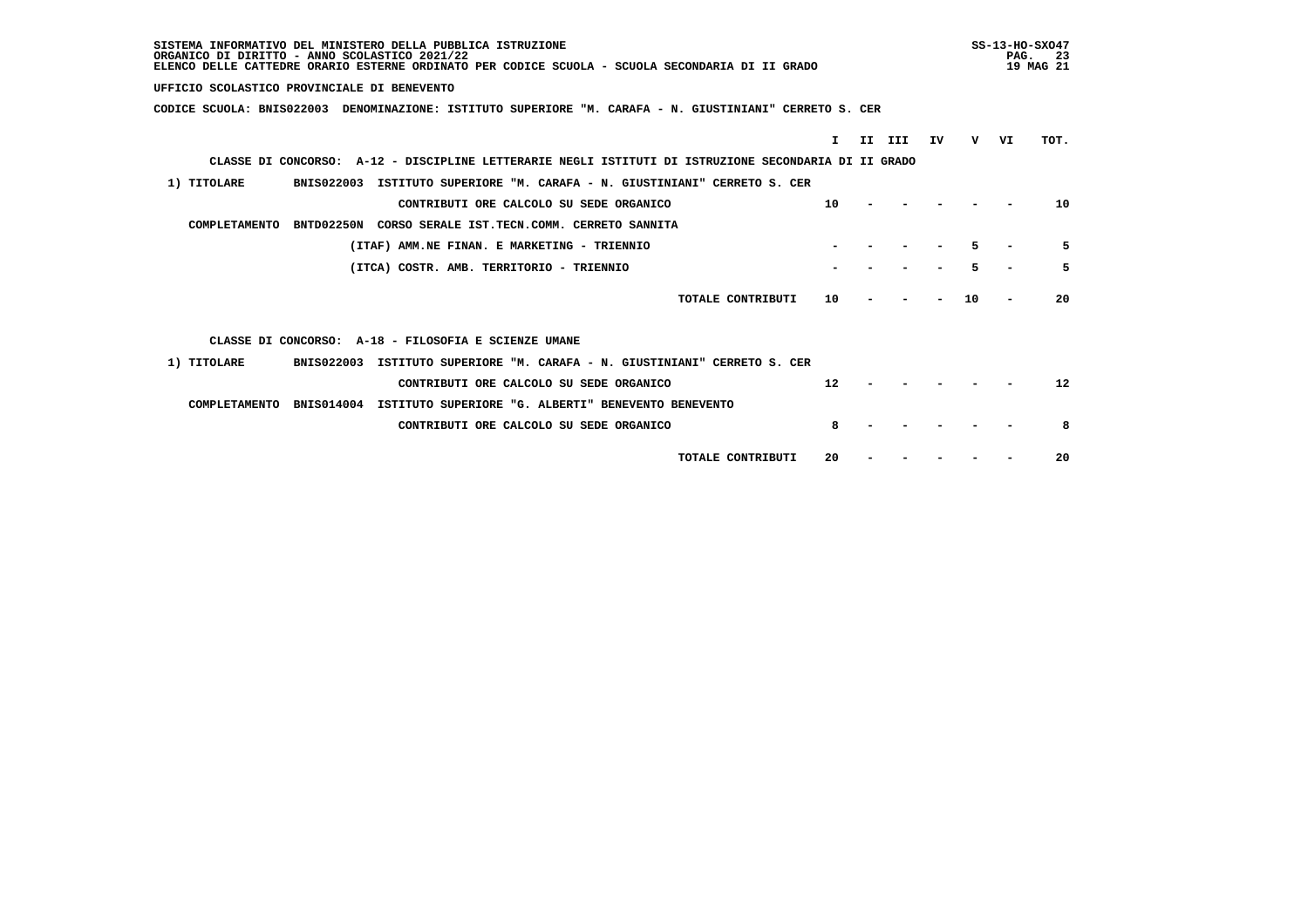SISTEMA INFORMATIVO DEL MINISTERO DELLA PUBBLICA ISTRUZIONE
ORGANICO DI DIRITTO - ANNO SCOLASTICO 2021/22
ELENCO DELLE CATTEDRE ORARIO ESTERNE ORDINATO PER CODICE SCUOLA - SCUOLA SECONDARIA DI II GRADO

UFFICIO SCOLASTICO PROVINCIALE DI BENEVENTO

CODICE SCUOLA: BNIS022003 DENOMINAZIONE: ISTITUTO SUPERIORE "M. CARAFA - N. GIUSTINIANI" CERRETO S. CER

**CLASSE DI CONCORSO: A-12 - DISCIPLINE LETTERARIE NEGLI ISTITUTI DI ISTRUZIONE SECONDARIA DI II GRADO**

| | | I | II | III | IV | V | VI | TOT. |
|---|---|---|---|---|---|---|---|---|
| 1) TITOLARE | BNIS022003 ISTITUTO SUPERIORE "M. CARAFA - N. GIUSTINIANI" CERRETO S. CER | | | | | | | |
| | CONTRIBUTI ORE CALCOLO SU SEDE ORGANICO | 10 | - | - | - | - | - | 10 |
| COMPLETAMENTO | BNTD02250N CORSO SERALE IST.TECN.COMM. CERRETO SANNITA | | | | | | | |
| | (ITAF) AMM.NE FINAN. E MARKETING - TRIENNIO | - | - | - | - | 5 | - | 5 |
| | (ITCA) COSTR. AMB. TERRITORIO - TRIENNIO | - | - | - | - | 5 | - | 5 |
| | TOTALE CONTRIBUTI | 10 | - | - | - | 10 | - | 20 |

**CLASSE DI CONCORSO: A-18 - FILOSOFIA E SCIENZE UMANE**

| | | I | II | III | IV | V | VI | TOT. |
|---|---|---|---|---|---|---|---|---|
| 1) TITOLARE | BNIS022003 ISTITUTO SUPERIORE "M. CARAFA - N. GIUSTINIANI" CERRETO S. CER | | | | | | | |
| | CONTRIBUTI ORE CALCOLO SU SEDE ORGANICO | 12 | - | - | - | - | - | 12 |
| COMPLETAMENTO | BNIS014004 ISTITUTO SUPERIORE "G. ALBERTI" BENEVENTO BENEVENTO | | | | | | | |
| | CONTRIBUTI ORE CALCOLO SU SEDE ORGANICO | 8 | - | - | - | - | - | 8 |
| | TOTALE CONTRIBUTI | 20 | - | - | - | - | - | 20 |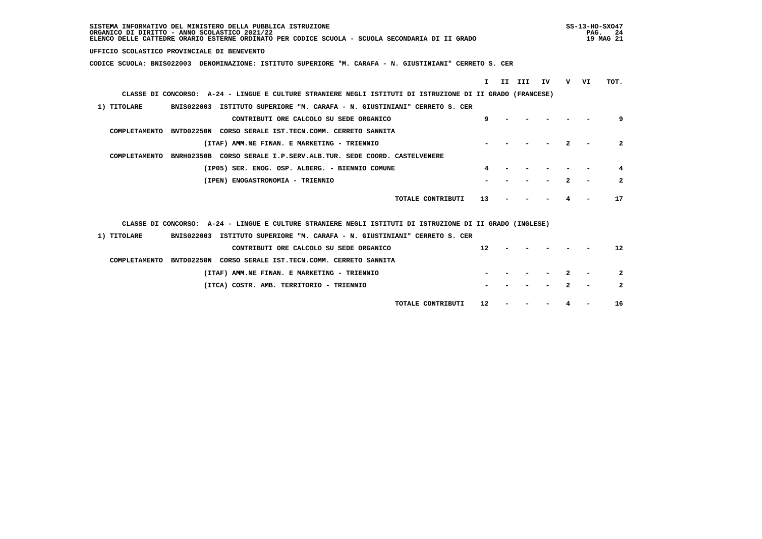SISTEMA INFORMATIVO DEL MINISTERO DELLA PUBBLICA ISTRUZIONE
ORGANICO DI DIRITTO - ANNO SCOLASTICO 2021/22
ELENCO DELLE CATTEDRE ORARIO ESTERNE ORDINATO PER CODICE SCUOLA - SCUOLA SECONDARIA DI II GRADO

SS-13-HO-SXO47
19 MAG 21

UFFICIO SCOLASTICO PROVINCIALE DI BENEVENTO

CODICE SCUOLA: BNIS022003 DENOMINAZIONE: ISTITUTO SUPERIORE "M. CARAFA - N. GIUSTINIANI" CERRETO S. CER

CLASSE DI CONCORSO: A-24 - LINGUE E CULTURE STRANIERE NEGLI ISTITUTI DI ISTRUZIONE DI II GRADO (FRANCESE)

| | | I | II | III | IV | V | VI | TOT. |
|---|---|---|---|---|---|---|---|---|
| 1) TITOLARE | BNIS022003 ISTITUTO SUPERIORE "M. CARAFA - N. GIUSTINIANI" CERRETO S. CER | | | | | | | |
| | CONTRIBUTI ORE CALCOLO SU SEDE ORGANICO | 9 | - | - | - | - | - | 9 |
| COMPLETAMENTO | BNTD02250N CORSO SERALE IST.TECN.COMM. CERRETO SANNITA | | | | | | | |
| | (ITAF) AMM.NE FINAN. E MARKETING - TRIENNIO | - | - | - | - | 2 | - | 2 |
| COMPLETAMENTO | BNRH02350B CORSO SERALE I.P.SERV.ALB.TUR. SEDE COORD. CASTELVENERE | | | | | | | |
| | (IP05) SER. ENOG. OSP. ALBERG. - BIENNIO COMUNE | 4 | - | - | - | - | - | 4 |
| | (IPEN) ENOGASTRONOMIA - TRIENNIO | - | - | - | - | 2 | - | 2 |
| | TOTALE CONTRIBUTI | 13 | - | - | - | 4 | - | 17 |

CLASSE DI CONCORSO: A-24 - LINGUE E CULTURE STRANIERE NEGLI ISTITUTI DI ISTRUZIONE DI II GRADO (INGLESE)

| | | I | II | III | IV | V | VI | TOT. |
|---|---|---|---|---|---|---|---|---|
| 1) TITOLARE | BNIS022003 ISTITUTO SUPERIORE "M. CARAFA - N. GIUSTINIANI" CERRETO S. CER | | | | | | | |
| | CONTRIBUTI ORE CALCOLO SU SEDE ORGANICO | 12 | - | - | - | - | - | 12 |
| COMPLETAMENTO | BNTD02250N CORSO SERALE IST.TECN.COMM. CERRETO SANNITA | | | | | | | |
| | (ITAF) AMM.NE FINAN. E MARKETING - TRIENNIO | - | - | - | - | 2 | - | 2 |
| | (ITCA) COSTR. AMB. TERRITORIO - TRIENNIO | - | - | - | - | 2 | - | 2 |
| | TOTALE CONTRIBUTI | 12 | - | - | - | 4 | - | 16 |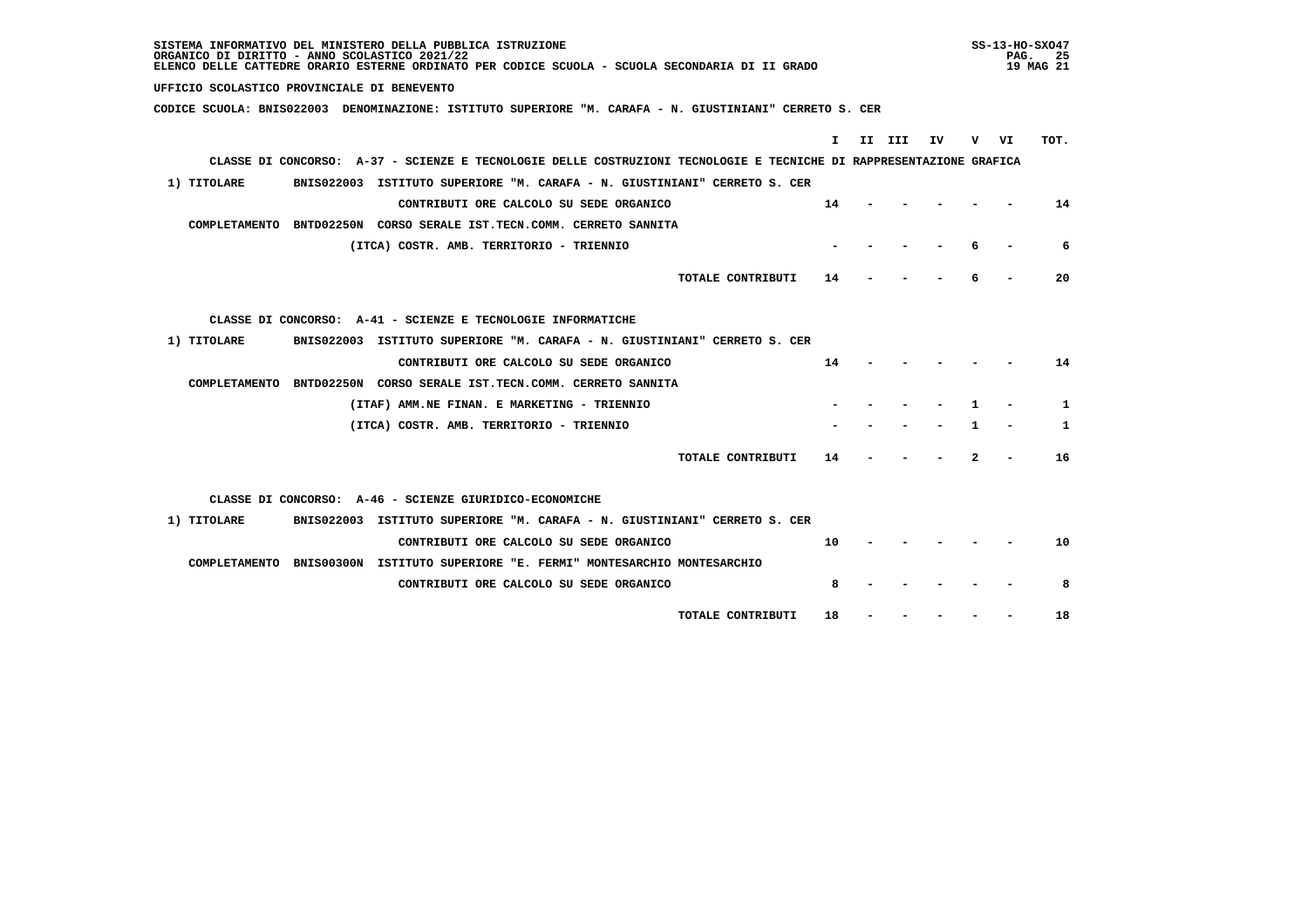SISTEMA INFORMATIVO DEL MINISTERO DELLA PUBBLICA ISTRUZIONE
ORGANICO DI DIRITTO - ANNO SCOLASTICO 2021/22
ELENCO DELLE CATTEDRE ORARIO ESTERNE ORDINATO PER CODICE SCUOLA - SCUOLA SECONDARIA DI II GRADO

SS-13-HO-SXO47
19 MAG 21

UFFICIO SCOLASTICO PROVINCIALE DI BENEVENTO

CODICE SCUOLA: BNIS022003 DENOMINAZIONE: ISTITUTO SUPERIORE "M. CARAFA - N. GIUSTINIANI" CERRETO S. CER

| | I | II | III | IV | V | VI | TOT. |
|---|---|---|---|---|---|---|---|
| **CLASSE DI CONCORSO: A-37 - SCIENZE E TECNOLOGIE DELLE COSTRUZIONI TECNOLOGIE E TECNICHE DI RAPPRESENTAZIONE GRAFICA** | | | | | | | |
| 1) TITOLARE BNIS022003 ISTITUTO SUPERIORE "M. CARAFA - N. GIUSTINIANI" CERRETO S. CER | | | | | | | |
| CONTRIBUTI ORE CALCOLO SU SEDE ORGANICO | 14 | - | - | - | - | - | 14 |
| COMPLETAMENTO BNTD02250N CORSO SERALE IST.TECN.COMM. CERRETO SANNITA | | | | | | | |
| (ITCA) COSTR. AMB. TERRITORIO - TRIENNIO | - | - | - | - | 6 | - | 6 |
| TOTALE CONTRIBUTI | 14 | - | - | - | 6 | - | 20 |
| **CLASSE DI CONCORSO: A-41 - SCIENZE E TECNOLOGIE INFORMATICHE** | | | | | | | |
| 1) TITOLARE BNIS022003 ISTITUTO SUPERIORE "M. CARAFA - N. GIUSTINIANI" CERRETO S. CER | | | | | | | |
| CONTRIBUTI ORE CALCOLO SU SEDE ORGANICO | 14 | - | - | - | - | - | 14 |
| COMPLETAMENTO BNTD02250N CORSO SERALE IST.TECN.COMM. CERRETO SANNITA | | | | | | | |
| (ITAF) AMM.NE FINAN. E MARKETING - TRIENNIO | - | - | - | - | 1 | - | 1 |
| (ITCA) COSTR. AMB. TERRITORIO - TRIENNIO | - | - | - | - | 1 | - | 1 |
| TOTALE CONTRIBUTI | 14 | - | - | - | 2 | - | 16 |
| **CLASSE DI CONCORSO: A-46 - SCIENZE GIURIDICO-ECONOMICHE** | | | | | | | |
| 1) TITOLARE BNIS022003 ISTITUTO SUPERIORE "M. CARAFA - N. GIUSTINIANI" CERRETO S. CER | | | | | | | |
| CONTRIBUTI ORE CALCOLO SU SEDE ORGANICO | 10 | - | - | - | - | - | 10 |
| COMPLETAMENTO BNIS00300N ISTITUTO SUPERIORE "E. FERMI" MONTESARCHIO MONTESARCHIO | | | | | | | |
| CONTRIBUTI ORE CALCOLO SU SEDE ORGANICO | 8 | - | - | - | - | - | 8 |
| TOTALE CONTRIBUTI | 18 | - | - | - | - | - | 18 |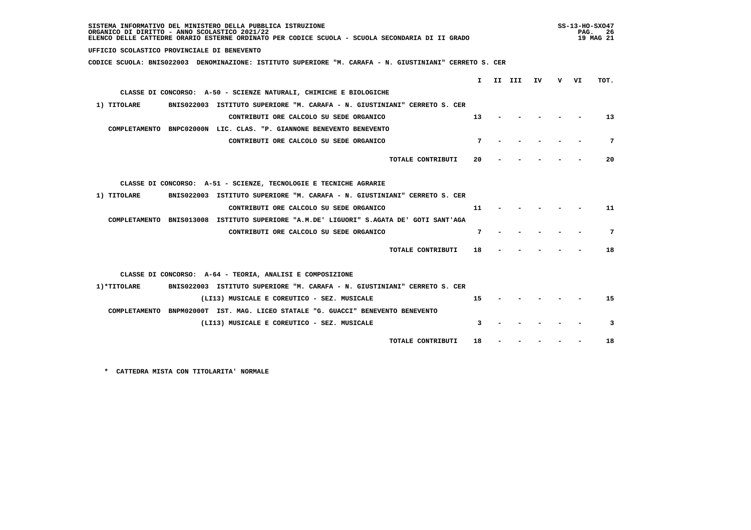SISTEMA INFORMATIVO DEL MINISTERO DELLA PUBBLICA ISTRUZIONE
ORGANICO DI DIRITTO - ANNO SCOLASTICO 2021/22
ELENCO DELLE CATTEDRE ORARIO ESTERNE ORDINATO PER CODICE SCUOLA - SCUOLA SECONDARIA DI II GRADO

**UFFICIO SCOLASTICO PROVINCIALE DI BENEVENTO**

**CODICE SCUOLA: BNIS022003 DENOMINAZIONE: ISTITUTO SUPERIORE "M. CARAFA - N. GIUSTINIANI" CERRETO S. CER**

| | | I | II | III | IV | V | VI | TOT. |
|---|---|---|---|---|---|---|---|---|
| **CLASSE DI CONCORSO: A-50 - SCIENZE NATURALI, CHIMICHE E BIOLOGICHE** | | | | | | | | |
| 1) TITOLARE | BNIS022003 ISTITUTO SUPERIORE "M. CARAFA - N. GIUSTINIANI" CERRETO S. CER | | | | | | | |
| | CONTRIBUTI ORE CALCOLO SU SEDE ORGANICO | 13 | - | - | - | - | - | 13 |
| COMPLETAMENTO | BNPC02000N LIC. CLAS. "P. GIANNONE BENEVENTO BENEVENTO | | | | | | | |
| | CONTRIBUTI ORE CALCOLO SU SEDE ORGANICO | 7 | - | - | - | - | - | 7 |
| | TOTALE CONTRIBUTI | 20 | - | - | - | - | - | 20 |
| **CLASSE DI CONCORSO: A-51 - SCIENZE, TECNOLOGIE E TECNICHE AGRARIE** | | | | | | | | |
| 1) TITOLARE | BNIS022003 ISTITUTO SUPERIORE "M. CARAFA - N. GIUSTINIANI" CERRETO S. CER | | | | | | | |
| | CONTRIBUTI ORE CALCOLO SU SEDE ORGANICO | 11 | - | - | - | - | - | 11 |
| COMPLETAMENTO | BNIS013008 ISTITUTO SUPERIORE "A.M.DE' LIGUORI" S.AGATA DE' GOTI SANT'AGA | | | | | | | |
| | CONTRIBUTI ORE CALCOLO SU SEDE ORGANICO | 7 | - | - | - | - | - | 7 |
| | TOTALE CONTRIBUTI | 18 | - | - | - | - | - | 18 |
| **CLASSE DI CONCORSO: A-64 - TEORIA, ANALISI E COMPOSIZIONE** | | | | | | | | |
| 1)*TITOLARE | BNIS022003 ISTITUTO SUPERIORE "M. CARAFA - N. GIUSTINIANI" CERRETO S. CER | | | | | | | |
| | (LI13) MUSICALE E COREUTICO - SEZ. MUSICALE | 15 | - | - | - | - | - | 15 |
| COMPLETAMENTO | BNPM02000T IST. MAG. LICEO STATALE "G. GUACCI" BENEVENTO BENEVENTO | | | | | | | |
| | (LI13) MUSICALE E COREUTICO - SEZ. MUSICALE | 3 | - | - | - | - | - | 3 |
| | TOTALE CONTRIBUTI | 18 | - | - | - | - | - | 18 |

\* CATTEDRA MISTA CON TITOLARITA' NORMALE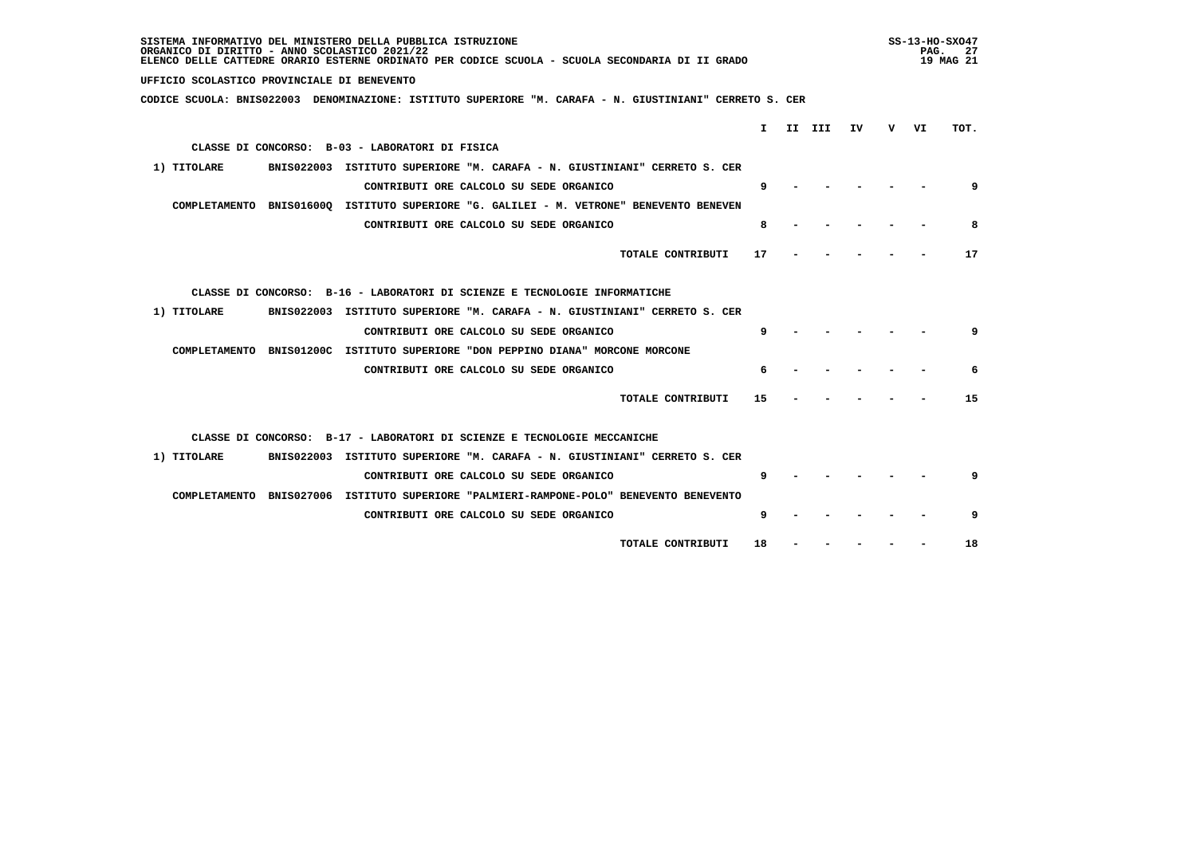UFFICIO SCOLASTICO PROVINCIALE DI BENEVENTO

CODICE SCUOLA: BNIS022003 DENOMINAZIONE: ISTITUTO SUPERIORE "M. CARAFA - N. GIUSTINIANI" CERRETO S. CER

| | | | I | II | III | IV | V | VI | TOT. |
|---|---|---|---|---|---|---|---|---|---|
| **CLASSE DI CONCORSO: B-03 - LABORATORI DI FISICA** | | | | | | | | | |
| 1) TITOLARE | BNIS022003 | ISTITUTO SUPERIORE "M. CARAFA - N. GIUSTINIANI" CERRETO S. CER | | | | | | | |
| | | CONTRIBUTI ORE CALCOLO SU SEDE ORGANICO | 9 | - | - | - | - | - | 9 |
| COMPLETAMENTO | BNIS01600Q | ISTITUTO SUPERIORE "G. GALILEI - M. VETRONE" BENEVENTO BENEVEN | | | | | | | |
| | | CONTRIBUTI ORE CALCOLO SU SEDE ORGANICO | 8 | - | - | - | - | - | 8 |
| | | TOTALE CONTRIBUTI | 17 | - | - | - | - | - | 17 |
| **CLASSE DI CONCORSO: B-16 - LABORATORI DI SCIENZE E TECNOLOGIE INFORMATICHE** | | | | | | | | | |
| 1) TITOLARE | BNIS022003 | ISTITUTO SUPERIORE "M. CARAFA - N. GIUSTINIANI" CERRETO S. CER | | | | | | | |
| | | CONTRIBUTI ORE CALCOLO SU SEDE ORGANICO | 9 | - | - | - | - | - | 9 |
| COMPLETAMENTO | BNIS01200C | ISTITUTO SUPERIORE "DON PEPPINO DIANA" MORCONE MORCONE | | | | | | | |
| | | CONTRIBUTI ORE CALCOLO SU SEDE ORGANICO | 6 | - | - | - | - | - | 6 |
| | | TOTALE CONTRIBUTI | 15 | - | - | - | - | - | 15 |
| **CLASSE DI CONCORSO: B-17 - LABORATORI DI SCIENZE E TECNOLOGIE MECCANICHE** | | | | | | | | | |
| 1) TITOLARE | BNIS022003 | ISTITUTO SUPERIORE "M. CARAFA - N. GIUSTINIANI" CERRETO S. CER | | | | | | | |
| | | CONTRIBUTI ORE CALCOLO SU SEDE ORGANICO | 9 | - | - | - | - | - | 9 |
| COMPLETAMENTO | BNIS027006 | ISTITUTO SUPERIORE "PALMIERI-RAMPONE-POLO" BENEVENTO BENEVENTO | | | | | | | |
| | | CONTRIBUTI ORE CALCOLO SU SEDE ORGANICO | 9 | - | - | - | - | - | 9 |
| | | TOTALE CONTRIBUTI | 18 | - | - | - | - | - | 18 |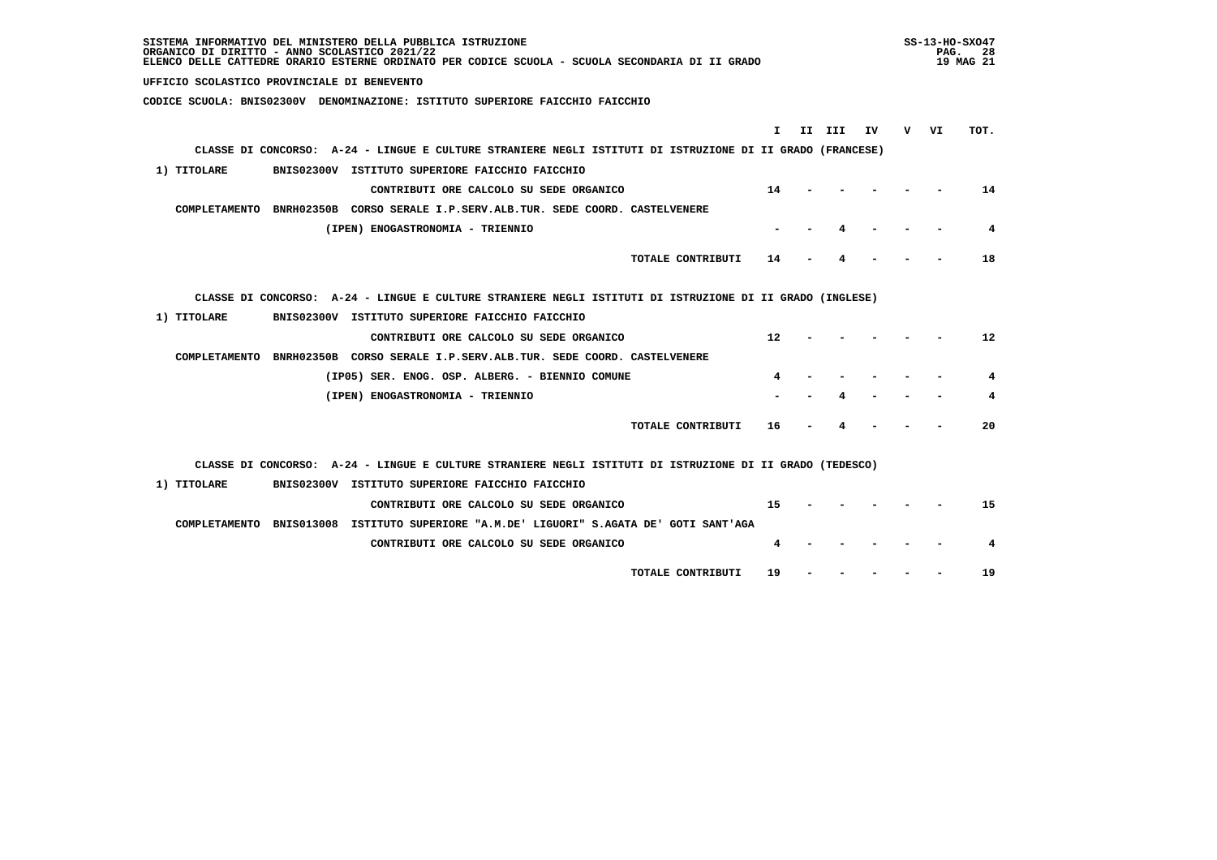SISTEMA INFORMATIVO DEL MINISTERO DELLA PUBBLICA ISTRUZIONE
ORGANICO DI DIRITTO - ANNO SCOLASTICO 2021/22
ELENCO DELLE CATTEDRE ORARIO ESTERNE ORDINATO PER CODICE SCUOLA - SCUOLA SECONDARIA DI II GRADO

SS-13-HO-SXO47
19 MAG 21

**UFFICIO SCOLASTICO PROVINCIALE DI BENEVENTO**

**CODICE SCUOLA: BNIS02300V DENOMINAZIONE: ISTITUTO SUPERIORE FAICCHIO FAICCHIO**

| | I | II | III | IV | V | VI | TOT. |
|---|---|---|---|---|---|---|---|
| **CLASSE DI CONCORSO: A-24 - LINGUE E CULTURE STRANIERE NEGLI ISTITUTI DI ISTRUZIONE DI II GRADO (FRANCESE)** | | | | | | | |
| 1) TITOLARE BNIS02300V ISTITUTO SUPERIORE FAICCHIO FAICCHIO | | | | | | | |
| CONTRIBUTI ORE CALCOLO SU SEDE ORGANICO | 14 | - | - | - | - | - | 14 |
| COMPLETAMENTO BNRH02350B CORSO SERALE I.P.SERV.ALB.TUR. SEDE COORD. CASTELVENERE | | | | | | | |
| (IPEN) ENOGASTRONOMIA - TRIENNIO | - | - | 4 | - | - | - | 4 |
| TOTALE CONTRIBUTI | 14 | - | 4 | - | - | - | 18 |
| **CLASSE DI CONCORSO: A-24 - LINGUE E CULTURE STRANIERE NEGLI ISTITUTI DI ISTRUZIONE DI II GRADO (INGLESE)** | | | | | | | |
| 1) TITOLARE BNIS02300V ISTITUTO SUPERIORE FAICCHIO FAICCHIO | | | | | | | |
| CONTRIBUTI ORE CALCOLO SU SEDE ORGANICO | 12 | - | - | - | - | - | 12 |
| COMPLETAMENTO BNRH02350B CORSO SERALE I.P.SERV.ALB.TUR. SEDE COORD. CASTELVENERE | | | | | | | |
| (IP05) SER. ENOG. OSP. ALBERG. - BIENNIO COMUNE | 4 | - | - | - | - | - | 4 |
| (IPEN) ENOGASTRONOMIA - TRIENNIO | - | - | 4 | - | - | - | 4 |
| TOTALE CONTRIBUTI | 16 | - | 4 | - | - | - | 20 |
| **CLASSE DI CONCORSO: A-24 - LINGUE E CULTURE STRANIERE NEGLI ISTITUTI DI ISTRUZIONE DI II GRADO (TEDESCO)** | | | | | | | |
| 1) TITOLARE BNIS02300V ISTITUTO SUPERIORE FAICCHIO FAICCHIO | | | | | | | |
| CONTRIBUTI ORE CALCOLO SU SEDE ORGANICO | 15 | - | - | - | - | - | 15 |
| COMPLETAMENTO BNIS013008 ISTITUTO SUPERIORE "A.M.DE' LIGUORI" S.AGATA DE' GOTI SANT'AGA | | | | | | | |
| CONTRIBUTI ORE CALCOLO SU SEDE ORGANICO | 4 | - | - | - | - | - | 4 |
| TOTALE CONTRIBUTI | 19 | - | - | - | - | - | 19 |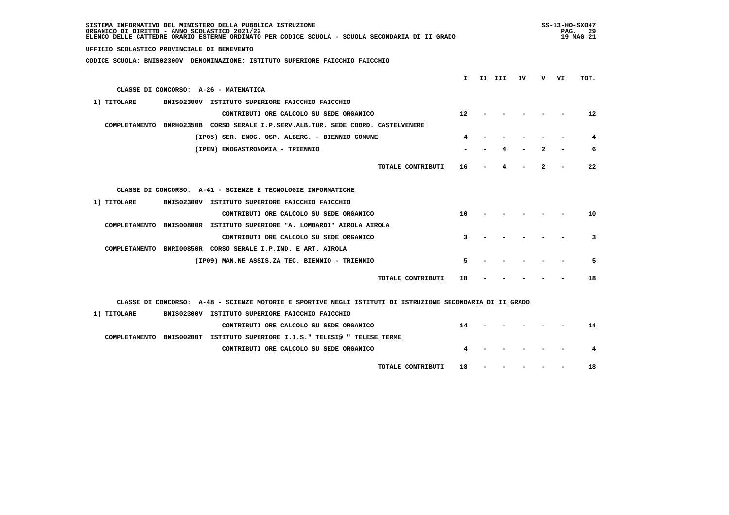SISTEMA INFORMATIVO DEL MINISTERO DELLA PUBBLICA ISTRUZIONE
ORGANICO DI DIRITTO - ANNO SCOLASTICO 2021/22
ELENCO DELLE CATTEDRE ORARIO ESTERNE ORDINATO PER CODICE SCUOLA - SCUOLA SECONDARIA DI II GRADO

**UFFICIO SCOLASTICO PROVINCIALE DI BENEVENTO**

**CODICE SCUOLA: BNIS02300V DENOMINAZIONE: ISTITUTO SUPERIORE FAICCHIO FAICCHIO**

| | I | II | III | IV | V | VI | TOT. |
|---|---|---|---|---|---|---|---|
| **CLASSE DI CONCORSO: A-26 - MATEMATICA** | | | | | | | |
| 1) TITOLARE BNIS02300V ISTITUTO SUPERIORE FAICCHIO FAICCHIO | | | | | | | |
| CONTRIBUTI ORE CALCOLO SU SEDE ORGANICO | 12 | - | - | - | - | - | 12 |
| COMPLETAMENTO BNRH02350B CORSO SERALE I.P.SERV.ALB.TUR. SEDE COORD. CASTELVENERE | | | | | | | |
| (IP05) SER. ENOG. OSP. ALBERG. - BIENNIO COMUNE | 4 | - | - | - | - | - | 4 |
| (IPEN) ENOGASTRONOMIA - TRIENNIO | - | - | 4 | - | 2 | - | 6 |
| TOTALE CONTRIBUTI | 16 | - | 4 | - | 2 | - | 22 |
| **CLASSE DI CONCORSO: A-41 - SCIENZE E TECNOLOGIE INFORMATICHE** | | | | | | | |
| 1) TITOLARE BNIS02300V ISTITUTO SUPERIORE FAICCHIO FAICCHIO | | | | | | | |
| CONTRIBUTI ORE CALCOLO SU SEDE ORGANICO | 10 | - | - | - | - | - | 10 |
| COMPLETAMENTO BNIS00800R ISTITUTO SUPERIORE "A. LOMBARDI" AIROLA AIROLA | | | | | | | |
| CONTRIBUTI ORE CALCOLO SU SEDE ORGANICO | 3 | - | - | - | - | - | 3 |
| COMPLETAMENTO BNRI00850R CORSO SERALE I.P.IND. E ART. AIROLA | | | | | | | |
| (IP09) MAN.NE ASSIS.ZA TEC. BIENNIO - TRIENNIO | 5 | - | - | - | - | - | 5 |
| TOTALE CONTRIBUTI | 18 | - | - | - | - | - | 18 |
| **CLASSE DI CONCORSO: A-48 - SCIENZE MOTORIE E SPORTIVE NEGLI ISTITUTI DI ISTRUZIONE SECONDARIA DI II GRADO** | | | | | | | |
| 1) TITOLARE BNIS02300V ISTITUTO SUPERIORE FAICCHIO FAICCHIO | | | | | | | |
| CONTRIBUTI ORE CALCOLO SU SEDE ORGANICO | 14 | - | - | - | - | - | 14 |
| COMPLETAMENTO BNIS00200T ISTITUTO SUPERIORE I.I.S." TELESI@ " TELESE TERME | | | | | | | |
| CONTRIBUTI ORE CALCOLO SU SEDE ORGANICO | 4 | - | - | - | - | - | 4 |
| TOTALE CONTRIBUTI | 18 | - | - | - | - | - | 18 |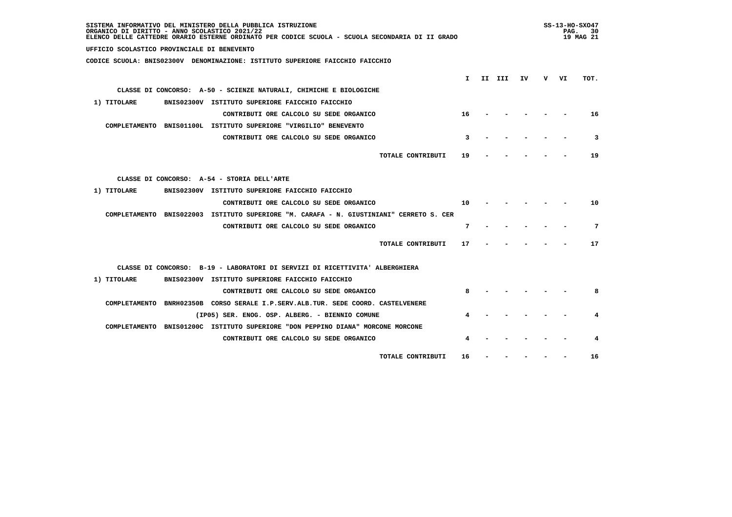SISTEMA INFORMATIVO DEL MINISTERO DELLA PUBBLICA ISTRUZIONE
ORGANICO DI DIRITTO - ANNO SCOLASTICO 2021/22
ELENCO DELLE CATTEDRE ORARIO ESTERNE ORDINATO PER CODICE SCUOLA - SCUOLA SECONDARIA DI II GRADO

SS-13-HO-SXO47
19 MAG 21

**UFFICIO SCOLASTICO PROVINCIALE DI BENEVENTO**

**CODICE SCUOLA: BNIS02300V DENOMINAZIONE: ISTITUTO SUPERIORE FAICCHIO FAICCHIO**

| | I | II | III | IV | V | VI | TOT. |
|---|---|---|---|---|---|---|---|
| **CLASSE DI CONCORSO: A-50 - SCIENZE NATURALI, CHIMICHE E BIOLOGICHE** | | | | | | | |
| 1) TITOLARE BNIS02300V ISTITUTO SUPERIORE FAICCHIO FAICCHIO | | | | | | | |
| CONTRIBUTI ORE CALCOLO SU SEDE ORGANICO | 16 | - | - | - | - | - | 16 |
| COMPLETAMENTO BNIS01100L ISTITUTO SUPERIORE "VIRGILIO" BENEVENTO | | | | | | | |
| CONTRIBUTI ORE CALCOLO SU SEDE ORGANICO | 3 | - | - | - | - | - | 3 |
| TOTALE CONTRIBUTI | 19 | - | - | - | - | - | 19 |
| **CLASSE DI CONCORSO: A-54 - STORIA DELL'ARTE** | | | | | | | |
| 1) TITOLARE BNIS02300V ISTITUTO SUPERIORE FAICCHIO FAICCHIO | | | | | | | |
| CONTRIBUTI ORE CALCOLO SU SEDE ORGANICO | 10 | - | - | - | - | - | 10 |
| COMPLETAMENTO BNIS022003 ISTITUTO SUPERIORE "M. CARAFA - N. GIUSTINIANI" CERRETO S. CER | | | | | | | |
| CONTRIBUTI ORE CALCOLO SU SEDE ORGANICO | 7 | - | - | - | - | - | 7 |
| TOTALE CONTRIBUTI | 17 | - | - | - | - | - | 17 |
| **CLASSE DI CONCORSO: B-19 - LABORATORI DI SERVIZI DI RICETTIVITA' ALBERGHIERA** | | | | | | | |
| 1) TITOLARE BNIS02300V ISTITUTO SUPERIORE FAICCHIO FAICCHIO | | | | | | | |
| CONTRIBUTI ORE CALCOLO SU SEDE ORGANICO | 8 | - | - | - | - | - | 8 |
| COMPLETAMENTO BNRH02350B CORSO SERALE I.P.SERV.ALB.TUR. SEDE COORD. CASTELVENERE | | | | | | | |
| (IP05) SER. ENOG. OSP. ALBERG. - BIENNIO COMUNE | 4 | - | - | - | - | - | 4 |
| COMPLETAMENTO BNIS01200C ISTITUTO SUPERIORE "DON PEPPINO DIANA" MORCONE MORCONE | | | | | | | |
| CONTRIBUTI ORE CALCOLO SU SEDE ORGANICO | 4 | - | - | - | - | - | 4 |
| TOTALE CONTRIBUTI | 16 | - | - | - | - | - | 16 |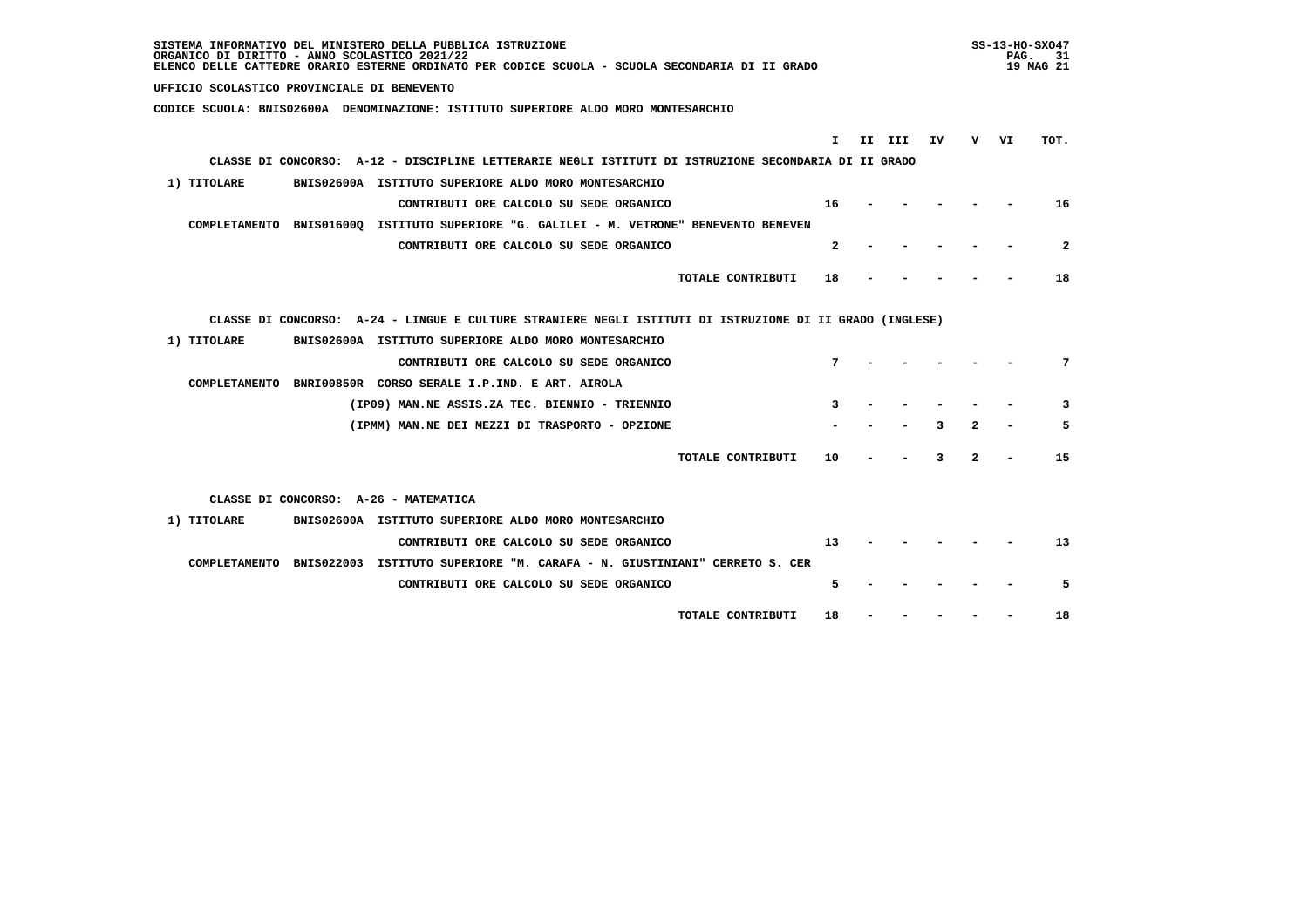SISTEMA INFORMATIVO DEL MINISTERO DELLA PUBBLICA ISTRUZIONE
ORGANICO DI DIRITTO - ANNO SCOLASTICO 2021/22
ELENCO DELLE CATTEDRE ORARIO ESTERNE ORDINATO PER CODICE SCUOLA - SCUOLA SECONDARIA DI II GRADO

**UFFICIO SCOLASTICO PROVINCIALE DI BENEVENTO**

**CODICE SCUOLA: BNIS02600A DENOMINAZIONE: ISTITUTO SUPERIORE ALDO MORO MONTESARCHIO**

| | | | I | II | III | IV | V | VI | TOT. |
|---|---|---|---|---|---|---|---|---|---|
| **CLASSE DI CONCORSO: A-12 - DISCIPLINE LETTERARIE NEGLI ISTITUTI DI ISTRUZIONE SECONDARIA DI II GRADO** | | | | | | | | | |
| 1) TITOLARE | BNIS02600A | ISTITUTO SUPERIORE ALDO MORO MONTESARCHIO | | | | | | | |
| | | CONTRIBUTI ORE CALCOLO SU SEDE ORGANICO | 16 | - | - | - | - | - | 16 |
| COMPLETAMENTO | BNIS01600Q | ISTITUTO SUPERIORE "G. GALILEI - M. VETRONE" BENEVENTO BENEVEN | | | | | | | |
| | | CONTRIBUTI ORE CALCOLO SU SEDE ORGANICO | 2 | - | - | - | - | - | 2 |
| | | TOTALE CONTRIBUTI | 18 | - | - | - | - | - | 18 |
| **CLASSE DI CONCORSO: A-24 - LINGUE E CULTURE STRANIERE NEGLI ISTITUTI DI ISTRUZIONE DI II GRADO (INGLESE)** | | | | | | | | | |
| 1) TITOLARE | BNIS02600A | ISTITUTO SUPERIORE ALDO MORO MONTESARCHIO | | | | | | | |
| | | CONTRIBUTI ORE CALCOLO SU SEDE ORGANICO | 7 | - | - | - | - | - | 7 |
| COMPLETAMENTO | BNRI00850R | CORSO SERALE I.P.IND. E ART. AIROLA | | | | | | | |
| | | (IP09) MAN.NE ASSIS.ZA TEC. BIENNIO - TRIENNIO | 3 | - | - | - | - | - | 3 |
| | | (IPMM) MAN.NE DEI MEZZI DI TRASPORTO - OPZIONE | - | - | - | 3 | 2 | - | 5 |
| | | TOTALE CONTRIBUTI | 10 | - | - | 3 | 2 | - | 15 |
| **CLASSE DI CONCORSO: A-26 - MATEMATICA** | | | | | | | | | |
| 1) TITOLARE | BNIS02600A | ISTITUTO SUPERIORE ALDO MORO MONTESARCHIO | | | | | | | |
| | | CONTRIBUTI ORE CALCOLO SU SEDE ORGANICO | 13 | - | - | - | - | - | 13 |
| COMPLETAMENTO | BNIS022003 | ISTITUTO SUPERIORE "M. CARAFA - N. GIUSTINIANI" CERRETO S. CER | | | | | | | |
| | | CONTRIBUTI ORE CALCOLO SU SEDE ORGANICO | 5 | - | - | - | - | - | 5 |
| | | TOTALE CONTRIBUTI | 18 | - | - | - | - | - | 18 |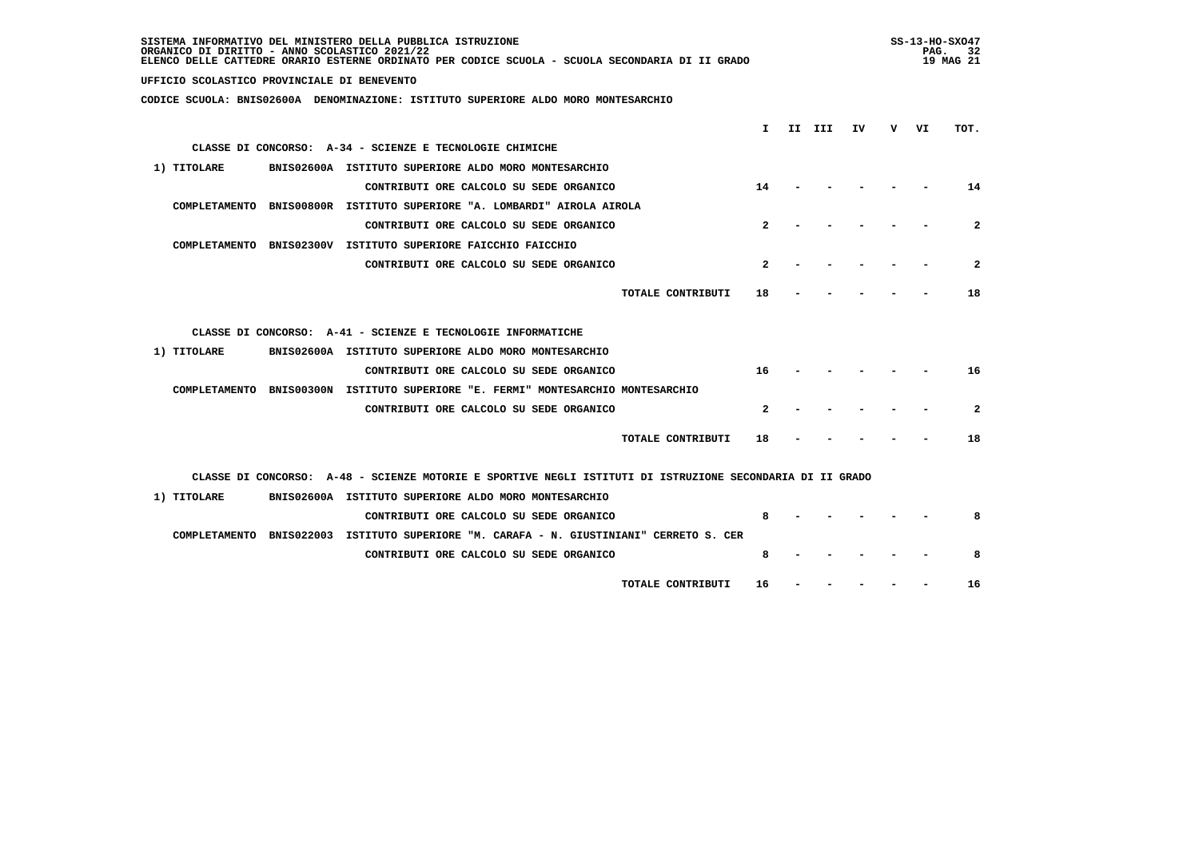SISTEMA INFORMATIVO DEL MINISTERO DELLA PUBBLICA ISTRUZIONE
ORGANICO DI DIRITTO - ANNO SCOLASTICO 2021/22
ELENCO DELLE CATTEDRE ORARIO ESTERNE ORDINATO PER CODICE SCUOLA - SCUOLA SECONDARIA DI II GRADO

UFFICIO SCOLASTICO PROVINCIALE DI BENEVENTO

CODICE SCUOLA: BNIS02600A DENOMINAZIONE: ISTITUTO SUPERIORE ALDO MORO MONTESARCHIO

| | | | I | II | III | IV | V | VI | TOT. |
|---|---|---|---|---|---|---|---|---|---|
| **CLASSE DI CONCORSO: A-34 - SCIENZE E TECNOLOGIE CHIMICHE** | | | | | | | | | |
| 1) TITOLARE | BNIS02600A | ISTITUTO SUPERIORE ALDO MORO MONTESARCHIO | | | | | | | |
| | | CONTRIBUTI ORE CALCOLO SU SEDE ORGANICO | 14 | - | - | - | - | - | 14 |
| COMPLETAMENTO | BNIS00800R | ISTITUTO SUPERIORE "A. LOMBARDI" AIROLA AIROLA | | | | | | | |
| | | CONTRIBUTI ORE CALCOLO SU SEDE ORGANICO | 2 | - | - | - | - | - | 2 |
| COMPLETAMENTO | BNIS02300V | ISTITUTO SUPERIORE FAICCHIO FAICCHIO | | | | | | | |
| | | CONTRIBUTI ORE CALCOLO SU SEDE ORGANICO | 2 | - | - | - | - | - | 2 |
| | | TOTALE CONTRIBUTI | 18 | - | - | - | - | - | 18 |
| **CLASSE DI CONCORSO: A-41 - SCIENZE E TECNOLOGIE INFORMATICHE** | | | | | | | | | |
| 1) TITOLARE | BNIS02600A | ISTITUTO SUPERIORE ALDO MORO MONTESARCHIO | | | | | | | |
| | | CONTRIBUTI ORE CALCOLO SU SEDE ORGANICO | 16 | - | - | - | - | - | 16 |
| COMPLETAMENTO | BNIS00300N | ISTITUTO SUPERIORE "E. FERMI" MONTESARCHIO MONTESARCHIO | | | | | | | |
| | | CONTRIBUTI ORE CALCOLO SU SEDE ORGANICO | 2 | - | - | - | - | - | 2 |
| | | TOTALE CONTRIBUTI | 18 | - | - | - | - | - | 18 |
| **CLASSE DI CONCORSO: A-48 - SCIENZE MOTORIE E SPORTIVE NEGLI ISTITUTI DI ISTRUZIONE SECONDARIA DI II GRADO** | | | | | | | | | |
| 1) TITOLARE | BNIS02600A | ISTITUTO SUPERIORE ALDO MORO MONTESARCHIO | | | | | | | |
| | | CONTRIBUTI ORE CALCOLO SU SEDE ORGANICO | 8 | - | - | - | - | - | 8 |
| COMPLETAMENTO | BNIS022003 | ISTITUTO SUPERIORE "M. CARAFA - N. GIUSTINIANI" CERRETO S. CER | | | | | | | |
| | | CONTRIBUTI ORE CALCOLO SU SEDE ORGANICO | 8 | - | - | - | - | - | 8 |
| | | TOTALE CONTRIBUTI | 16 | - | - | - | - | - | 16 |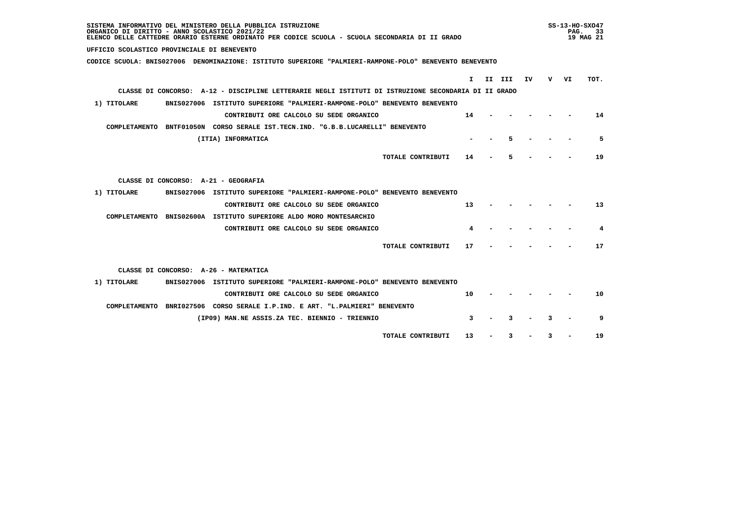SISTEMA INFORMATIVO DEL MINISTERO DELLA PUBBLICA ISTRUZIONE
ORGANICO DI DIRITTO - ANNO SCOLASTICO 2021/22
ELENCO DELLE CATTEDRE ORARIO ESTERNE ORDINATO PER CODICE SCUOLA - SCUOLA SECONDARIA DI II GRADO

**UFFICIO SCOLASTICO PROVINCIALE DI BENEVENTO**

**CODICE SCUOLA: BNIS027006 DENOMINAZIONE: ISTITUTO SUPERIORE "PALMIERI-RAMPONE-POLO" BENEVENTO BENEVENTO**

| | I | II | III | IV | V | VI | TOT. |
|---|---|---|---|---|---|---|---|
| **CLASSE DI CONCORSO: A-12 - DISCIPLINE LETTERARIE NEGLI ISTITUTI DI ISTRUZIONE SECONDARIA DI II GRADO** | | | | | | | |
| 1) TITOLARE BNIS027006 ISTITUTO SUPERIORE "PALMIERI-RAMPONE-POLO" BENEVENTO BENEVENTO | | | | | | | |
| CONTRIBUTI ORE CALCOLO SU SEDE ORGANICO | 14 | - | - | - | - | - | 14 |
| COMPLETAMENTO BNTF01050N CORSO SERALE IST.TECN.IND. "G.B.B.LUCARELLI" BENEVENTO | | | | | | | |
| (ITIA) INFORMATICA | - | - | 5 | - | - | - | 5 |
| TOTALE CONTRIBUTI | 14 | - | 5 | - | - | - | 19 |
| **CLASSE DI CONCORSO: A-21 - GEOGRAFIA** | | | | | | | |
| 1) TITOLARE BNIS027006 ISTITUTO SUPERIORE "PALMIERI-RAMPONE-POLO" BENEVENTO BENEVENTO | | | | | | | |
| CONTRIBUTI ORE CALCOLO SU SEDE ORGANICO | 13 | - | - | - | - | - | 13 |
| COMPLETAMENTO BNIS02600A ISTITUTO SUPERIORE ALDO MORO MONTESARCHIO | | | | | | | |
| CONTRIBUTI ORE CALCOLO SU SEDE ORGANICO | 4 | - | - | - | - | - | 4 |
| TOTALE CONTRIBUTI | 17 | - | - | - | - | - | 17 |
| **CLASSE DI CONCORSO: A-26 - MATEMATICA** | | | | | | | |
| 1) TITOLARE BNIS027006 ISTITUTO SUPERIORE "PALMIERI-RAMPONE-POLO" BENEVENTO BENEVENTO | | | | | | | |
| CONTRIBUTI ORE CALCOLO SU SEDE ORGANICO | 10 | - | - | - | - | - | 10 |
| COMPLETAMENTO BNRI027506 CORSO SERALE I.P.IND. E ART. "L.PALMIERI" BENEVENTO | | | | | | | |
| (IP09) MAN.NE ASSIS.ZA TEC. BIENNIO - TRIENNIO | 3 | - | 3 | - | 3 | - | 9 |
| TOTALE CONTRIBUTI | 13 | - | 3 | - | 3 | - | 19 |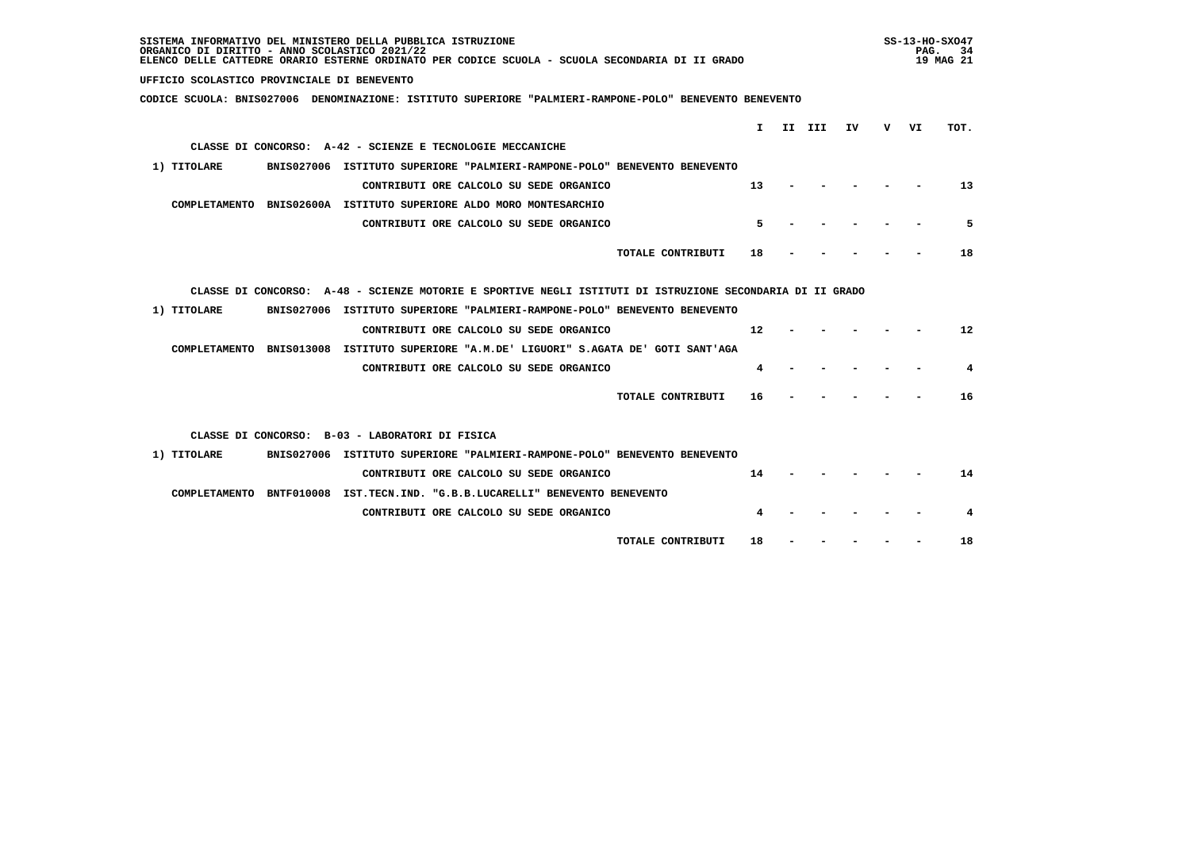SISTEMA INFORMATIVO DEL MINISTERO DELLA PUBBLICA ISTRUZIONE
ORGANICO DI DIRITTO - ANNO SCOLASTICO 2021/22
ELENCO DELLE CATTEDRE ORARIO ESTERNE ORDINATO PER CODICE SCUOLA - SCUOLA SECONDARIA DI II GRADO

**UFFICIO SCOLASTICO PROVINCIALE DI BENEVENTO**

**CODICE SCUOLA: BNIS027006 DENOMINAZIONE: ISTITUTO SUPERIORE "PALMIERI-RAMPONE-POLO" BENEVENTO BENEVENTO**

**CLASSE DI CONCORSO: A-42 - SCIENZE E TECNOLOGIE MECCANICHE**

| | | | I | II | III | IV | V | VI | TOT. |
|---|---|---|---|---|---|---|---|---|---|
| 1) TITOLARE | BNIS027006 | ISTITUTO SUPERIORE "PALMIERI-RAMPONE-POLO" BENEVENTO BENEVENTO | | | | | | | |
| | | CONTRIBUTI ORE CALCOLO SU SEDE ORGANICO | 13 | - | - | - | - | - | 13 |
| COMPLETAMENTO | BNIS02600A | ISTITUTO SUPERIORE ALDO MORO MONTESARCHIO | | | | | | | |
| | | CONTRIBUTI ORE CALCOLO SU SEDE ORGANICO | 5 | - | - | - | - | - | 5 |
| | | TOTALE CONTRIBUTI | 18 | - | - | - | - | - | 18 |

**CLASSE DI CONCORSO: A-48 - SCIENZE MOTORIE E SPORTIVE NEGLI ISTITUTI DI ISTRUZIONE SECONDARIA DI II GRADO**

| | | | I | II | III | IV | V | VI | TOT. |
|---|---|---|---|---|---|---|---|---|---|
| 1) TITOLARE | BNIS027006 | ISTITUTO SUPERIORE "PALMIERI-RAMPONE-POLO" BENEVENTO BENEVENTO | | | | | | | |
| | | CONTRIBUTI ORE CALCOLO SU SEDE ORGANICO | 12 | - | - | - | - | - | 12 |
| COMPLETAMENTO | BNIS013008 | ISTITUTO SUPERIORE "A.M.DE' LIGUORI" S.AGATA DE' GOTI SANT'AGA | | | | | | | |
| | | CONTRIBUTI ORE CALCOLO SU SEDE ORGANICO | 4 | - | - | - | - | - | 4 |
| | | TOTALE CONTRIBUTI | 16 | - | - | - | - | - | 16 |

**CLASSE DI CONCORSO: B-03 - LABORATORI DI FISICA**

| | | | I | II | III | IV | V | VI | TOT. |
|---|---|---|---|---|---|---|---|---|---|
| 1) TITOLARE | BNIS027006 | ISTITUTO SUPERIORE "PALMIERI-RAMPONE-POLO" BENEVENTO BENEVENTO | | | | | | | |
| | | CONTRIBUTI ORE CALCOLO SU SEDE ORGANICO | 14 | - | - | - | - | - | 14 |
| COMPLETAMENTO | BNTF010008 | IST.TECN.IND. "G.B.B.LUCARELLI" BENEVENTO BENEVENTO | | | | | | | |
| | | CONTRIBUTI ORE CALCOLO SU SEDE ORGANICO | 4 | - | - | - | - | - | 4 |
| | | TOTALE CONTRIBUTI | 18 | - | - | - | - | - | 18 |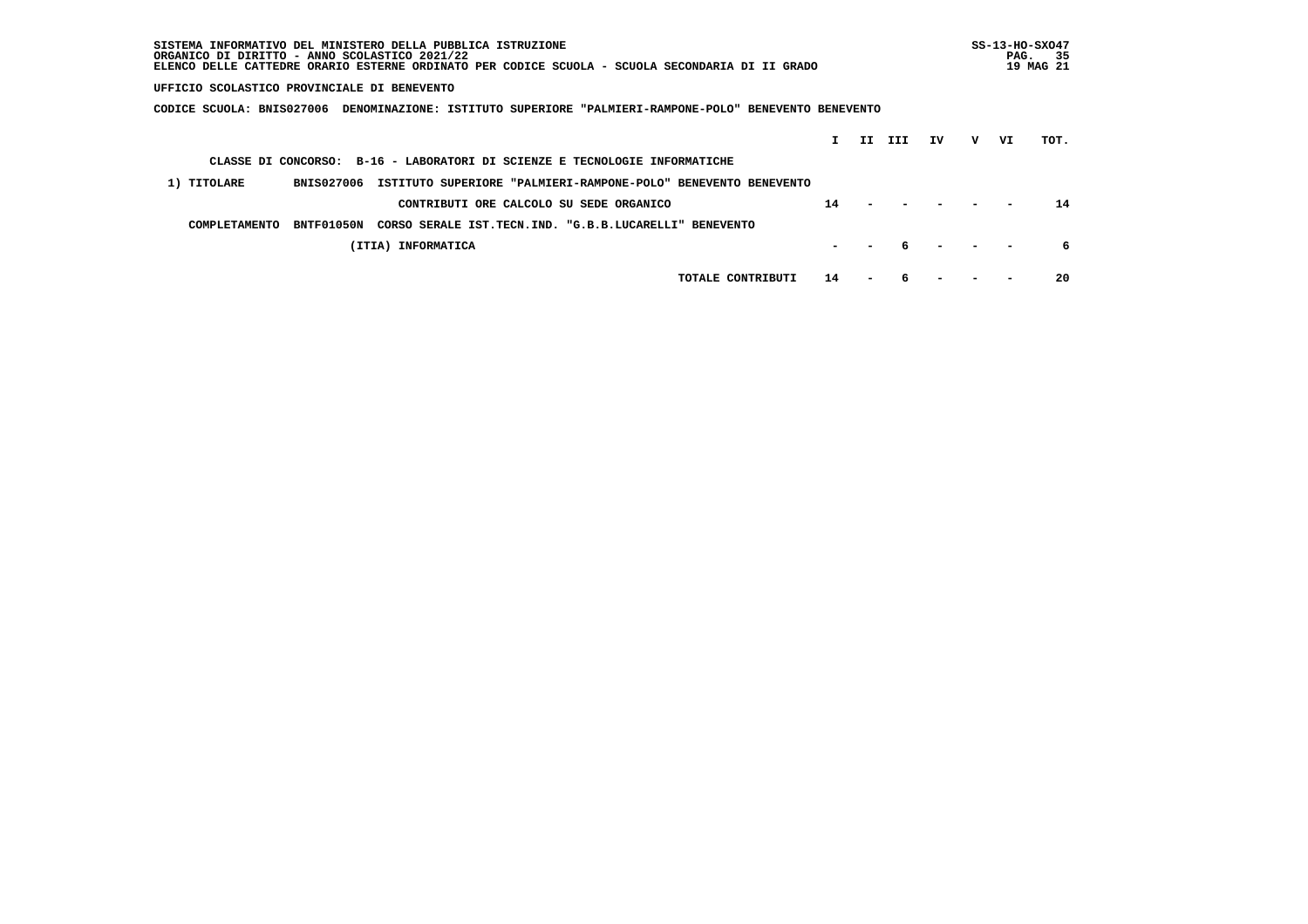**SISTEMA INFORMATIVO DEL MINISTERO DELLA PUBBLICA ISTRUZIONE**
**ORGANICO DI DIRITTO - ANNO SCOLASTICO 2021/22**
**ELENCO DELLE CATTEDRE ORARIO ESTERNE ORDINATO PER CODICE SCUOLA - SCUOLA SECONDARIA DI II GRADO**

SS-13-HO-SXO47
19 MAG 21

**UFFICIO SCOLASTICO PROVINCIALE DI BENEVENTO**

**CODICE SCUOLA: BNIS027006 DENOMINAZIONE: ISTITUTO SUPERIORE "PALMIERI-RAMPONE-POLO" BENEVENTO BENEVENTO**

**CLASSE DI CONCORSO: B-16 - LABORATORI DI SCIENZE E TECNOLOGIE INFORMATICHE**

| | | | I | II | III | IV | V | VI | TOT. |
|---|---|---|---|---|---|---|---|---|---|
| 1) TITOLARE | BNIS027006 | ISTITUTO SUPERIORE "PALMIERI-RAMPONE-POLO" BENEVENTO BENEVENTO | | | | | | | |
| | | CONTRIBUTI ORE CALCOLO SU SEDE ORGANICO | 14 | - | - | - | - | - | 14 |
| COMPLETAMENTO | BNTF01050N | CORSO SERALE IST.TECN.IND. "G.B.B.LUCARELLI" BENEVENTO | | | | | | | |
| | | (ITIA) INFORMATICA | - | - | 6 | - | - | - | 6 |
| | | TOTALE CONTRIBUTI | 14 | - | 6 | - | - | - | 20 |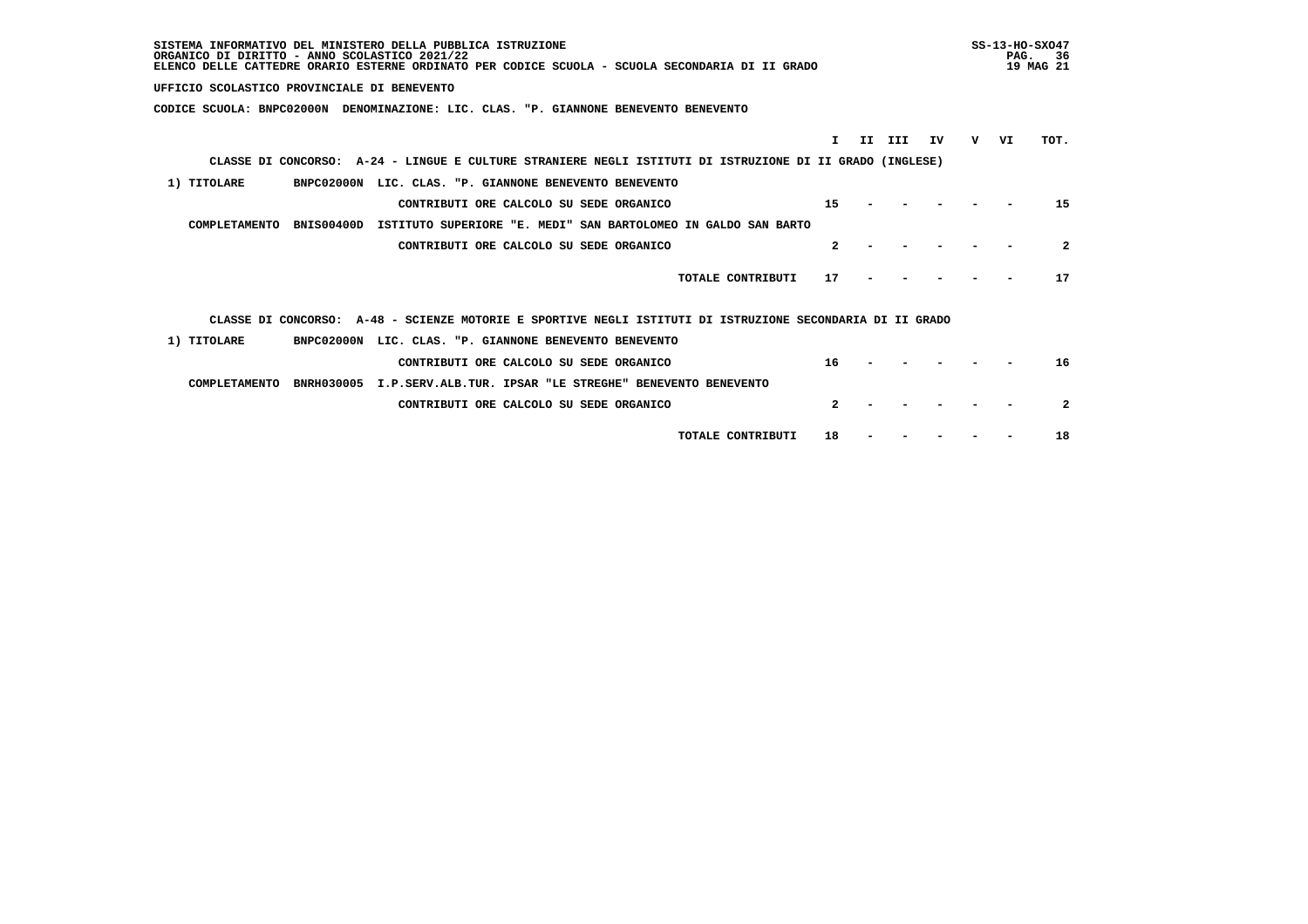SISTEMA INFORMATIVO DEL MINISTERO DELLA PUBBLICA ISTRUZIONE
ORGANICO DI DIRITTO - ANNO SCOLASTICO 2021/22
ELENCO DELLE CATTEDRE ORARIO ESTERNE ORDINATO PER CODICE SCUOLA - SCUOLA SECONDARIA DI II GRADO

**UFFICIO SCOLASTICO PROVINCIALE DI BENEVENTO**

**CODICE SCUOLA: BNPC02000N DENOMINAZIONE: LIC. CLAS. "P. GIANNONE BENEVENTO BENEVENTO**

**CLASSE DI CONCORSO: A-24 - LINGUE E CULTURE STRANIERE NEGLI ISTITUTI DI ISTRUZIONE DI II GRADO (INGLESE)**

| | | | I | II | III | IV | V | VI | TOT. |
|---|---|---|---|---|---|---|---|---|---|
| 1) TITOLARE | BNPC02000N | LIC. CLAS. "P. GIANNONE BENEVENTO BENEVENTO | | | | | | | |
| | | CONTRIBUTI ORE CALCOLO SU SEDE ORGANICO | 15 | - | - | - | - | - | 15 |
| COMPLETAMENTO | BNIS00400D | ISTITUTO SUPERIORE "E. MEDI" SAN BARTOLOMEO IN GALDO SAN BARTO | | | | | | | |
| | | CONTRIBUTI ORE CALCOLO SU SEDE ORGANICO | 2 | - | - | - | - | - | 2 |
| | | TOTALE CONTRIBUTI | 17 | - | - | - | - | - | 17 |

**CLASSE DI CONCORSO: A-48 - SCIENZE MOTORIE E SPORTIVE NEGLI ISTITUTI DI ISTRUZIONE SECONDARIA DI II GRADO**

| | | | I | II | III | IV | V | VI | TOT. |
|---|---|---|---|---|---|---|---|---|---|
| 1) TITOLARE | BNPC02000N | LIC. CLAS. "P. GIANNONE BENEVENTO BENEVENTO | | | | | | | |
| | | CONTRIBUTI ORE CALCOLO SU SEDE ORGANICO | 16 | - | - | - | - | - | 16 |
| COMPLETAMENTO | BNRH030005 | I.P.SERV.ALB.TUR. IPSAR "LE STREGHE" BENEVENTO BENEVENTO | | | | | | | |
| | | CONTRIBUTI ORE CALCOLO SU SEDE ORGANICO | 2 | - | - | - | - | - | 2 |
| | | TOTALE CONTRIBUTI | 18 | - | - | - | - | - | 18 |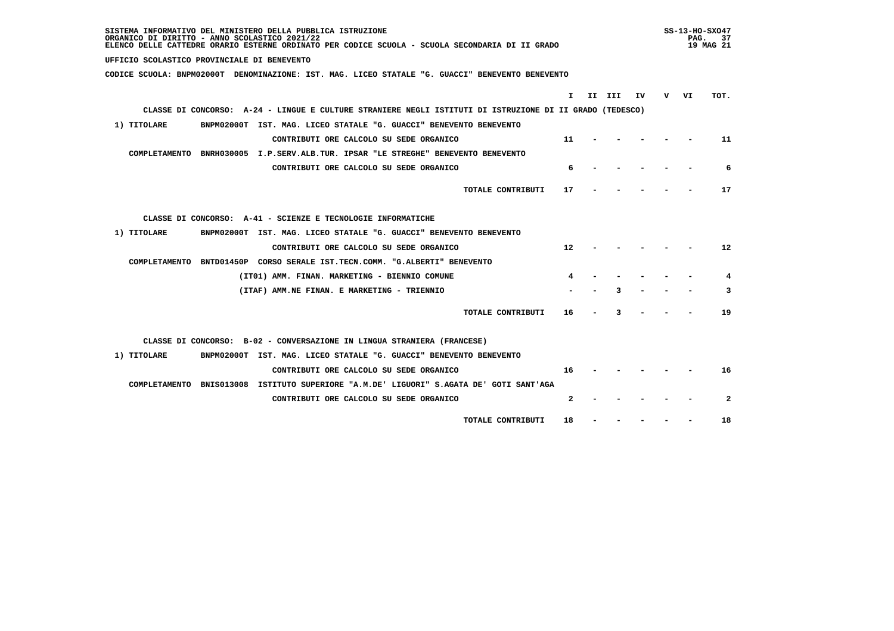SISTEMA INFORMATIVO DEL MINISTERO DELLA PUBBLICA ISTRUZIONE
ORGANICO DI DIRITTO - ANNO SCOLASTICO 2021/22
ELENCO DELLE CATTEDRE ORARIO ESTERNE ORDINATO PER CODICE SCUOLA - SCUOLA SECONDARIA DI II GRADO

**UFFICIO SCOLASTICO PROVINCIALE DI BENEVENTO**

**CODICE SCUOLA: BNPM02000T DENOMINAZIONE: IST. MAG. LICEO STATALE "G. GUACCI" BENEVENTO BENEVENTO**

| | | | I | II | III | IV | V | VI | TOT. |
|---|---|---|---|---|---|---|---|---|---|
| **CLASSE DI CONCORSO: A-24 - LINGUE E CULTURE STRANIERE NEGLI ISTITUTI DI ISTRUZIONE DI II GRADO (TEDESCO)** | | | | | | | | | |
| 1) TITOLARE | BNPM02000T | IST. MAG. LICEO STATALE "G. GUACCI" BENEVENTO BENEVENTO | | | | | | | |
| | | CONTRIBUTI ORE CALCOLO SU SEDE ORGANICO | 11 | - | - | - | - | - | 11 |
| COMPLETAMENTO | BNRH030005 | I.P.SERV.ALB.TUR. IPSAR "LE STREGHE" BENEVENTO BENEVENTO | | | | | | | |
| | | CONTRIBUTI ORE CALCOLO SU SEDE ORGANICO | 6 | - | - | - | - | - | 6 |
| | | TOTALE CONTRIBUTI | 17 | - | - | - | - | - | 17 |
| **CLASSE DI CONCORSO: A-41 - SCIENZE E TECNOLOGIE INFORMATICHE** | | | | | | | | | |
| 1) TITOLARE | BNPM02000T | IST. MAG. LICEO STATALE "G. GUACCI" BENEVENTO BENEVENTO | | | | | | | |
| | | CONTRIBUTI ORE CALCOLO SU SEDE ORGANICO | 12 | - | - | - | - | - | 12 |
| COMPLETAMENTO | BNTD01450P | CORSO SERALE IST.TECN.COMM. "G.ALBERTI" BENEVENTO | | | | | | | |
| | | (IT01) AMM. FINAN. MARKETING - BIENNIO COMUNE | 4 | - | - | - | - | - | 4 |
| | | (ITAF) AMM.NE FINAN. E MARKETING - TRIENNIO | - | - | 3 | - | - | - | 3 |
| | | TOTALE CONTRIBUTI | 16 | - | 3 | - | - | - | 19 |
| **CLASSE DI CONCORSO: B-02 - CONVERSAZIONE IN LINGUA STRANIERA (FRANCESE)** | | | | | | | | | |
| 1) TITOLARE | BNPM02000T | IST. MAG. LICEO STATALE "G. GUACCI" BENEVENTO BENEVENTO | | | | | | | |
| | | CONTRIBUTI ORE CALCOLO SU SEDE ORGANICO | 16 | - | - | - | - | - | 16 |
| COMPLETAMENTO | BNIS013008 | ISTITUTO SUPERIORE "A.M.DE' LIGUORI" S.AGATA DE' GOTI SANT'AGA | | | | | | | |
| | | CONTRIBUTI ORE CALCOLO SU SEDE ORGANICO | 2 | - | - | - | - | - | 2 |
| | | TOTALE CONTRIBUTI | 18 | - | - | - | - | - | 18 |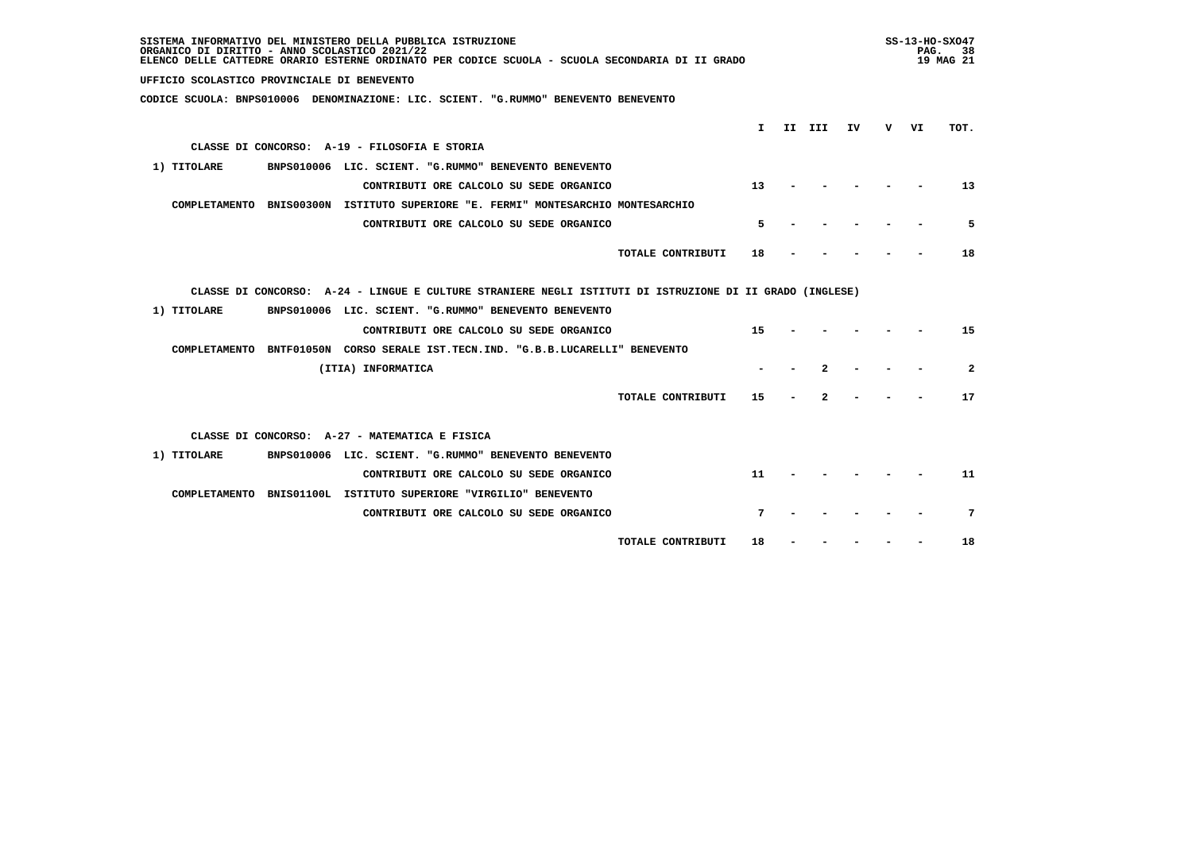SISTEMA INFORMATIVO DEL MINISTERO DELLA PUBBLICA ISTRUZIONE
ORGANICO DI DIRITTO - ANNO SCOLASTICO 2021/22
ELENCO DELLE CATTEDRE ORARIO ESTERNE ORDINATO PER CODICE SCUOLA - SCUOLA SECONDARIA DI II GRADO

SS-13-HO-SXO47
19 MAG 21

**UFFICIO SCOLASTICO PROVINCIALE DI BENEVENTO**

**CODICE SCUOLA: BNPS010006 DENOMINAZIONE: LIC. SCIENT. "G.RUMMO" BENEVENTO BENEVENTO**

| | I | II | III | IV | V | VI | TOT. |
|---|---|---|---|---|---|---|---|
| **CLASSE DI CONCORSO: A-19 - FILOSOFIA E STORIA** | | | | | | | |
| 1) TITOLARE BNPS010006 LIC. SCIENT. "G.RUMMO" BENEVENTO BENEVENTO | | | | | | | |
| CONTRIBUTI ORE CALCOLO SU SEDE ORGANICO | 13 | - | - | - | - | - | 13 |
| COMPLETAMENTO BNIS00300N ISTITUTO SUPERIORE "E. FERMI" MONTESARCHIO MONTESARCHIO | | | | | | | |
| CONTRIBUTI ORE CALCOLO SU SEDE ORGANICO | 5 | - | - | - | - | - | 5 |
| TOTALE CONTRIBUTI | 18 | - | - | - | - | - | 18 |
| **CLASSE DI CONCORSO: A-24 - LINGUE E CULTURE STRANIERE NEGLI ISTITUTI DI ISTRUZIONE DI II GRADO (INGLESE)** | | | | | | | |
| 1) TITOLARE BNPS010006 LIC. SCIENT. "G.RUMMO" BENEVENTO BENEVENTO | | | | | | | |
| CONTRIBUTI ORE CALCOLO SU SEDE ORGANICO | 15 | - | - | - | - | - | 15 |
| COMPLETAMENTO BNTF01050N CORSO SERALE IST.TECN.IND. "G.B.B.LUCARELLI" BENEVENTO | | | | | | | |
| (ITIA) INFORMATICA | - | - | 2 | - | - | - | 2 |
| TOTALE CONTRIBUTI | 15 | - | 2 | - | - | - | 17 |
| **CLASSE DI CONCORSO: A-27 - MATEMATICA E FISICA** | | | | | | | |
| 1) TITOLARE BNPS010006 LIC. SCIENT. "G.RUMMO" BENEVENTO BENEVENTO | | | | | | | |
| CONTRIBUTI ORE CALCOLO SU SEDE ORGANICO | 11 | - | - | - | - | - | 11 |
| COMPLETAMENTO BNIS01100L ISTITUTO SUPERIORE "VIRGILIO" BENEVENTO | | | | | | | |
| CONTRIBUTI ORE CALCOLO SU SEDE ORGANICO | 7 | - | - | - | - | - | 7 |
| TOTALE CONTRIBUTI | 18 | - | - | - | - | - | 18 |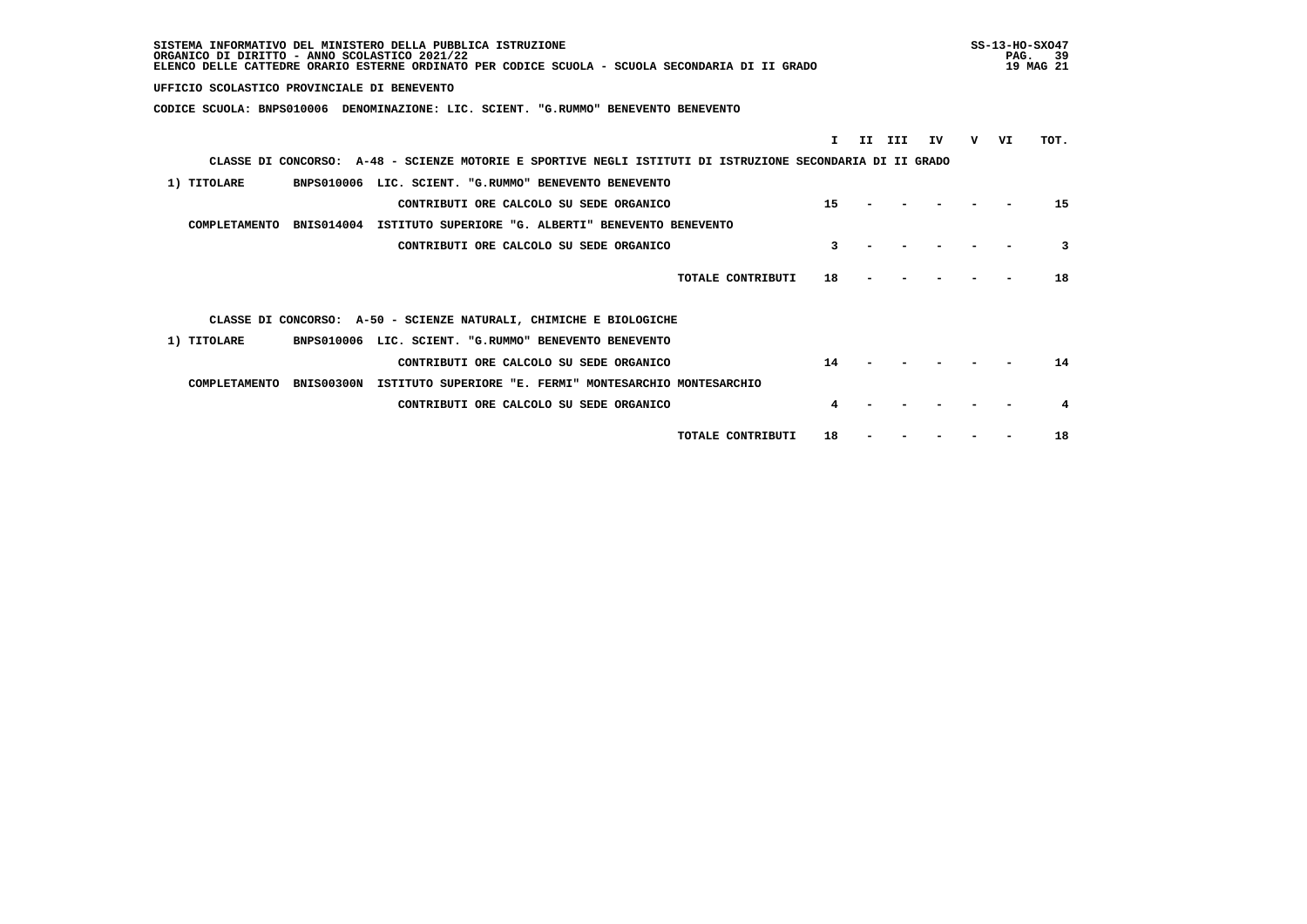SISTEMA INFORMATIVO DEL MINISTERO DELLA PUBBLICA ISTRUZIONE
ORGANICO DI DIRITTO - ANNO SCOLASTICO 2021/22
ELENCO DELLE CATTEDRE ORARIO ESTERNE ORDINATO PER CODICE SCUOLA - SCUOLA SECONDARIA DI II GRADO

UFFICIO SCOLASTICO PROVINCIALE DI BENEVENTO

CODICE SCUOLA: BNPS010006 DENOMINAZIONE: LIC. SCIENT. "G.RUMMO" BENEVENTO BENEVENTO

CLASSE DI CONCORSO: A-48 - SCIENZE MOTORIE E SPORTIVE NEGLI ISTITUTI DI ISTRUZIONE SECONDARIA DI II GRADO

| | | | I | II | III | IV | V | VI | TOT. |
|---|---|---|---|---|---|---|---|---|---|
| 1) TITOLARE | BNPS010006 | LIC. SCIENT. "G.RUMMO" BENEVENTO BENEVENTO | | | | | | | |
| | | CONTRIBUTI ORE CALCOLO SU SEDE ORGANICO | 15 | - | - | - | - | - | 15 |
| COMPLETAMENTO | BNIS014004 | ISTITUTO SUPERIORE "G. ALBERTI" BENEVENTO BENEVENTO | | | | | | | |
| | | CONTRIBUTI ORE CALCOLO SU SEDE ORGANICO | 3 | - | - | - | - | - | 3 |
| | | TOTALE CONTRIBUTI | 18 | - | - | - | - | - | 18 |

CLASSE DI CONCORSO: A-50 - SCIENZE NATURALI, CHIMICHE E BIOLOGICHE

| | | | I | II | III | IV | V | VI | TOT. |
|---|---|---|---|---|---|---|---|---|---|
| 1) TITOLARE | BNPS010006 | LIC. SCIENT. "G.RUMMO" BENEVENTO BENEVENTO | | | | | | | |
| | | CONTRIBUTI ORE CALCOLO SU SEDE ORGANICO | 14 | - | - | - | - | - | 14 |
| COMPLETAMENTO | BNIS00300N | ISTITUTO SUPERIORE "E. FERMI" MONTESARCHIO MONTESARCHIO | | | | | | | |
| | | CONTRIBUTI ORE CALCOLO SU SEDE ORGANICO | 4 | - | - | - | - | - | 4 |
| | | TOTALE CONTRIBUTI | 18 | - | - | - | - | - | 18 |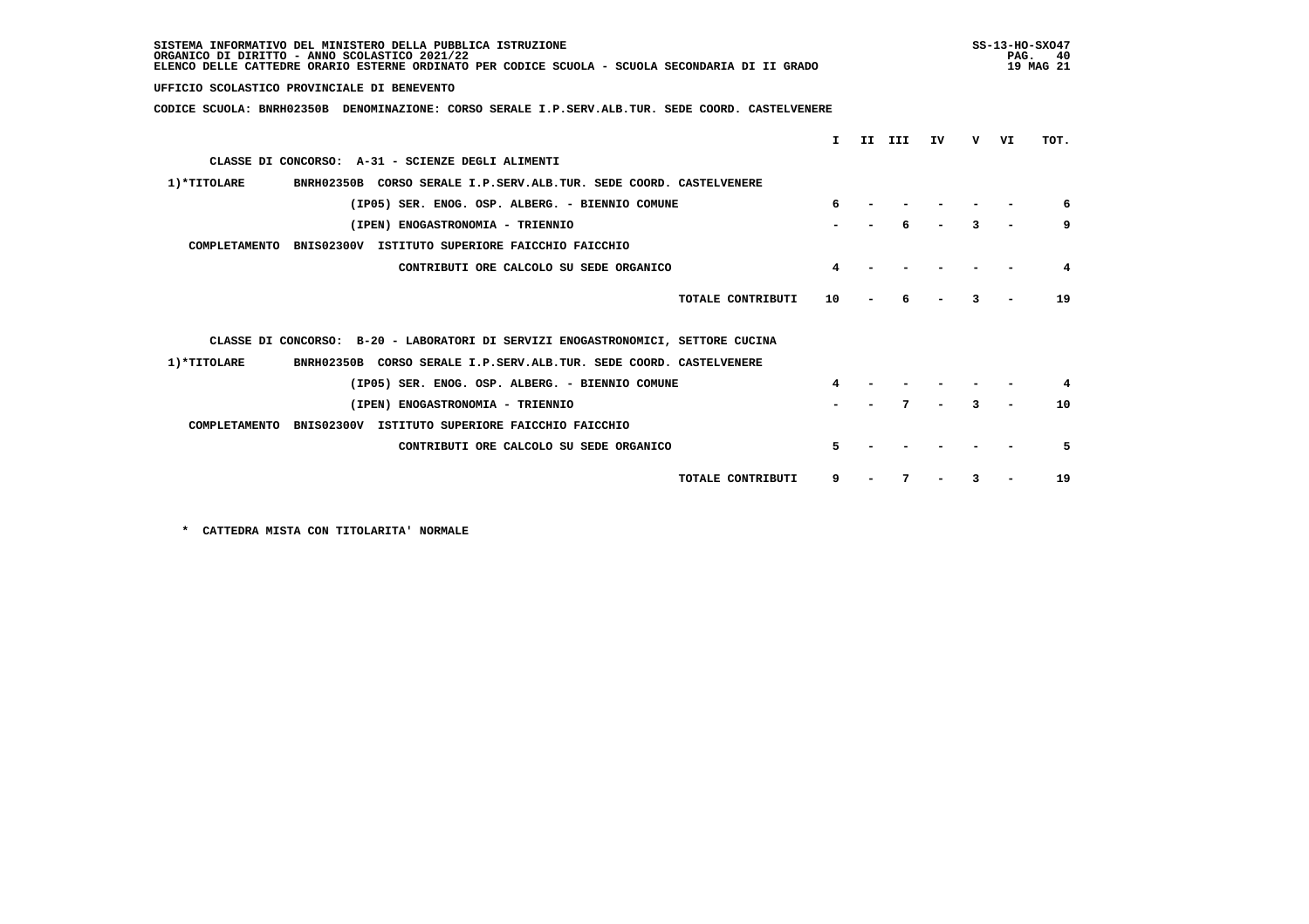SISTEMA INFORMATIVO DEL MINISTERO DELLA PUBBLICA ISTRUZIONE
ORGANICO DI DIRITTO - ANNO SCOLASTICO 2021/22
ELENCO DELLE CATTEDRE ORARIO ESTERNE ORDINATO PER CODICE SCUOLA - SCUOLA SECONDARIA DI II GRADO

UFFICIO SCOLASTICO PROVINCIALE DI BENEVENTO

CODICE SCUOLA: BNRH02350B DENOMINAZIONE: CORSO SERALE I.P.SERV.ALB.TUR. SEDE COORD. CASTELVENERE

| | | I | II | III | IV | V | VI | TOT. |
|---|---|---|---|---|---|---|---|---|
| CLASSE DI CONCORSO: A-31 - SCIENZE DEGLI ALIMENTI | | | | | | | | |
| 1)*TITOLARE | BNRH02350B CORSO SERALE I.P.SERV.ALB.TUR. SEDE COORD. CASTELVENERE | | | | | | | |
| | (IP05) SER. ENOG. OSP. ALBERG. - BIENNIO COMUNE | 6 | - | - | - | - | - | 6 |
| | (IPEN) ENOGASTRONOMIA - TRIENNIO | - | - | 6 | - | 3 | - | 9 |
| COMPLETAMENTO | BNIS02300V ISTITUTO SUPERIORE FAICCHIO FAICCHIO | | | | | | | |
| | CONTRIBUTI ORE CALCOLO SU SEDE ORGANICO | 4 | - | - | - | - | - | 4 |
| | TOTALE CONTRIBUTI | 10 | - | 6 | - | 3 | - | 19 |
| CLASSE DI CONCORSO: B-20 - LABORATORI DI SERVIZI ENOGASTRONOMICI, SETTORE CUCINA | | | | | | | | |
| 1)*TITOLARE | BNRH02350B CORSO SERALE I.P.SERV.ALB.TUR. SEDE COORD. CASTELVENERE | | | | | | | |
| | (IP05) SER. ENOG. OSP. ALBERG. - BIENNIO COMUNE | 4 | - | - | - | - | - | 4 |
| | (IPEN) ENOGASTRONOMIA - TRIENNIO | - | - | 7 | - | 3 | - | 10 |
| COMPLETAMENTO | BNIS02300V ISTITUTO SUPERIORE FAICCHIO FAICCHIO | | | | | | | |
| | CONTRIBUTI ORE CALCOLO SU SEDE ORGANICO | 5 | - | - | - | - | - | 5 |
| | TOTALE CONTRIBUTI | 9 | - | 7 | - | 3 | - | 19 |

\* CATTEDRA MISTA CON TITOLARITA' NORMALE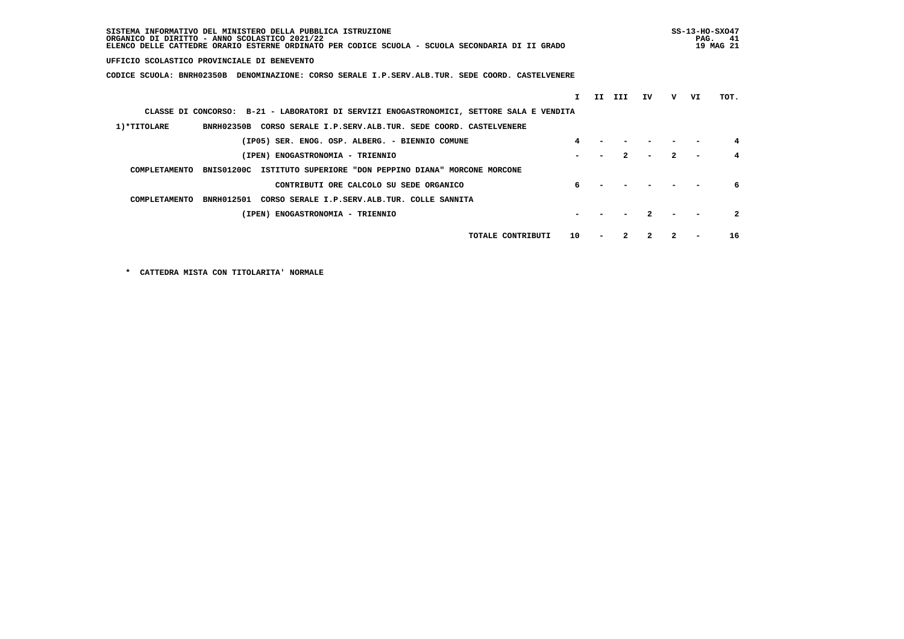SISTEMA INFORMATIVO DEL MINISTERO DELLA PUBBLICA ISTRUZIONE
ORGANICO DI DIRITTO - ANNO SCOLASTICO 2021/22
ELENCO DELLE CATTEDRE ORARIO ESTERNE ORDINATO PER CODICE SCUOLA - SCUOLA SECONDARIA DI II GRADO

SS-13-HO-SXO47
19 MAG 21

UFFICIO SCOLASTICO PROVINCIALE DI BENEVENTO

CODICE SCUOLA: BNRH02350B DENOMINAZIONE: CORSO SERALE I.P.SERV.ALB.TUR. SEDE COORD. CASTELVENERE

CLASSE DI CONCORSO: B-21 - LABORATORI DI SERVIZI ENOGASTRONOMICI, SETTORE SALA E VENDITA

| | | I | II | III | IV | V | VI | TOT. |
|---|---|---|---|---|---|---|---|---|
| 1)*TITOLARE | BNRH02350B CORSO SERALE I.P.SERV.ALB.TUR. SEDE COORD. CASTELVENERE | | | | | | | |
| | (IP05) SER. ENOG. OSP. ALBERG. - BIENNIO COMUNE | 4 | - | - | - | - | - | 4 |
| | (IPEN) ENOGASTRONOMIA - TRIENNIO | - | - | 2 | - | 2 | - | 4 |
| COMPLETAMENTO | BNIS01200C ISTITUTO SUPERIORE "DON PEPPINO DIANA" MORCONE MORCONE | | | | | | | |
| | CONTRIBUTI ORE CALCOLO SU SEDE ORGANICO | 6 | - | - | - | - | - | 6 |
| COMPLETAMENTO | BNRH012501 CORSO SERALE I.P.SERV.ALB.TUR. COLLE SANNITA | | | | | | | |
| | (IPEN) ENOGASTRONOMIA - TRIENNIO | - | - | - | 2 | - | - | 2 |
| | TOTALE CONTRIBUTI | 10 | - | 2 | 2 | 2 | - | 16 |

\* CATTEDRA MISTA CON TITOLARITA' NORMALE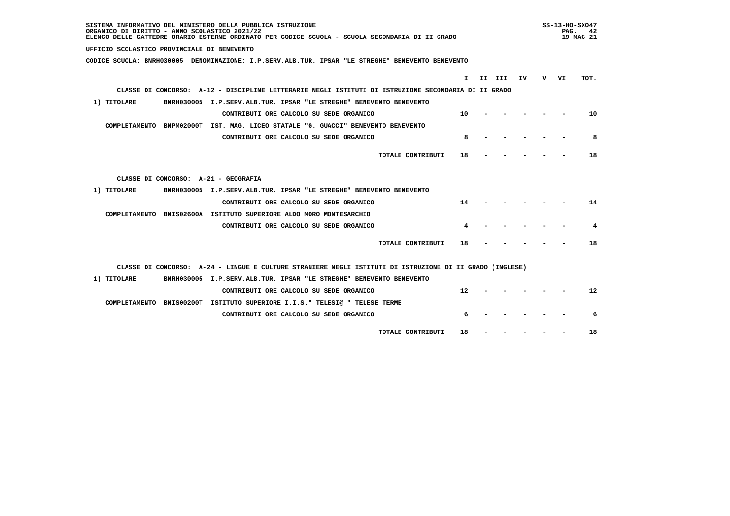SISTEMA INFORMATIVO DEL MINISTERO DELLA PUBBLICA ISTRUZIONE
ORGANICO DI DIRITTO - ANNO SCOLASTICO 2021/22
ELENCO DELLE CATTEDRE ORARIO ESTERNE ORDINATO PER CODICE SCUOLA - SCUOLA SECONDARIA DI II GRADO

UFFICIO SCOLASTICO PROVINCIALE DI BENEVENTO

CODICE SCUOLA: BNRH030005 DENOMINAZIONE: I.P.SERV.ALB.TUR. IPSAR "LE STREGHE" BENEVENTO BENEVENTO

| | | | I | II | III | IV | V | VI | TOT. |
|---|---|---|---|---|---|---|---|---|---|
| CLASSE DI CONCORSO: A-12 - DISCIPLINE LETTERARIE NEGLI ISTITUTI DI ISTRUZIONE SECONDARIA DI II GRADO | | | | | | | | | |
| 1) TITOLARE | BNRH030005 | I.P.SERV.ALB.TUR. IPSAR "LE STREGHE" BENEVENTO BENEVENTO | | | | | | | |
| | | CONTRIBUTI ORE CALCOLO SU SEDE ORGANICO | 10 | - | - | - | - | - | 10 |
| COMPLETAMENTO | BNPM02000T | IST. MAG. LICEO STATALE "G. GUACCI" BENEVENTO BENEVENTO | | | | | | | |
| | | CONTRIBUTI ORE CALCOLO SU SEDE ORGANICO | 8 | - | - | - | - | - | 8 |
| | | TOTALE CONTRIBUTI | 18 | - | - | - | - | - | 18 |
| CLASSE DI CONCORSO: A-21 - GEOGRAFIA | | | | | | | | | |
| 1) TITOLARE | BNRH030005 | I.P.SERV.ALB.TUR. IPSAR "LE STREGHE" BENEVENTO BENEVENTO | | | | | | | |
| | | CONTRIBUTI ORE CALCOLO SU SEDE ORGANICO | 14 | - | - | - | - | - | 14 |
| COMPLETAMENTO | BNIS02600A | ISTITUTO SUPERIORE ALDO MORO MONTESARCHIO | | | | | | | |
| | | CONTRIBUTI ORE CALCOLO SU SEDE ORGANICO | 4 | - | - | - | - | - | 4 |
| | | TOTALE CONTRIBUTI | 18 | - | - | - | - | - | 18 |
| CLASSE DI CONCORSO: A-24 - LINGUE E CULTURE STRANIERE NEGLI ISTITUTI DI ISTRUZIONE DI II GRADO (INGLESE) | | | | | | | | | |
| 1) TITOLARE | BNRH030005 | I.P.SERV.ALB.TUR. IPSAR "LE STREGHE" BENEVENTO BENEVENTO | | | | | | | |
| | | CONTRIBUTI ORE CALCOLO SU SEDE ORGANICO | 12 | - | - | - | - | - | 12 |
| COMPLETAMENTO | BNIS00200T | ISTITUTO SUPERIORE I.I.S." TELESI@ " TELESE TERME | | | | | | | |
| | | CONTRIBUTI ORE CALCOLO SU SEDE ORGANICO | 6 | - | - | - | - | - | 6 |
| | | TOTALE CONTRIBUTI | 18 | - | - | - | - | - | 18 |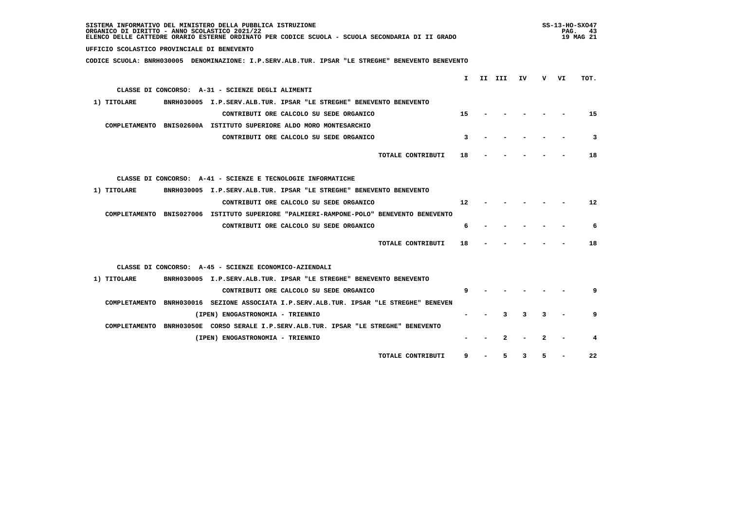SISTEMA INFORMATIVO DEL MINISTERO DELLA PUBBLICA ISTRUZIONE
ORGANICO DI DIRITTO - ANNO SCOLASTICO 2021/22
ELENCO DELLE CATTEDRE ORARIO ESTERNE ORDINATO PER CODICE SCUOLA - SCUOLA SECONDARIA DI II GRADO

SS-13-HO-SXO47
19 MAG 21

**UFFICIO SCOLASTICO PROVINCIALE DI BENEVENTO**

**CODICE SCUOLA: BNRH030005 DENOMINAZIONE: I.P.SERV.ALB.TUR. IPSAR "LE STREGHE" BENEVENTO BENEVENTO**

| | I | II | III | IV | V | VI | TOT. |
|---|---|---|---|---|---|---|---|
| **CLASSE DI CONCORSO: A-31 - SCIENZE DEGLI ALIMENTI** | | | | | | | |
| 1) TITOLARE BNRH030005 I.P.SERV.ALB.TUR. IPSAR "LE STREGHE" BENEVENTO BENEVENTO | | | | | | | |
| CONTRIBUTI ORE CALCOLO SU SEDE ORGANICO | 15 | - | - | - | - | - | 15 |
| COMPLETAMENTO BNIS02600A ISTITUTO SUPERIORE ALDO MORO MONTESARCHIO | | | | | | | |
| CONTRIBUTI ORE CALCOLO SU SEDE ORGANICO | 3 | - | - | - | - | - | 3 |
| TOTALE CONTRIBUTI | 18 | - | - | - | - | - | 18 |
| **CLASSE DI CONCORSO: A-41 - SCIENZE E TECNOLOGIE INFORMATICHE** | | | | | | | |
| 1) TITOLARE BNRH030005 I.P.SERV.ALB.TUR. IPSAR "LE STREGHE" BENEVENTO BENEVENTO | | | | | | | |
| CONTRIBUTI ORE CALCOLO SU SEDE ORGANICO | 12 | - | - | - | - | - | 12 |
| COMPLETAMENTO BNIS027006 ISTITUTO SUPERIORE "PALMIERI-RAMPONE-POLO" BENEVENTO BENEVENTO | | | | | | | |
| CONTRIBUTI ORE CALCOLO SU SEDE ORGANICO | 6 | - | - | - | - | - | 6 |
| TOTALE CONTRIBUTI | 18 | - | - | - | - | - | 18 |
| **CLASSE DI CONCORSO: A-45 - SCIENZE ECONOMICO-AZIENDALI** | | | | | | | |
| 1) TITOLARE BNRH030005 I.P.SERV.ALB.TUR. IPSAR "LE STREGHE" BENEVENTO BENEVENTO | | | | | | | |
| CONTRIBUTI ORE CALCOLO SU SEDE ORGANICO | 9 | - | - | - | - | - | 9 |
| COMPLETAMENTO BNRH030016 SEZIONE ASSOCIATA I.P.SERV.ALB.TUR. IPSAR "LE STREGHE" BENEVEN | | | | | | | |
| (IPEN) ENOGASTRONOMIA - TRIENNIO | - | - | 3 | 3 | 3 | - | 9 |
| COMPLETAMENTO BNRH03050E CORSO SERALE I.P.SERV.ALB.TUR. IPSAR "LE STREGHE" BENEVENTO | | | | | | | |
| (IPEN) ENOGASTRONOMIA - TRIENNIO | - | - | 2 | - | 2 | - | 4 |
| TOTALE CONTRIBUTI | 9 | - | 5 | 3 | 5 | - | 22 |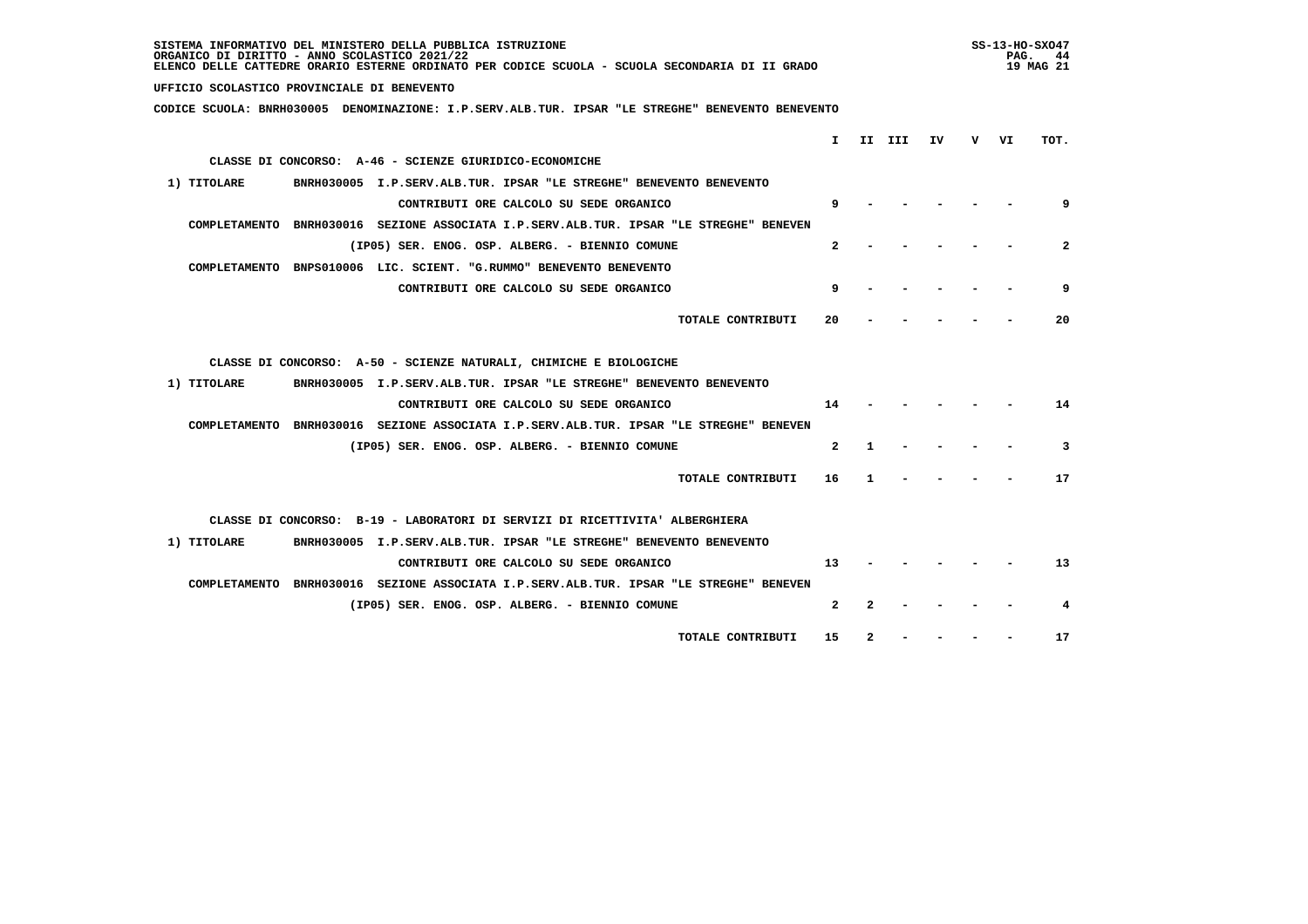SISTEMA INFORMATIVO DEL MINISTERO DELLA PUBBLICA ISTRUZIONE
ORGANICO DI DIRITTO - ANNO SCOLASTICO 2021/22
ELENCO DELLE CATTEDRE ORARIO ESTERNE ORDINATO PER CODICE SCUOLA - SCUOLA SECONDARIA DI II GRADO

UFFICIO SCOLASTICO PROVINCIALE DI BENEVENTO

CODICE SCUOLA: BNRH030005 DENOMINAZIONE: I.P.SERV.ALB.TUR. IPSAR "LE STREGHE" BENEVENTO BENEVENTO

| | I | II | III | IV | V | VI | TOT. |
|---|---|---|---|---|---|---|---|
| **CLASSE DI CONCORSO: A-46 - SCIENZE GIURIDICO-ECONOMICHE** | | | | | | | |
| 1) TITOLARE BNRH030005 I.P.SERV.ALB.TUR. IPSAR "LE STREGHE" BENEVENTO BENEVENTO | | | | | | | |
| CONTRIBUTI ORE CALCOLO SU SEDE ORGANICO | 9 | - | - | - | - | - | 9 |
| COMPLETAMENTO BNRH030016 SEZIONE ASSOCIATA I.P.SERV.ALB.TUR. IPSAR "LE STREGHE" BENEVEN | | | | | | | |
| (IP05) SER. ENOG. OSP. ALBERG. - BIENNIO COMUNE | 2 | - | - | - | - | - | 2 |
| COMPLETAMENTO BNPS010006 LIC. SCIENT. "G.RUMMO" BENEVENTO BENEVENTO | | | | | | | |
| CONTRIBUTI ORE CALCOLO SU SEDE ORGANICO | 9 | - | - | - | - | - | 9 |
| TOTALE CONTRIBUTI | 20 | - | - | - | - | - | 20 |
| **CLASSE DI CONCORSO: A-50 - SCIENZE NATURALI, CHIMICHE E BIOLOGICHE** | | | | | | | |
| 1) TITOLARE BNRH030005 I.P.SERV.ALB.TUR. IPSAR "LE STREGHE" BENEVENTO BENEVENTO | | | | | | | |
| CONTRIBUTI ORE CALCOLO SU SEDE ORGANICO | 14 | - | - | - | - | - | 14 |
| COMPLETAMENTO BNRH030016 SEZIONE ASSOCIATA I.P.SERV.ALB.TUR. IPSAR "LE STREGHE" BENEVEN | | | | | | | |
| (IP05) SER. ENOG. OSP. ALBERG. - BIENNIO COMUNE | 2 | 1 | - | - | - | - | 3 |
| TOTALE CONTRIBUTI | 16 | 1 | - | - | - | - | 17 |
| **CLASSE DI CONCORSO: B-19 - LABORATORI DI SERVIZI DI RICETTIVITA' ALBERGHIERA** | | | | | | | |
| 1) TITOLARE BNRH030005 I.P.SERV.ALB.TUR. IPSAR "LE STREGHE" BENEVENTO BENEVENTO | | | | | | | |
| CONTRIBUTI ORE CALCOLO SU SEDE ORGANICO | 13 | - | - | - | - | - | 13 |
| COMPLETAMENTO BNRH030016 SEZIONE ASSOCIATA I.P.SERV.ALB.TUR. IPSAR "LE STREGHE" BENEVEN | | | | | | | |
| (IP05) SER. ENOG. OSP. ALBERG. - BIENNIO COMUNE | 2 | 2 | - | - | - | - | 4 |
| TOTALE CONTRIBUTI | 15 | 2 | - | - | - | - | 17 |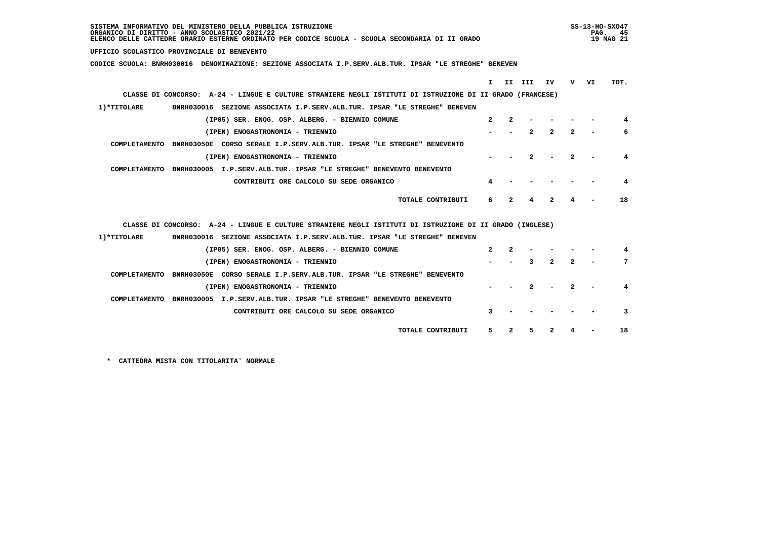UFFICIO SCOLASTICO PROVINCIALE DI BENEVENTO

CODICE SCUOLA: BNRH030016 DENOMINAZIONE: SEZIONE ASSOCIATA I.P.SERV.ALB.TUR. IPSAR "LE STREGHE" BENEVEN

CLASSE DI CONCORSO: A-24 - LINGUE E CULTURE STRANIERE NEGLI ISTITUTI DI ISTRUZIONE DI II GRADO (FRANCESE)

| | | I | II | III | IV | V | VI | TOT. |
|---|---|---|---|---|---|---|---|---|
| 1)*TITOLARE | BNRH030016 SEZIONE ASSOCIATA I.P.SERV.ALB.TUR. IPSAR "LE STREGHE" BENEVEN | | | | | | | |
| | (IP05) SER. ENOG. OSP. ALBERG. - BIENNIO COMUNE | 2 | 2 | - | - | - | - | 4 |
| | (IPEN) ENOGASTRONOMIA - TRIENNIO | - | - | 2 | 2 | 2 | - | 6 |
| COMPLETAMENTO | BNRH03050E CORSO SERALE I.P.SERV.ALB.TUR. IPSAR "LE STREGHE" BENEVENTO | | | | | | | |
| | (IPEN) ENOGASTRONOMIA - TRIENNIO | - | - | 2 | - | 2 | - | 4 |
| COMPLETAMENTO | BNRH030005 I.P.SERV.ALB.TUR. IPSAR "LE STREGHE" BENEVENTO BENEVENTO | | | | | | | |
| | CONTRIBUTI ORE CALCOLO SU SEDE ORGANICO | 4 | - | - | - | - | - | 4 |
| | TOTALE CONTRIBUTI | 6 | 2 | 4 | 2 | 4 | - | 18 |

CLASSE DI CONCORSO: A-24 - LINGUE E CULTURE STRANIERE NEGLI ISTITUTI DI ISTRUZIONE DI II GRADO (INGLESE)

| | | I | II | III | IV | V | VI | TOT. |
|---|---|---|---|---|---|---|---|---|
| 1)*TITOLARE | BNRH030016 SEZIONE ASSOCIATA I.P.SERV.ALB.TUR. IPSAR "LE STREGHE" BENEVEN | | | | | | | |
| | (IP05) SER. ENOG. OSP. ALBERG. - BIENNIO COMUNE | 2 | 2 | - | - | - | - | 4 |
| | (IPEN) ENOGASTRONOMIA - TRIENNIO | - | - | 3 | 2 | 2 | - | 7 |
| COMPLETAMENTO | BNRH03050E CORSO SERALE I.P.SERV.ALB.TUR. IPSAR "LE STREGHE" BENEVENTO | | | | | | | |
| | (IPEN) ENOGASTRONOMIA - TRIENNIO | - | - | 2 | - | 2 | - | 4 |
| COMPLETAMENTO | BNRH030005 I.P.SERV.ALB.TUR. IPSAR "LE STREGHE" BENEVENTO BENEVENTO | | | | | | | |
| | CONTRIBUTI ORE CALCOLO SU SEDE ORGANICO | 3 | - | - | - | - | - | 3 |
| | TOTALE CONTRIBUTI | 5 | 2 | 5 | 2 | 4 | - | 18 |

* CATTEDRA MISTA CON TITOLARITA' NORMALE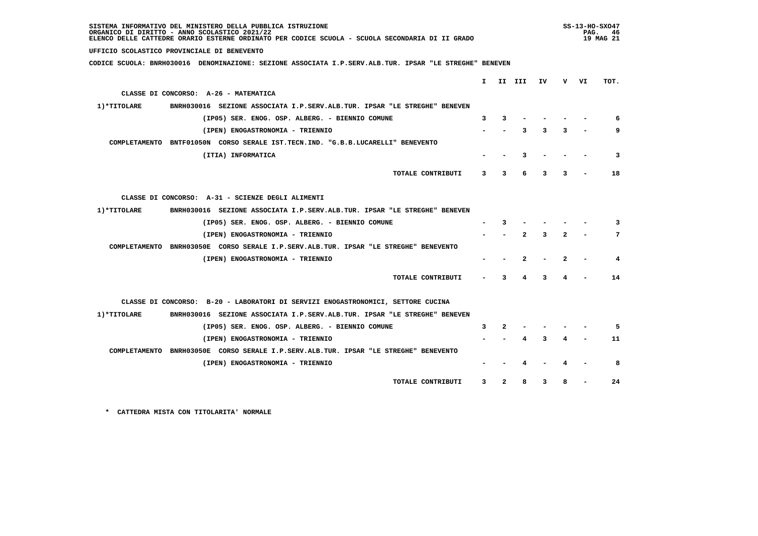SISTEMA INFORMATIVO DEL MINISTERO DELLA PUBBLICA ISTRUZIONE
ORGANICO DI DIRITTO - ANNO SCOLASTICO 2021/22
ELENCO DELLE CATTEDRE ORARIO ESTERNE ORDINATO PER CODICE SCUOLA - SCUOLA SECONDARIA DI II GRADO

SS-13-HO-SXO47
19 MAG 21

UFFICIO SCOLASTICO PROVINCIALE DI BENEVENTO

CODICE SCUOLA: BNRH030016 DENOMINAZIONE: SEZIONE ASSOCIATA I.P.SERV.ALB.TUR. IPSAR "LE STREGHE" BENEVEN

| | | I | II | III | IV | V | VI | TOT. |
|---|---|---|---|---|---|---|---|---|
| CLASSE DI CONCORSO: A-26 - MATEMATICA | | | | | | | | |
| 1)*TITOLARE | BNRH030016 SEZIONE ASSOCIATA I.P.SERV.ALB.TUR. IPSAR "LE STREGHE" BENEVEN | | | | | | | |
| | (IP05) SER. ENOG. OSP. ALBERG. - BIENNIO COMUNE | 3 | 3 | - | - | - | - | 6 |
| | (IPEN) ENOGASTRONOMIA - TRIENNIO | - | - | 3 | 3 | 3 | - | 9 |
| COMPLETAMENTO | BNTF01050N CORSO SERALE IST.TECN.IND. "G.B.B.LUCARELLI" BENEVENTO | | | | | | | |
| | (ITIA) INFORMATICA | - | - | 3 | - | - | - | 3 |
| | TOTALE CONTRIBUTI | 3 | 3 | 6 | 3 | 3 | - | 18 |
| CLASSE DI CONCORSO: A-31 - SCIENZE DEGLI ALIMENTI | | | | | | | | |
| 1)*TITOLARE | BNRH030016 SEZIONE ASSOCIATA I.P.SERV.ALB.TUR. IPSAR "LE STREGHE" BENEVEN | | | | | | | |
| | (IP05) SER. ENOG. OSP. ALBERG. - BIENNIO COMUNE | - | 3 | - | - | - | - | 3 |
| | (IPEN) ENOGASTRONOMIA - TRIENNIO | - | - | 2 | 3 | 2 | - | 7 |
| COMPLETAMENTO | BNRH03050E CORSO SERALE I.P.SERV.ALB.TUR. IPSAR "LE STREGHE" BENEVENTO | | | | | | | |
| | (IPEN) ENOGASTRONOMIA - TRIENNIO | - | - | 2 | - | 2 | - | 4 |
| | TOTALE CONTRIBUTI | - | 3 | 4 | 3 | 4 | - | 14 |
| CLASSE DI CONCORSO: B-20 - LABORATORI DI SERVIZI ENOGASTRONOMICI, SETTORE CUCINA | | | | | | | | |
| 1)*TITOLARE | BNRH030016 SEZIONE ASSOCIATA I.P.SERV.ALB.TUR. IPSAR "LE STREGHE" BENEVEN | | | | | | | |
| | (IP05) SER. ENOG. OSP. ALBERG. - BIENNIO COMUNE | 3 | 2 | - | - | - | - | 5 |
| | (IPEN) ENOGASTRONOMIA - TRIENNIO | - | - | 4 | 3 | 4 | - | 11 |
| COMPLETAMENTO | BNRH03050E CORSO SERALE I.P.SERV.ALB.TUR. IPSAR "LE STREGHE" BENEVENTO | | | | | | | |
| | (IPEN) ENOGASTRONOMIA - TRIENNIO | - | - | 4 | - | 4 | - | 8 |
| | TOTALE CONTRIBUTI | 3 | 2 | 8 | 3 | 8 | - | 24 |

* CATTEDRA MISTA CON TITOLARITA' NORMALE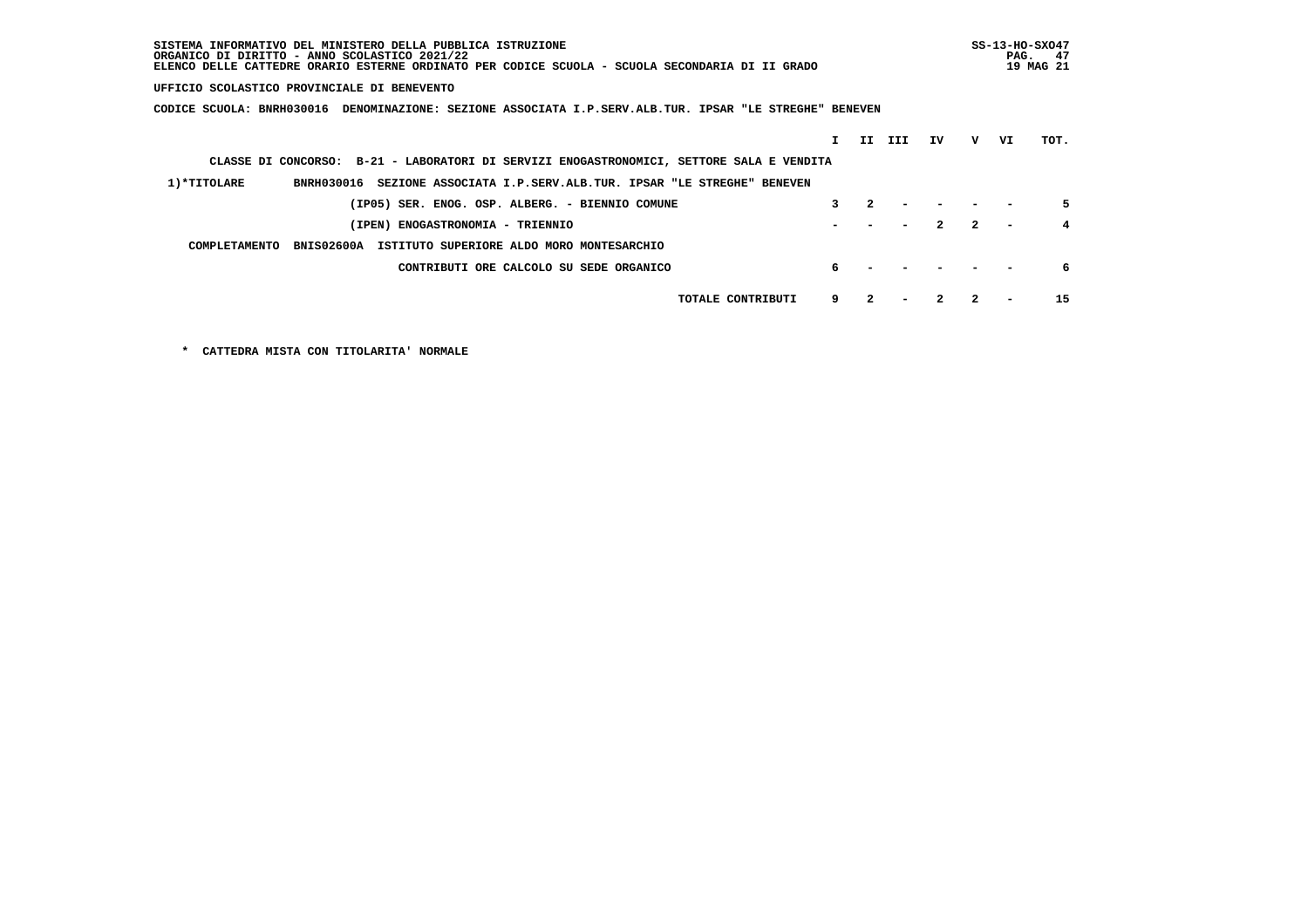SISTEMA INFORMATIVO DEL MINISTERO DELLA PUBBLICA ISTRUZIONE
ORGANICO DI DIRITTO - ANNO SCOLASTICO 2021/22
ELENCO DELLE CATTEDRE ORARIO ESTERNE ORDINATO PER CODICE SCUOLA - SCUOLA SECONDARIA DI II GRADO

SS-13-HO-SXO47
19 MAG 21

**UFFICIO SCOLASTICO PROVINCIALE DI BENEVENTO**

**CODICE SCUOLA: BNRH030016 DENOMINAZIONE: SEZIONE ASSOCIATA I.P.SERV.ALB.TUR. IPSAR "LE STREGHE" BENEVEN**

CLASSE DI CONCORSO: B-21 - LABORATORI DI SERVIZI ENOGASTRONOMICI, SETTORE SALA E VENDITA

| | | I | II | III | IV | V | VI | TOT. |
|---|---|---|---|---|---|---|---|---|
| 1)*TITOLARE | BNRH030016 SEZIONE ASSOCIATA I.P.SERV.ALB.TUR. IPSAR "LE STREGHE" BENEVEN | | | | | | | |
| | (IP05) SER. ENOG. OSP. ALBERG. - BIENNIO COMUNE | 3 | 2 | - | - | - | - | 5 |
| | (IPEN) ENOGASTRONOMIA - TRIENNIO | - | - | - | 2 | 2 | - | 4 |
| COMPLETAMENTO | BNIS02600A ISTITUTO SUPERIORE ALDO MORO MONTESARCHIO | | | | | | | |
| | CONTRIBUTI ORE CALCOLO SU SEDE ORGANICO | 6 | - | - | - | - | - | 6 |
| | TOTALE CONTRIBUTI | 9 | 2 | - | 2 | 2 | - | 15 |

* CATTEDRA MISTA CON TITOLARITA' NORMALE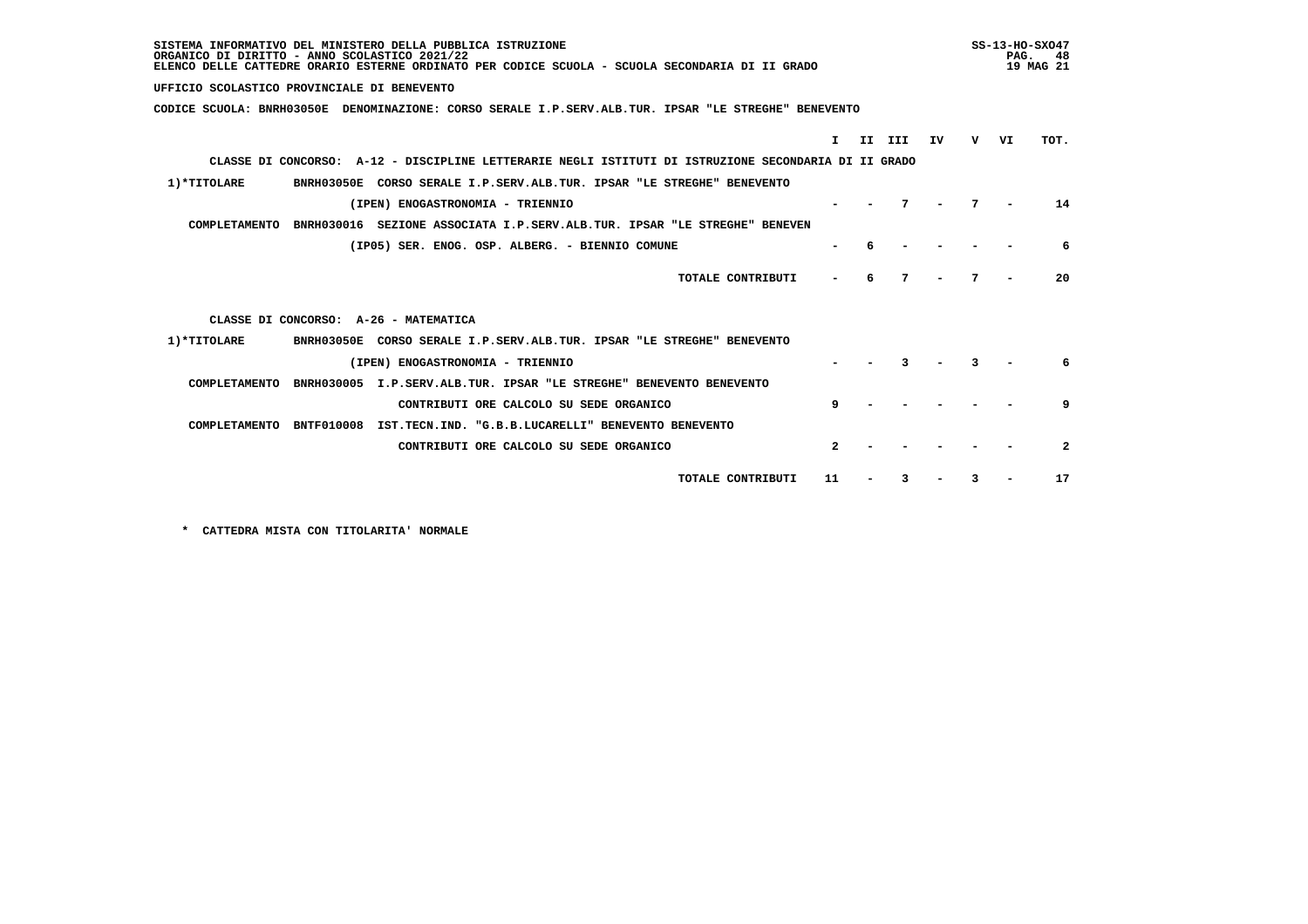SISTEMA INFORMATIVO DEL MINISTERO DELLA PUBBLICA ISTRUZIONE
ORGANICO DI DIRITTO - ANNO SCOLASTICO 2021/22
ELENCO DELLE CATTEDRE ORARIO ESTERNE ORDINATO PER CODICE SCUOLA - SCUOLA SECONDARIA DI II GRADO

SS-13-HO-SXO47
19 MAG 21

**UFFICIO SCOLASTICO PROVINCIALE DI BENEVENTO**

**CODICE SCUOLA: BNRH03050E DENOMINAZIONE: CORSO SERALE I.P.SERV.ALB.TUR. IPSAR "LE STREGHE" BENEVENTO**

| | | I | II | III | IV | V | VI | TOT. |
|---|---|---|---|---|---|---|---|---|
| CLASSE DI CONCORSO: A-12 - DISCIPLINE LETTERARIE NEGLI ISTITUTI DI ISTRUZIONE SECONDARIA DI II GRADO | | | | | | | | |
| 1)*TITOLARE | BNRH03050E CORSO SERALE I.P.SERV.ALB.TUR. IPSAR "LE STREGHE" BENEVENTO | | | | | | | |
| | (IPEN) ENOGASTRONOMIA - TRIENNIO | - | - | 7 | - | 7 | - | 14 |
| COMPLETAMENTO | BNRH030016 SEZIONE ASSOCIATA I.P.SERV.ALB.TUR. IPSAR "LE STREGHE" BENEVEN | | | | | | | |
| | (IP05) SER. ENOG. OSP. ALBERG. - BIENNIO COMUNE | - | 6 | - | - | - | - | 6 |
| | TOTALE CONTRIBUTI | - | 6 | 7 | - | 7 | - | 20 |
| CLASSE DI CONCORSO: A-26 - MATEMATICA | | | | | | | | |
| 1)*TITOLARE | BNRH03050E CORSO SERALE I.P.SERV.ALB.TUR. IPSAR "LE STREGHE" BENEVENTO | | | | | | | |
| | (IPEN) ENOGASTRONOMIA - TRIENNIO | - | - | 3 | - | 3 | - | 6 |
| COMPLETAMENTO | BNRH030005 I.P.SERV.ALB.TUR. IPSAR "LE STREGHE" BENEVENTO BENEVENTO | | | | | | | |
| | CONTRIBUTI ORE CALCOLO SU SEDE ORGANICO | 9 | - | - | - | - | - | 9 |
| COMPLETAMENTO | BNTF010008 IST.TECN.IND. "G.B.B.LUCARELLI" BENEVENTO BENEVENTO | | | | | | | |
| | CONTRIBUTI ORE CALCOLO SU SEDE ORGANICO | 2 | - | - | - | - | - | 2 |
| | TOTALE CONTRIBUTI | 11 | - | 3 | - | 3 | - | 17 |

\* CATTEDRA MISTA CON TITOLARITA' NORMALE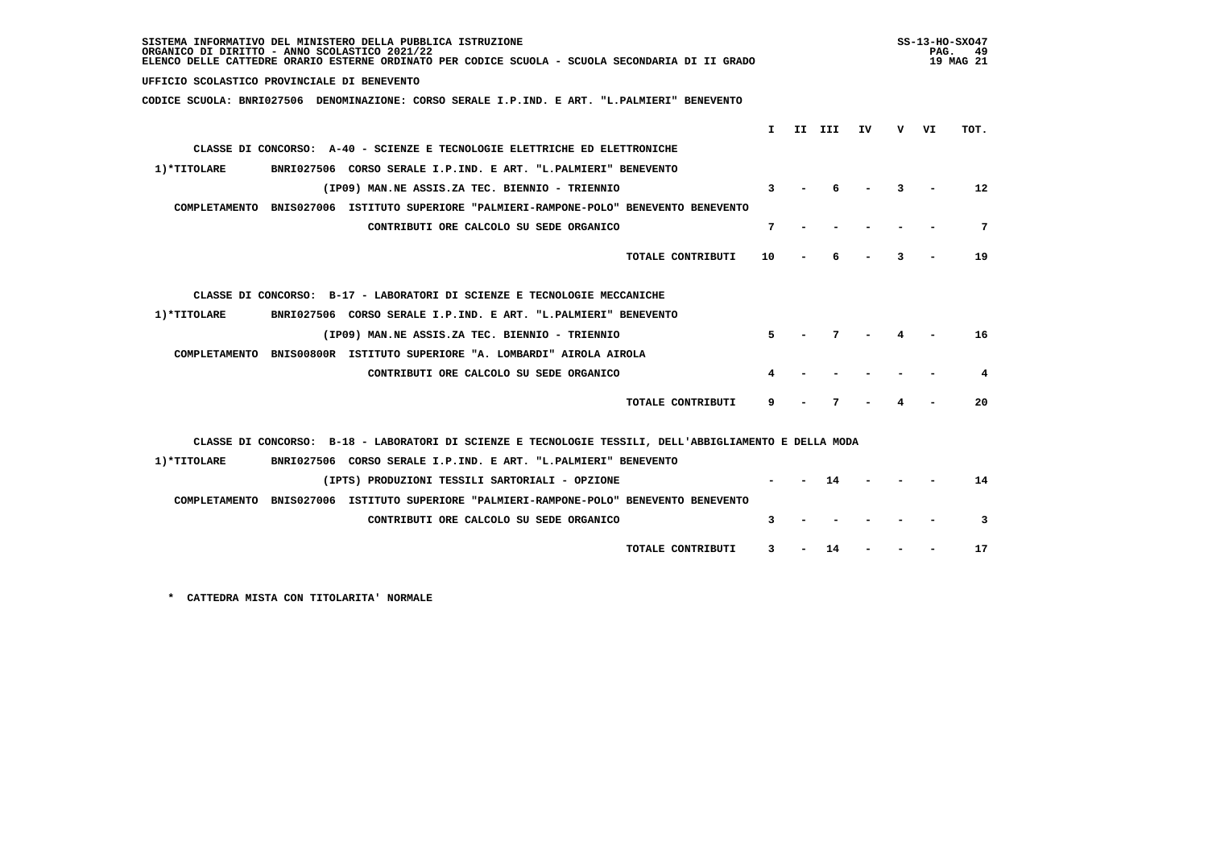SISTEMA INFORMATIVO DEL MINISTERO DELLA PUBBLICA ISTRUZIONE
ORGANICO DI DIRITTO - ANNO SCOLASTICO 2021/22
ELENCO DELLE CATTEDRE ORARIO ESTERNE ORDINATO PER CODICE SCUOLA - SCUOLA SECONDARIA DI II GRADO

SS-13-HO-SXO47
19 MAG 21

**UFFICIO SCOLASTICO PROVINCIALE DI BENEVENTO**

**CODICE SCUOLA: BNRI027506 DENOMINAZIONE: CORSO SERALE I.P.IND. E ART. "L.PALMIERI" BENEVENTO**

| | I | II | III | IV | V | VI | TOT. |
|---|---|---|---|---|---|---|---|
| **CLASSE DI CONCORSO: A-40 - SCIENZE E TECNOLOGIE ELETTRICHE ED ELETTRONICHE** | | | | | | | |
| 1)*TITOLARE BNRI027506 CORSO SERALE I.P.IND. E ART. "L.PALMIERI" BENEVENTO | | | | | | | |
| (IP09) MAN.NE ASSIS.ZA TEC. BIENNIO - TRIENNIO | 3 | - | 6 | - | 3 | - | 12 |
| COMPLETAMENTO BNIS027006 ISTITUTO SUPERIORE "PALMIERI-RAMPONE-POLO" BENEVENTO BENEVENTO | | | | | | | |
| CONTRIBUTI ORE CALCOLO SU SEDE ORGANICO | 7 | - | - | - | - | - | 7 |
| TOTALE CONTRIBUTI | 10 | - | 6 | - | 3 | - | 19 |
| **CLASSE DI CONCORSO: B-17 - LABORATORI DI SCIENZE E TECNOLOGIE MECCANICHE** | | | | | | | |
| 1)*TITOLARE BNRI027506 CORSO SERALE I.P.IND. E ART. "L.PALMIERI" BENEVENTO | | | | | | | |
| (IP09) MAN.NE ASSIS.ZA TEC. BIENNIO - TRIENNIO | 5 | - | 7 | - | 4 | - | 16 |
| COMPLETAMENTO BNIS00800R ISTITUTO SUPERIORE "A. LOMBARDI" AIROLA AIROLA | | | | | | | |
| CONTRIBUTI ORE CALCOLO SU SEDE ORGANICO | 4 | - | - | - | - | - | 4 |
| TOTALE CONTRIBUTI | 9 | - | 7 | - | 4 | - | 20 |
| **CLASSE DI CONCORSO: B-18 - LABORATORI DI SCIENZE E TECNOLOGIE TESSILI, DELL'ABBIGLIAMENTO E DELLA MODA** | | | | | | | |
| 1)*TITOLARE BNRI027506 CORSO SERALE I.P.IND. E ART. "L.PALMIERI" BENEVENTO | | | | | | | |
| (IPTS) PRODUZIONI TESSILI SARTORIALI - OPZIONE | - | - | 14 | - | - | - | 14 |
| COMPLETAMENTO BNIS027006 ISTITUTO SUPERIORE "PALMIERI-RAMPONE-POLO" BENEVENTO BENEVENTO | | | | | | | |
| CONTRIBUTI ORE CALCOLO SU SEDE ORGANICO | 3 | - | - | - | - | - | 3 |
| TOTALE CONTRIBUTI | 3 | - | 14 | - | - | - | 17 |

\* CATTEDRA MISTA CON TITOLARITA' NORMALE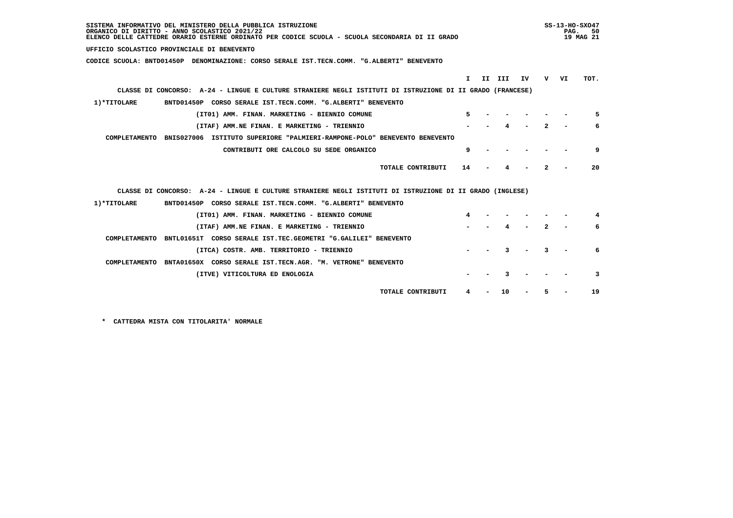SISTEMA INFORMATIVO DEL MINISTERO DELLA PUBBLICA ISTRUZIONE
ORGANICO DI DIRITTO - ANNO SCOLASTICO 2021/22
ELENCO DELLE CATTEDRE ORARIO ESTERNE ORDINATO PER CODICE SCUOLA - SCUOLA SECONDARIA DI II GRADO

UFFICIO SCOLASTICO PROVINCIALE DI BENEVENTO

CODICE SCUOLA: BNTD01450P DENOMINAZIONE: CORSO SERALE IST.TECN.COMM. "G.ALBERTI" BENEVENTO

CLASSE DI CONCORSO: A-24 - LINGUE E CULTURE STRANIERE NEGLI ISTITUTI DI ISTRUZIONE DI II GRADO (FRANCESE)

| | | I | II | III | IV | V | VI | TOT. |
|---|---|---|---|---|---|---|---|---|
| 1)*TITOLARE | BNTD01450P CORSO SERALE IST.TECN.COMM. "G.ALBERTI" BENEVENTO | | | | | | | |
| | (IT01) AMM. FINAN. MARKETING - BIENNIO COMUNE | 5 | - | - | - | - | - | 5 |
| | (ITAF) AMM.NE FINAN. E MARKETING - TRIENNIO | - | - | 4 | - | 2 | - | 6 |
| COMPLETAMENTO | BNIS027006 ISTITUTO SUPERIORE "PALMIERI-RAMPONE-POLO" BENEVENTO BENEVENTO | | | | | | | |
| | CONTRIBUTI ORE CALCOLO SU SEDE ORGANICO | 9 | - | - | - | - | - | 9 |
| | TOTALE CONTRIBUTI | 14 | - | 4 | - | 2 | - | 20 |

CLASSE DI CONCORSO: A-24 - LINGUE E CULTURE STRANIERE NEGLI ISTITUTI DI ISTRUZIONE DI II GRADO (INGLESE)

| | | I | II | III | IV | V | VI | TOT. |
|---|---|---|---|---|---|---|---|---|
| 1)*TITOLARE | BNTD01450P CORSO SERALE IST.TECN.COMM. "G.ALBERTI" BENEVENTO | | | | | | | |
| | (IT01) AMM. FINAN. MARKETING - BIENNIO COMUNE | 4 | - | - | - | - | - | 4 |
| | (ITAF) AMM.NE FINAN. E MARKETING - TRIENNIO | - | - | 4 | - | 2 | - | 6 |
| COMPLETAMENTO | BNTL01651T CORSO SERALE IST.TEC.GEOMETRI "G.GALILEI" BENEVENTO | | | | | | | |
| | (ITCA) COSTR. AMB. TERRITORIO - TRIENNIO | - | - | 3 | - | 3 | - | 6 |
| COMPLETAMENTO | BNTA01650X CORSO SERALE IST.TECN.AGR. "M. VETRONE" BENEVENTO | | | | | | | |
| | (ITVE) VITICOLTURA ED ENOLOGIA | - | - | 3 | - | - | - | 3 |
| | TOTALE CONTRIBUTI | 4 | - | 10 | - | 5 | - | 19 |

* CATTEDRA MISTA CON TITOLARITA' NORMALE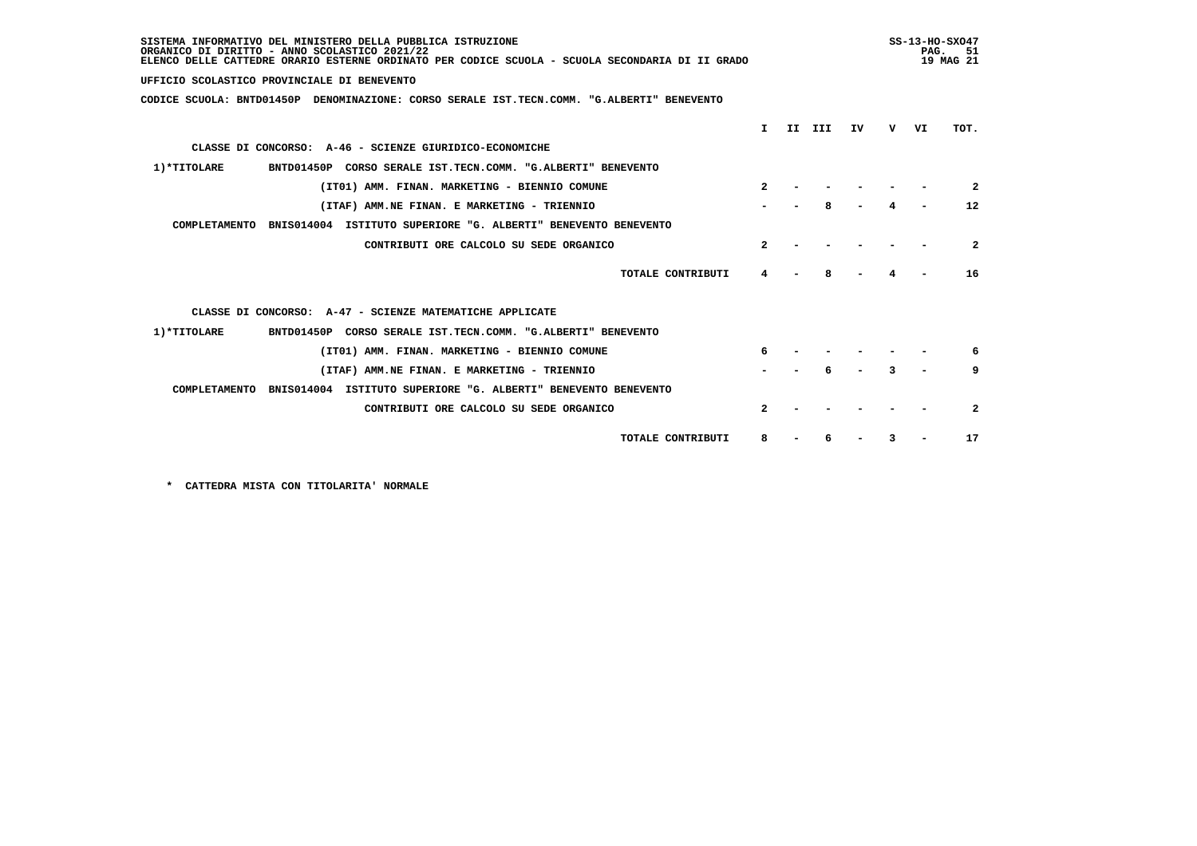SISTEMA INFORMATIVO DEL MINISTERO DELLA PUBBLICA ISTRUZIONE
ORGANICO DI DIRITTO - ANNO SCOLASTICO 2021/22
ELENCO DELLE CATTEDRE ORARIO ESTERNE ORDINATO PER CODICE SCUOLA - SCUOLA SECONDARIA DI II GRADO

SS-13-HO-SXO47
19 MAG 21

UFFICIO SCOLASTICO PROVINCIALE DI BENEVENTO

CODICE SCUOLA: BNTD01450P DENOMINAZIONE: CORSO SERALE IST.TECN.COMM. "G.ALBERTI" BENEVENTO

| | I | II | III | IV | V | VI | TOT. |
|---|---|---|---|---|---|---|---|
| **CLASSE DI CONCORSO: A-46 - SCIENZE GIURIDICO-ECONOMICHE** | | | | | | | |
| 1)*TITOLARE BNTD01450P CORSO SERALE IST.TECN.COMM. "G.ALBERTI" BENEVENTO | | | | | | | |
| (IT01) AMM. FINAN. MARKETING - BIENNIO COMUNE | 2 | - | - | - | - | - | 2 |
| (ITAF) AMM.NE FINAN. E MARKETING - TRIENNIO | - | - | 8 | - | 4 | - | 12 |
| COMPLETAMENTO BNIS014004 ISTITUTO SUPERIORE "G. ALBERTI" BENEVENTO BENEVENTO | | | | | | | |
| CONTRIBUTI ORE CALCOLO SU SEDE ORGANICO | 2 | - | - | - | - | - | 2 |
| TOTALE CONTRIBUTI | 4 | - | 8 | - | 4 | - | 16 |
| **CLASSE DI CONCORSO: A-47 - SCIENZE MATEMATICHE APPLICATE** | | | | | | | |
| 1)*TITOLARE BNTD01450P CORSO SERALE IST.TECN.COMM. "G.ALBERTI" BENEVENTO | | | | | | | |
| (IT01) AMM. FINAN. MARKETING - BIENNIO COMUNE | 6 | - | - | - | - | - | 6 |
| (ITAF) AMM.NE FINAN. E MARKETING - TRIENNIO | - | - | 6 | - | 3 | - | 9 |
| COMPLETAMENTO BNIS014004 ISTITUTO SUPERIORE "G. ALBERTI" BENEVENTO BENEVENTO | | | | | | | |
| CONTRIBUTI ORE CALCOLO SU SEDE ORGANICO | 2 | - | - | - | - | - | 2 |
| TOTALE CONTRIBUTI | 8 | - | 6 | - | 3 | - | 17 |

\* CATTEDRA MISTA CON TITOLARITA' NORMALE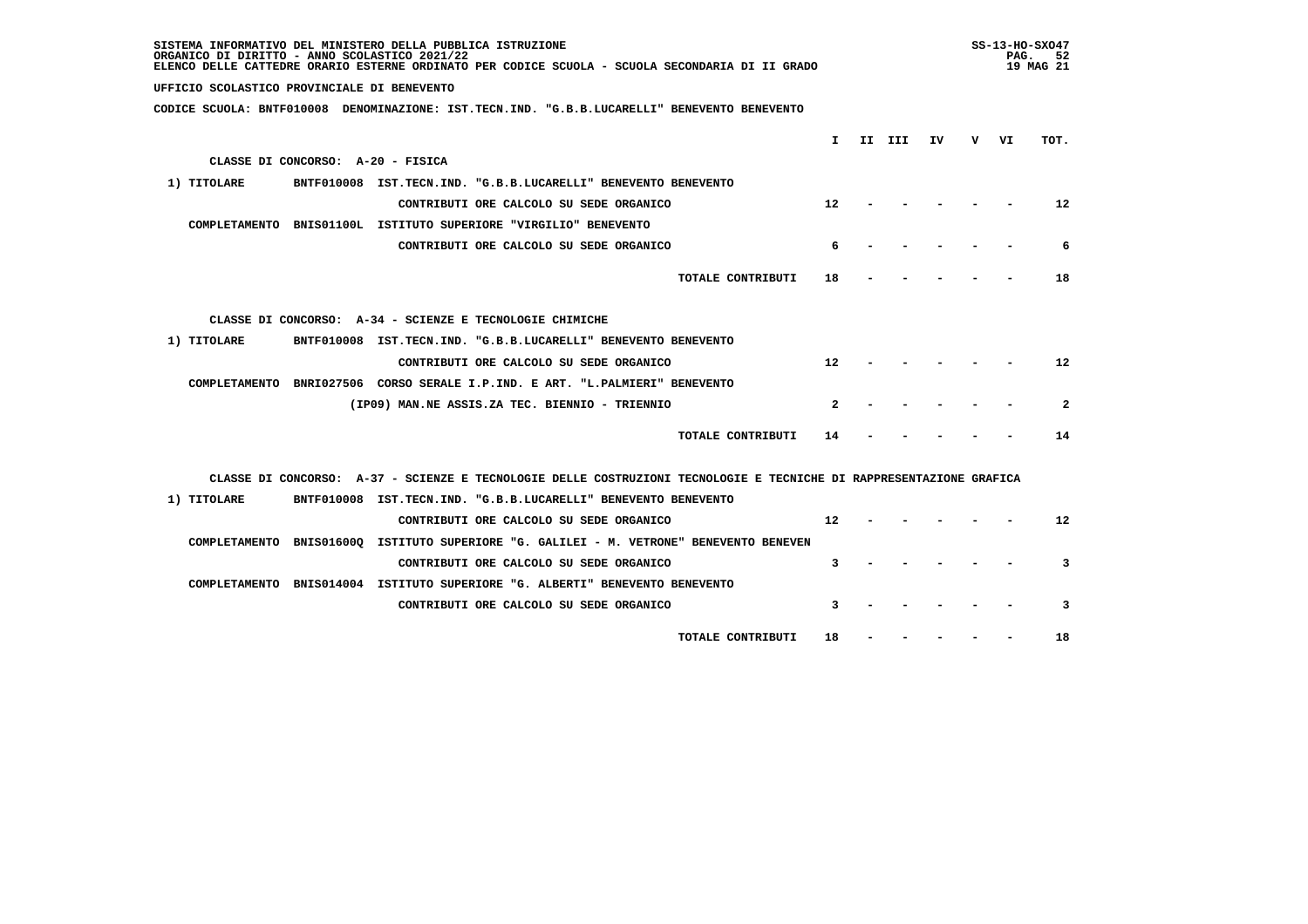SISTEMA INFORMATIVO DEL MINISTERO DELLA PUBBLICA ISTRUZIONE
ORGANICO DI DIRITTO - ANNO SCOLASTICO 2021/22
ELENCO DELLE CATTEDRE ORARIO ESTERNE ORDINATO PER CODICE SCUOLA - SCUOLA SECONDARIA DI II GRADO

SS-13-HO-SXO47
19 MAG 21

**UFFICIO SCOLASTICO PROVINCIALE DI BENEVENTO**

**CODICE SCUOLA: BNTF010008 DENOMINAZIONE: IST.TECN.IND. "G.B.B.LUCARELLI" BENEVENTO BENEVENTO**

| | | | I | II | III | IV | V | VI | TOT. |
|---|---|---|---|---|---|---|---|---|---|
| **CLASSE DI CONCORSO: A-20 - FISICA** | | | | | | | | | |
| 1) TITOLARE | BNTF010008 | IST.TECN.IND. "G.B.B.LUCARELLI" BENEVENTO BENEVENTO | | | | | | | |
| | | CONTRIBUTI ORE CALCOLO SU SEDE ORGANICO | 12 | - | - | - | - | - | 12 |
| COMPLETAMENTO | BNIS01100L | ISTITUTO SUPERIORE "VIRGILIO" BENEVENTO | | | | | | | |
| | | CONTRIBUTI ORE CALCOLO SU SEDE ORGANICO | 6 | - | - | - | - | - | 6 |
| | | TOTALE CONTRIBUTI | 18 | - | - | - | - | - | 18 |
| **CLASSE DI CONCORSO: A-34 - SCIENZE E TECNOLOGIE CHIMICHE** | | | | | | | | | |
| 1) TITOLARE | BNTF010008 | IST.TECN.IND. "G.B.B.LUCARELLI" BENEVENTO BENEVENTO | | | | | | | |
| | | CONTRIBUTI ORE CALCOLO SU SEDE ORGANICO | 12 | - | - | - | - | - | 12 |
| COMPLETAMENTO | BNRI027506 | CORSO SERALE I.P.IND. E ART. "L.PALMIERI" BENEVENTO | | | | | | | |
| | | (IP09) MAN.NE ASSIS.ZA TEC. BIENNIO - TRIENNIO | 2 | - | - | - | - | - | 2 |
| | | TOTALE CONTRIBUTI | 14 | - | - | - | - | - | 14 |
| **CLASSE DI CONCORSO: A-37 - SCIENZE E TECNOLOGIE DELLE COSTRUZIONI TECNOLOGIE E TECNICHE DI RAPPRESENTAZIONE GRAFICA** | | | | | | | | | |
| 1) TITOLARE | BNTF010008 | IST.TECN.IND. "G.B.B.LUCARELLI" BENEVENTO BENEVENTO | | | | | | | |
| | | CONTRIBUTI ORE CALCOLO SU SEDE ORGANICO | 12 | - | - | - | - | - | 12 |
| COMPLETAMENTO | BNIS01600Q | ISTITUTO SUPERIORE "G. GALILEI - M. VETRONE" BENEVENTO BENEVEN | | | | | | | |
| | | CONTRIBUTI ORE CALCOLO SU SEDE ORGANICO | 3 | - | - | - | - | - | 3 |
| COMPLETAMENTO | BNIS014004 | ISTITUTO SUPERIORE "G. ALBERTI" BENEVENTO BENEVENTO | | | | | | | |
| | | CONTRIBUTI ORE CALCOLO SU SEDE ORGANICO | 3 | - | - | - | - | - | 3 |
| | | TOTALE CONTRIBUTI | 18 | - | - | - | - | - | 18 |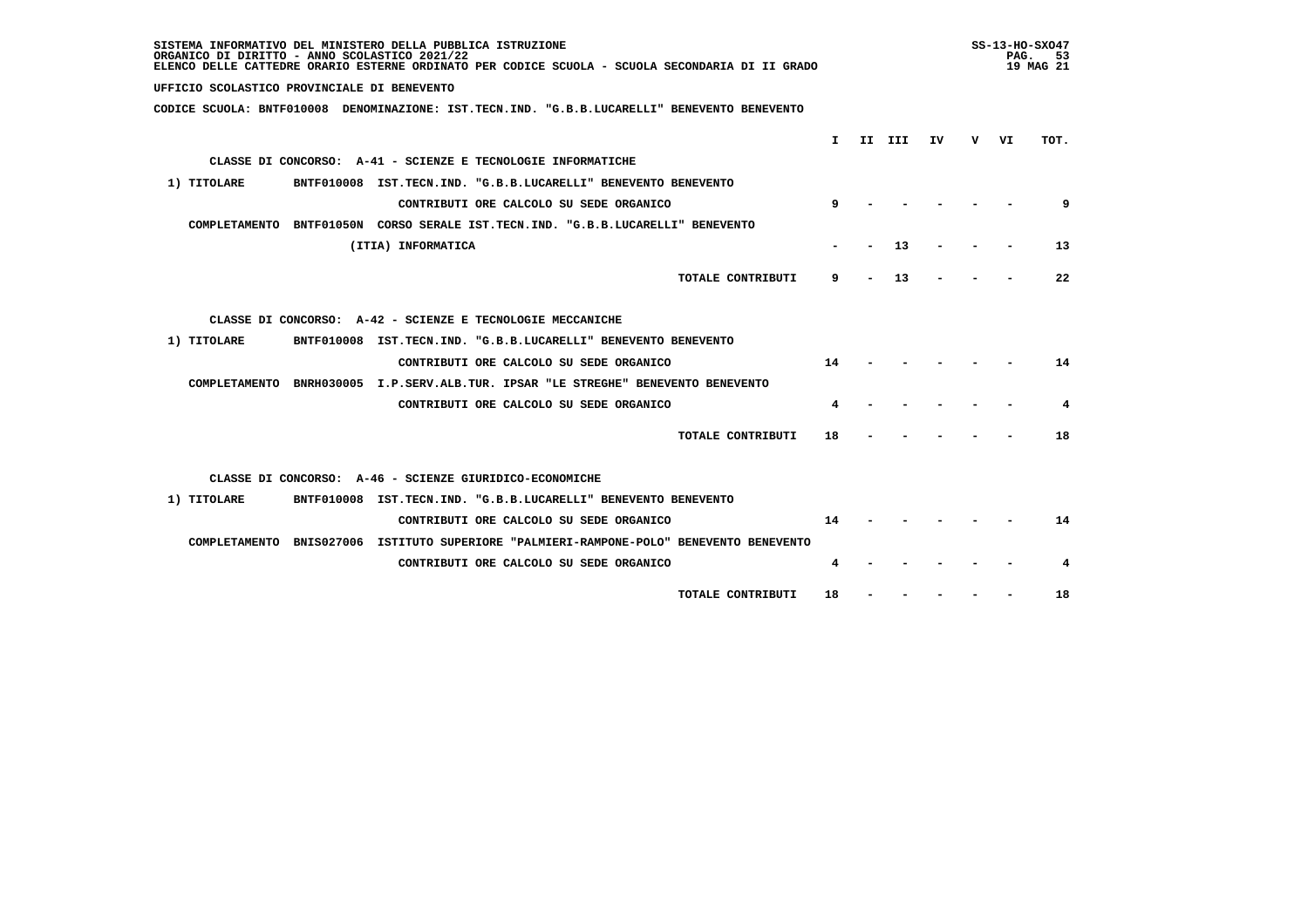SISTEMA INFORMATIVO DEL MINISTERO DELLA PUBBLICA ISTRUZIONE
ORGANICO DI DIRITTO - ANNO SCOLASTICO 2021/22
ELENCO DELLE CATTEDRE ORARIO ESTERNE ORDINATO PER CODICE SCUOLA - SCUOLA SECONDARIA DI II GRADO

UFFICIO SCOLASTICO PROVINCIALE DI BENEVENTO

CODICE SCUOLA: BNTF010008 DENOMINAZIONE: IST.TECN.IND. "G.B.B.LUCARELLI" BENEVENTO BENEVENTO

| | I | II | III | IV | V | VI | TOT. |
|---|---|---|---|---|---|---|---|
| **CLASSE DI CONCORSO: A-41 - SCIENZE E TECNOLOGIE INFORMATICHE** | | | | | | | |
| 1) TITOLARE BNTF010008 IST.TECN.IND. "G.B.B.LUCARELLI" BENEVENTO BENEVENTO | | | | | | | |
| CONTRIBUTI ORE CALCOLO SU SEDE ORGANICO | 9 | - | - | - | - | - | 9 |
| COMPLETAMENTO BNTF01050N CORSO SERALE IST.TECN.IND. "G.B.B.LUCARELLI" BENEVENTO | | | | | | | |
| (ITIA) INFORMATICA | - | - | 13 | - | - | - | 13 |
| TOTALE CONTRIBUTI | 9 | - | 13 | - | - | - | 22 |
| **CLASSE DI CONCORSO: A-42 - SCIENZE E TECNOLOGIE MECCANICHE** | | | | | | | |
| 1) TITOLARE BNTF010008 IST.TECN.IND. "G.B.B.LUCARELLI" BENEVENTO BENEVENTO | | | | | | | |
| CONTRIBUTI ORE CALCOLO SU SEDE ORGANICO | 14 | - | - | - | - | - | 14 |
| COMPLETAMENTO BNRH030005 I.P.SERV.ALB.TUR. IPSAR "LE STREGHE" BENEVENTO BENEVENTO | | | | | | | |
| CONTRIBUTI ORE CALCOLO SU SEDE ORGANICO | 4 | - | - | - | - | - | 4 |
| TOTALE CONTRIBUTI | 18 | - | - | - | - | - | 18 |
| **CLASSE DI CONCORSO: A-46 - SCIENZE GIURIDICO-ECONOMICHE** | | | | | | | |
| 1) TITOLARE BNTF010008 IST.TECN.IND. "G.B.B.LUCARELLI" BENEVENTO BENEVENTO | | | | | | | |
| CONTRIBUTI ORE CALCOLO SU SEDE ORGANICO | 14 | - | - | - | - | - | 14 |
| COMPLETAMENTO BNIS027006 ISTITUTO SUPERIORE "PALMIERI-RAMPONE-POLO" BENEVENTO BENEVENTO | | | | | | | |
| CONTRIBUTI ORE CALCOLO SU SEDE ORGANICO | 4 | - | - | - | - | - | 4 |
| TOTALE CONTRIBUTI | 18 | - | - | - | - | - | 18 |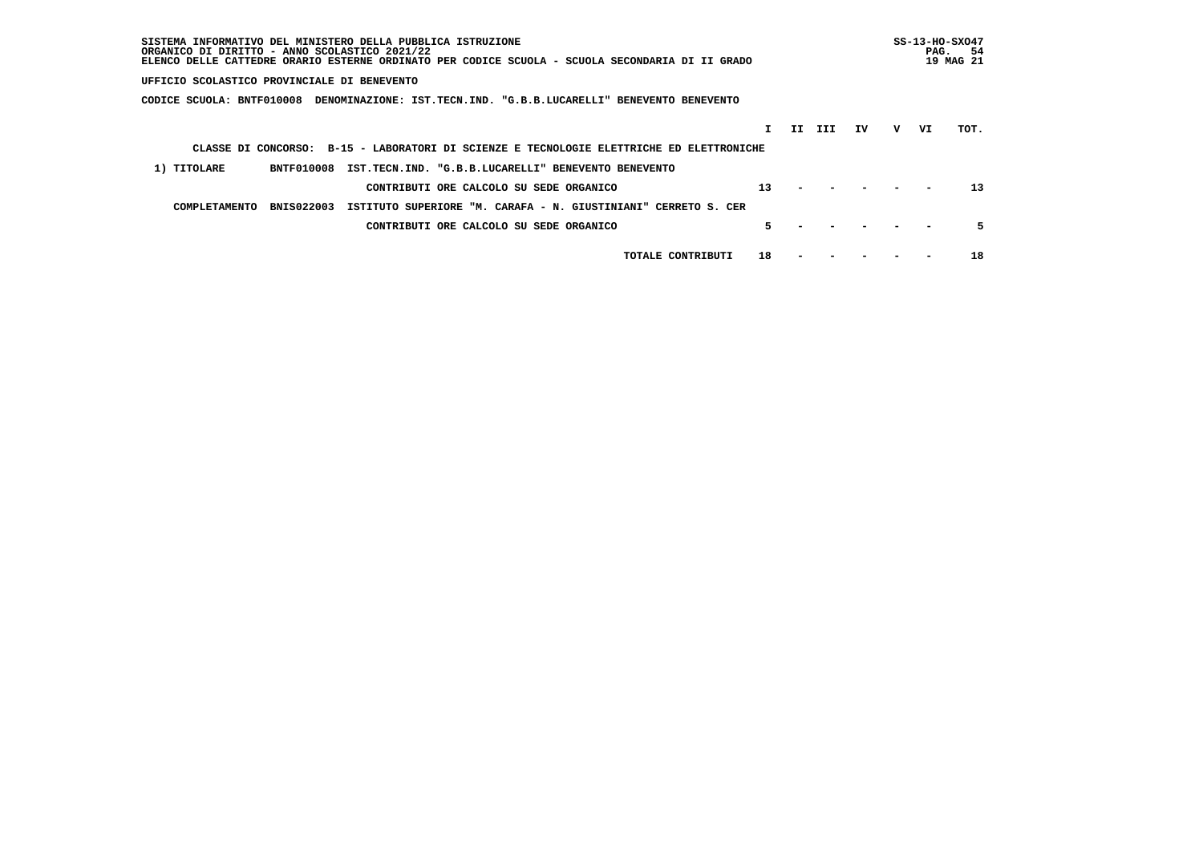SISTEMA INFORMATIVO DEL MINISTERO DELLA PUBBLICA ISTRUZIONE
ORGANICO DI DIRITTO - ANNO SCOLASTICO 2021/22
ELENCO DELLE CATTEDRE ORARIO ESTERNE ORDINATO PER CODICE SCUOLA - SCUOLA SECONDARIA DI II GRADO

SS-13-HO-SXO47
19 MAG 21

**UFFICIO SCOLASTICO PROVINCIALE DI BENEVENTO**

**CODICE SCUOLA: BNTF010008 DENOMINAZIONE: IST.TECN.IND. "G.B.B.LUCARELLI" BENEVENTO BENEVENTO**

CLASSE DI CONCORSO: B-15 - LABORATORI DI SCIENZE E TECNOLOGIE ELETTRICHE ED ELETTRONICHE

| | | | I | II | III | IV | V | VI | TOT. |
|---|---|---|---|---|---|---|---|---|---|
| 1) TITOLARE | BNTF010008 | IST.TECN.IND. "G.B.B.LUCARELLI" BENEVENTO BENEVENTO | | | | | | | |
| | | CONTRIBUTI ORE CALCOLO SU SEDE ORGANICO | 13 | - | - | - | - | - | 13 |
| COMPLETAMENTO | BNIS022003 | ISTITUTO SUPERIORE "M. CARAFA - N. GIUSTINIANI" CERRETO S. CER | | | | | | | |
| | | CONTRIBUTI ORE CALCOLO SU SEDE ORGANICO | 5 | - | - | - | - | - | 5 |
| | | TOTALE CONTRIBUTI | 18 | - | - | - | - | - | 18 |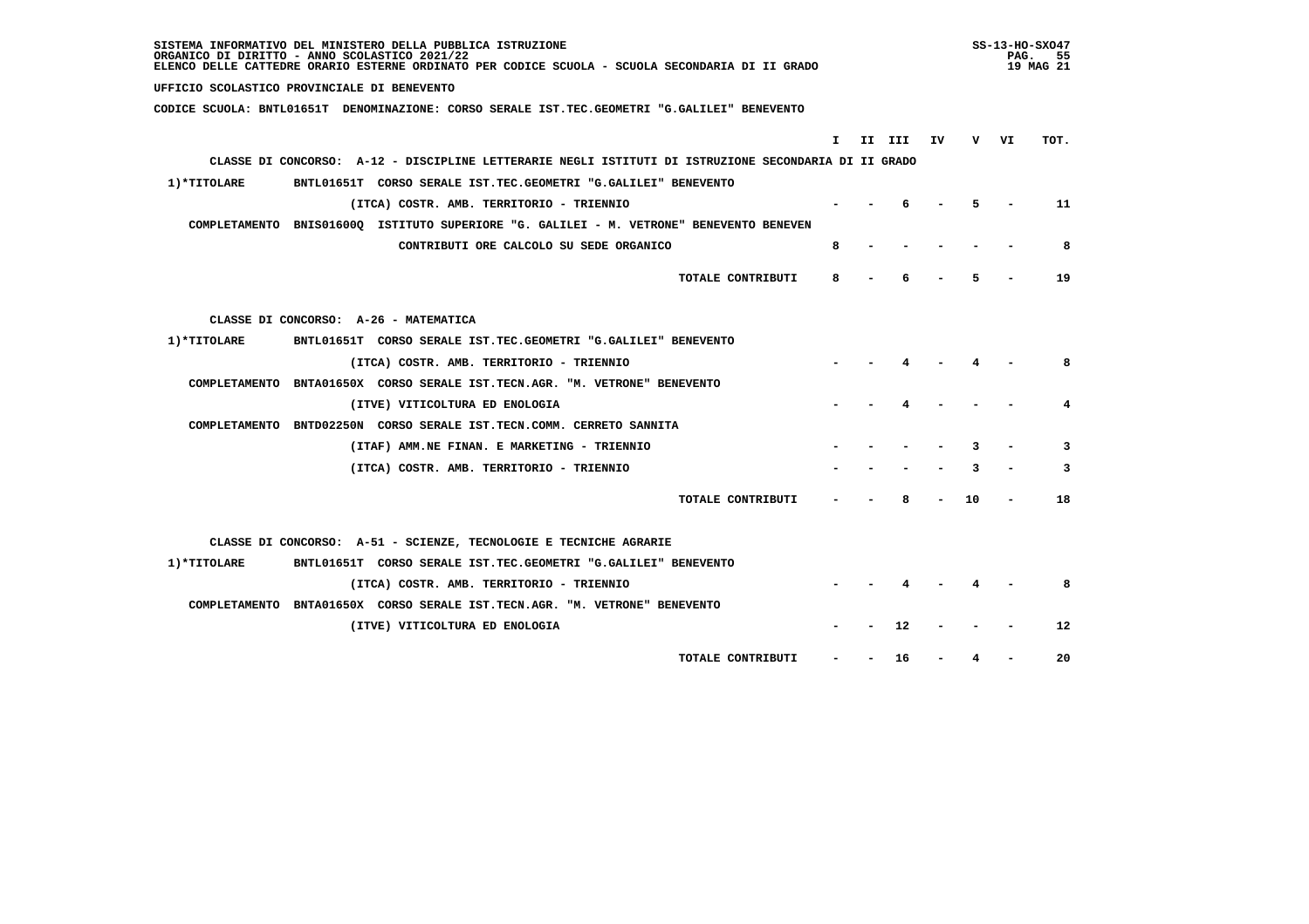UFFICIO SCOLASTICO PROVINCIALE DI BENEVENTO

CODICE SCUOLA: BNTL01651T DENOMINAZIONE: CORSO SERALE IST.TEC.GEOMETRI "G.GALILEI" BENEVENTO

| | | I | II | III | IV | V | VI | TOT. |
|---|---|---|---|---|---|---|---|---|
| CLASSE DI CONCORSO: A-12 - DISCIPLINE LETTERARIE NEGLI ISTITUTI DI ISTRUZIONE SECONDARIA DI II GRADO | | | | | | | | |
| 1)*TITOLARE | BNTL01651T CORSO SERALE IST.TEC.GEOMETRI "G.GALILEI" BENEVENTO | | | | | | | |
| | (ITCA) COSTR. AMB. TERRITORIO - TRIENNIO | - | - | 6 | - | 5 | - | 11 |
| COMPLETAMENTO | BNIS01600Q ISTITUTO SUPERIORE "G. GALILEI - M. VETRONE" BENEVENTO BENEVEN | | | | | | | |
| | CONTRIBUTI ORE CALCOLO SU SEDE ORGANICO | 8 | - | - | - | - | - | 8 |
| | TOTALE CONTRIBUTI | 8 | - | 6 | - | 5 | - | 19 |
| CLASSE DI CONCORSO: A-26 - MATEMATICA | | | | | | | | |
| 1)*TITOLARE | BNTL01651T CORSO SERALE IST.TEC.GEOMETRI "G.GALILEI" BENEVENTO | | | | | | | |
| | (ITCA) COSTR. AMB. TERRITORIO - TRIENNIO | - | - | 4 | - | 4 | - | 8 |
| COMPLETAMENTO | BNTA01650X CORSO SERALE IST.TECN.AGR. "M. VETRONE" BENEVENTO | | | | | | | |
| | (ITVE) VITICOLTURA ED ENOLOGIA | - | - | 4 | - | - | - | 4 |
| COMPLETAMENTO | BNTD02250N CORSO SERALE IST.TECN.COMM. CERRETO SANNITA | | | | | | | |
| | (ITAF) AMM.NE FINAN. E MARKETING - TRIENNIO | - | - | - | - | 3 | - | 3 |
| | (ITCA) COSTR. AMB. TERRITORIO - TRIENNIO | - | - | - | - | 3 | - | 3 |
| | TOTALE CONTRIBUTI | - | - | 8 | - | 10 | - | 18 |
| CLASSE DI CONCORSO: A-51 - SCIENZE, TECNOLOGIE E TECNICHE AGRARIE | | | | | | | | |
| 1)*TITOLARE | BNTL01651T CORSO SERALE IST.TEC.GEOMETRI "G.GALILEI" BENEVENTO | | | | | | | |
| | (ITCA) COSTR. AMB. TERRITORIO - TRIENNIO | - | - | 4 | - | 4 | - | 8 |
| COMPLETAMENTO | BNTA01650X CORSO SERALE IST.TECN.AGR. "M. VETRONE" BENEVENTO | | | | | | | |
| | (ITVE) VITICOLTURA ED ENOLOGIA | - | - | 12 | - | - | - | 12 |
| | TOTALE CONTRIBUTI | - | - | 16 | - | 4 | - | 20 |